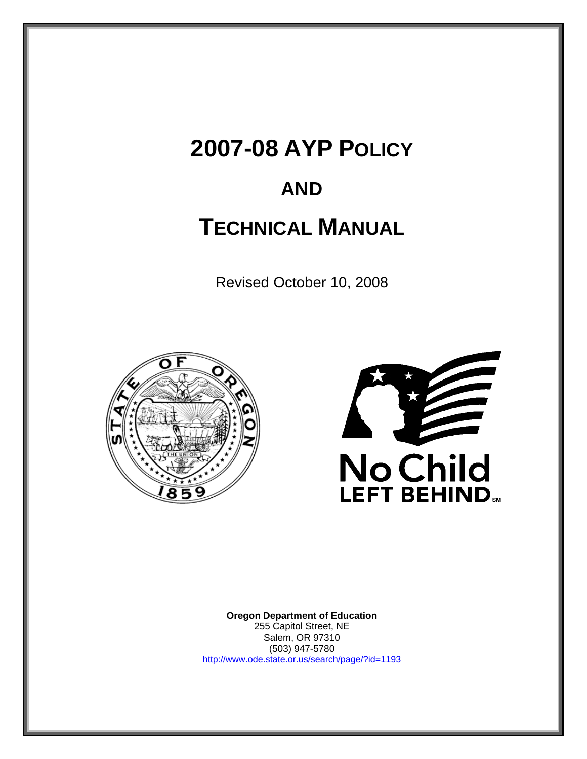# 2007-08 AYP POLICY

# AND

# TECHNICAL MANUAL

Revised October 10, 2008

**Oregon Department of Education**
255 Capitol Street, NE
Salem, OR 97310
(503) 947-5780
http://www.ode.state.or.us/search/page/?id=1193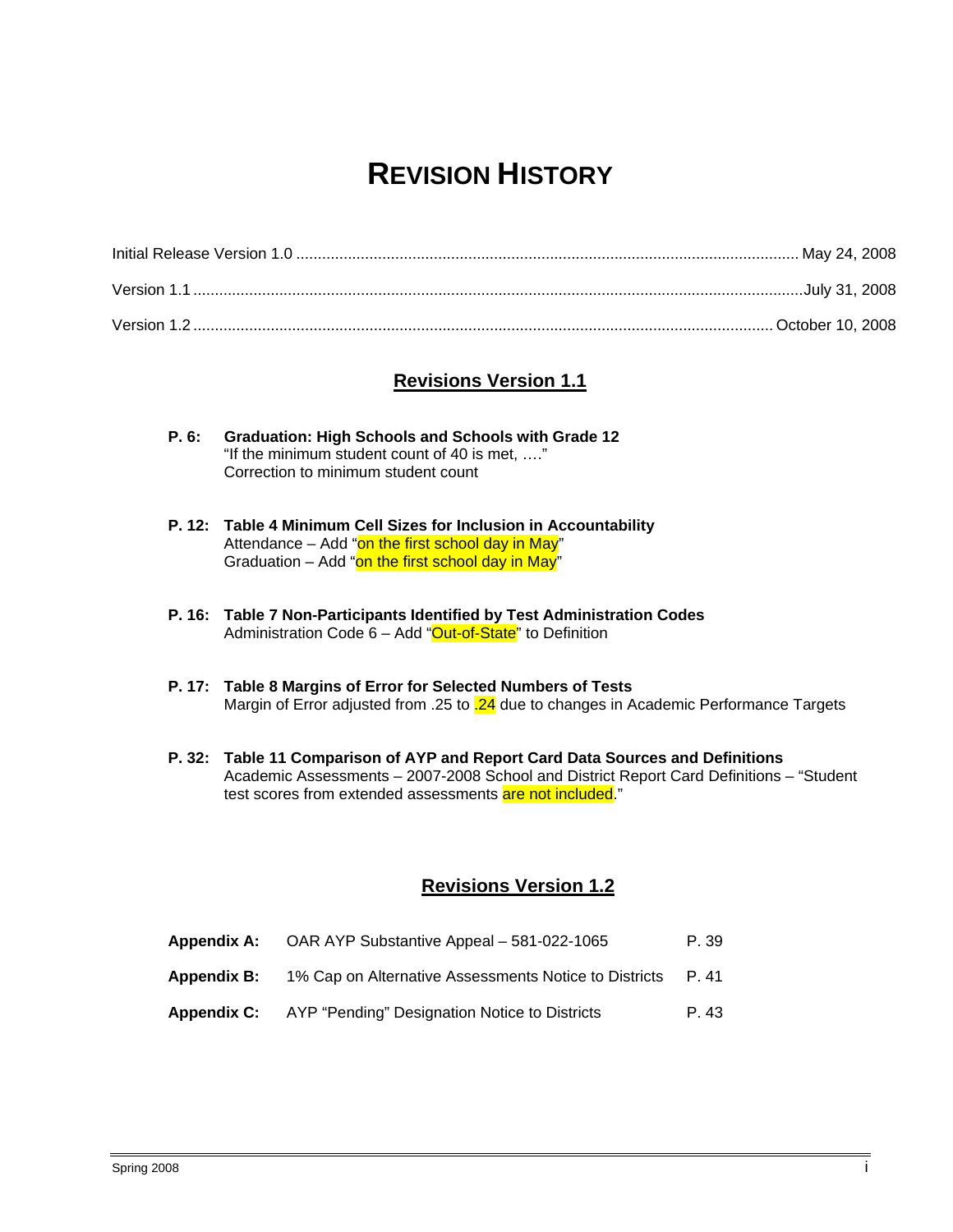# REVISION HISTORY

Initial Release Version 1.0 .................................................. May 24, 2008

Version 1.1 .................................................. July 31, 2008

Version 1.2 .................................................. October 10, 2008

## Revisions Version 1.1

**P. 6: Graduation: High Schools and Schools with Grade 12**
"If the minimum student count of 40 is met, …."
Correction to minimum student count

**P. 12: Table 4 Minimum Cell Sizes for Inclusion in Accountability**
Attendance – Add "on the first school day in May"
Graduation – Add "on the first school day in May"

**P. 16: Table 7 Non-Participants Identified by Test Administration Codes**
Administration Code 6 – Add "Out-of-State" to Definition

**P. 17: Table 8 Margins of Error for Selected Numbers of Tests**
Margin of Error adjusted from .25 to .24 due to changes in Academic Performance Targets

**P. 32: Table 11 Comparison of AYP and Report Card Data Sources and Definitions**
Academic Assessments – 2007-2008 School and District Report Card Definitions – "Student test scores from extended assessments are not included."

## Revisions Version 1.2

| | | |
|---|---|---|
| **Appendix A:** | OAR AYP Substantive Appeal – 581-022-1065 | P. 39 |
| **Appendix B:** | 1% Cap on Alternative Assessments Notice to Districts | P. 41 |
| **Appendix C:** | AYP "Pending" Designation Notice to Districts | P. 43 |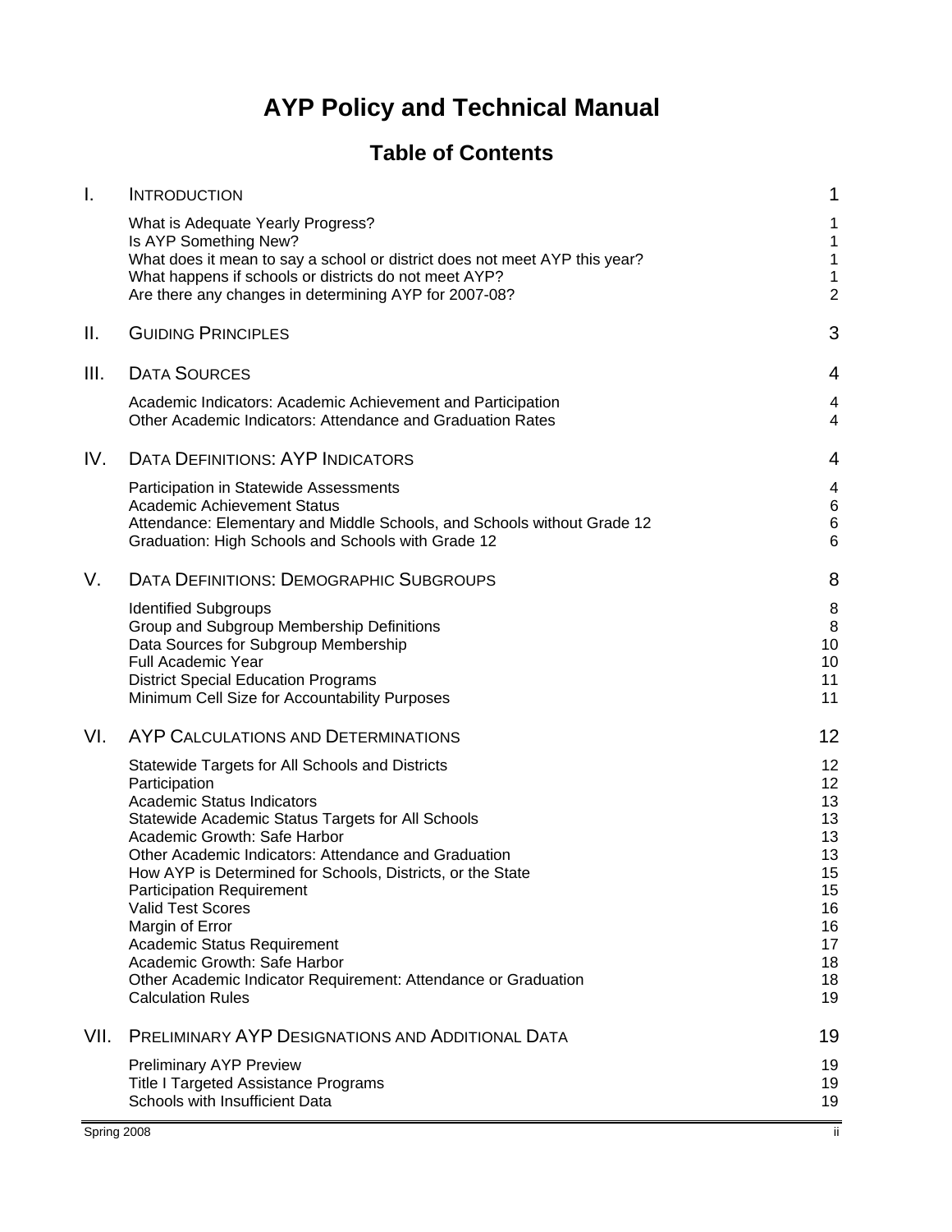# AYP Policy and Technical Manual

## Table of Contents

| | | |
|---|---|---|
| I. | INTRODUCTION | 1 |
| | What is Adequate Yearly Progress? | 1 |
| | Is AYP Something New? | 1 |
| | What does it mean to say a school or district does not meet AYP this year? | 1 |
| | What happens if schools or districts do not meet AYP? | 1 |
| | Are there any changes in determining AYP for 2007-08? | 2 |
| II. | GUIDING PRINCIPLES | 3 |
| III. | DATA SOURCES | 4 |
| | Academic Indicators: Academic Achievement and Participation | 4 |
| | Other Academic Indicators: Attendance and Graduation Rates | 4 |
| IV. | DATA DEFINITIONS: AYP INDICATORS | 4 |
| | Participation in Statewide Assessments | 4 |
| | Academic Achievement Status | 6 |
| | Attendance: Elementary and Middle Schools, and Schools without Grade 12 | 6 |
| | Graduation: High Schools and Schools with Grade 12 | 6 |
| V. | DATA DEFINITIONS: DEMOGRAPHIC SUBGROUPS | 8 |
| | Identified Subgroups | 8 |
| | Group and Subgroup Membership Definitions | 8 |
| | Data Sources for Subgroup Membership | 10 |
| | Full Academic Year | 10 |
| | District Special Education Programs | 11 |
| | Minimum Cell Size for Accountability Purposes | 11 |
| VI. | AYP CALCULATIONS AND DETERMINATIONS | 12 |
| | Statewide Targets for All Schools and Districts | 12 |
| | Participation | 12 |
| | Academic Status Indicators | 13 |
| | Statewide Academic Status Targets for All Schools | 13 |
| | Academic Growth: Safe Harbor | 13 |
| | Other Academic Indicators: Attendance and Graduation | 13 |
| | How AYP is Determined for Schools, Districts, or the State | 15 |
| | Participation Requirement | 15 |
| | Valid Test Scores | 16 |
| | Margin of Error | 16 |
| | Academic Status Requirement | 17 |
| | Academic Growth: Safe Harbor | 18 |
| | Other Academic Indicator Requirement: Attendance or Graduation | 18 |
| | Calculation Rules | 19 |
| VII. | PRELIMINARY AYP DESIGNATIONS AND ADDITIONAL DATA | 19 |
| | Preliminary AYP Preview | 19 |
| | Title I Targeted Assistance Programs | 19 |
| | Schools with Insufficient Data | 19 |

Spring 2008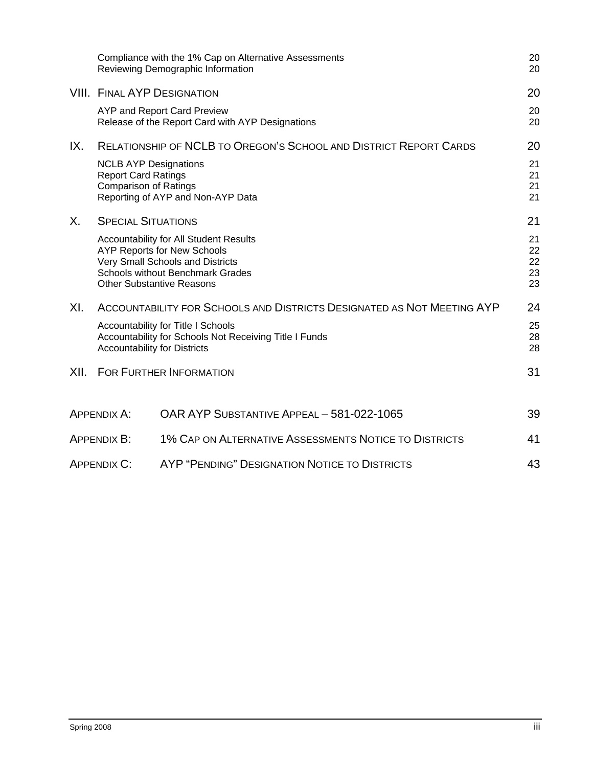| | | |
|---|---|---|
| | Compliance with the 1% Cap on Alternative Assessments | 20 |
| | Reviewing Demographic Information | 20 |
| VIII. | FINAL AYP DESIGNATION | 20 |
| | AYP and Report Card Preview | 20 |
| | Release of the Report Card with AYP Designations | 20 |
| IX. | RELATIONSHIP OF NCLB TO OREGON'S SCHOOL AND DISTRICT REPORT CARDS | 20 |
| | NCLB AYP Designations | 21 |
| | Report Card Ratings | 21 |
| | Comparison of Ratings | 21 |
| | Reporting of AYP and Non-AYP Data | 21 |
| X. | SPECIAL SITUATIONS | 21 |
| | Accountability for All Student Results | 21 |
| | AYP Reports for New Schools | 22 |
| | Very Small Schools and Districts | 22 |
| | Schools without Benchmark Grades | 23 |
| | Other Substantive Reasons | 23 |
| XI. | ACCOUNTABILITY FOR SCHOOLS AND DISTRICTS DESIGNATED AS NOT MEETING AYP | 24 |
| | Accountability for Title I Schools | 25 |
| | Accountability for Schools Not Receiving Title I Funds | 28 |
| | Accountability for Districts | 28 |
| XII. | FOR FURTHER INFORMATION | 31 |
| APPENDIX A: | OAR AYP SUBSTANTIVE APPEAL – 581-022-1065 | 39 |
| APPENDIX B: | 1% CAP ON ALTERNATIVE ASSESSMENTS NOTICE TO DISTRICTS | 41 |
| APPENDIX C: | AYP "PENDING" DESIGNATION NOTICE TO DISTRICTS | 43 |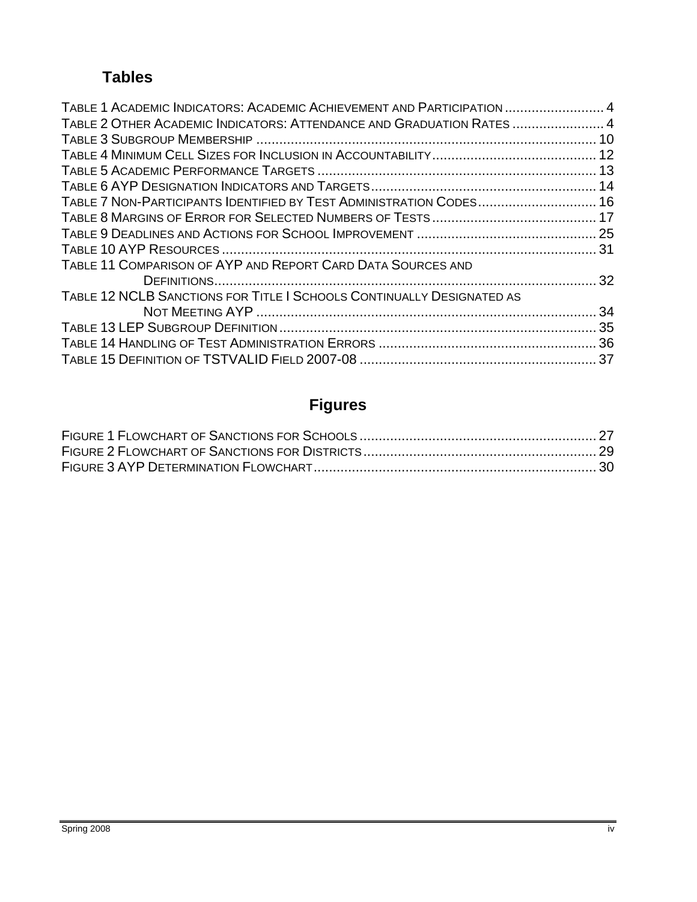## Tables

- Table 1 Academic Indicators: Academic Achievement and Participation .......... 4
- Table 2 Other Academic Indicators: Attendance and Graduation Rates .......... 4
- Table 3 Subgroup Membership .......... 10
- Table 4 Minimum Cell Sizes for Inclusion in Accountability .......... 12
- Table 5 Academic Performance Targets .......... 13
- Table 6 AYP Designation Indicators and Targets .......... 14
- Table 7 Non-Participants Identified by Test Administration Codes .......... 16
- Table 8 Margins of Error for Selected Numbers of Tests .......... 17
- Table 9 Deadlines and Actions for School Improvement .......... 25
- Table 10 AYP Resources .......... 31
- Table 11 Comparison of AYP and Report Card Data Sources and Definitions .......... 32
- Table 12 NCLB Sanctions for Title I Schools Continually Designated as Not Meeting AYP .......... 34
- Table 13 LEP Subgroup Definition .......... 35
- Table 14 Handling of Test Administration Errors .......... 36
- Table 15 Definition of TSTVALID Field 2007-08 .......... 37

## Figures

- Figure 1 Flowchart of Sanctions for Schools .......... 27
- Figure 2 Flowchart of Sanctions for Districts .......... 29
- Figure 3 AYP Determination Flowchart .......... 30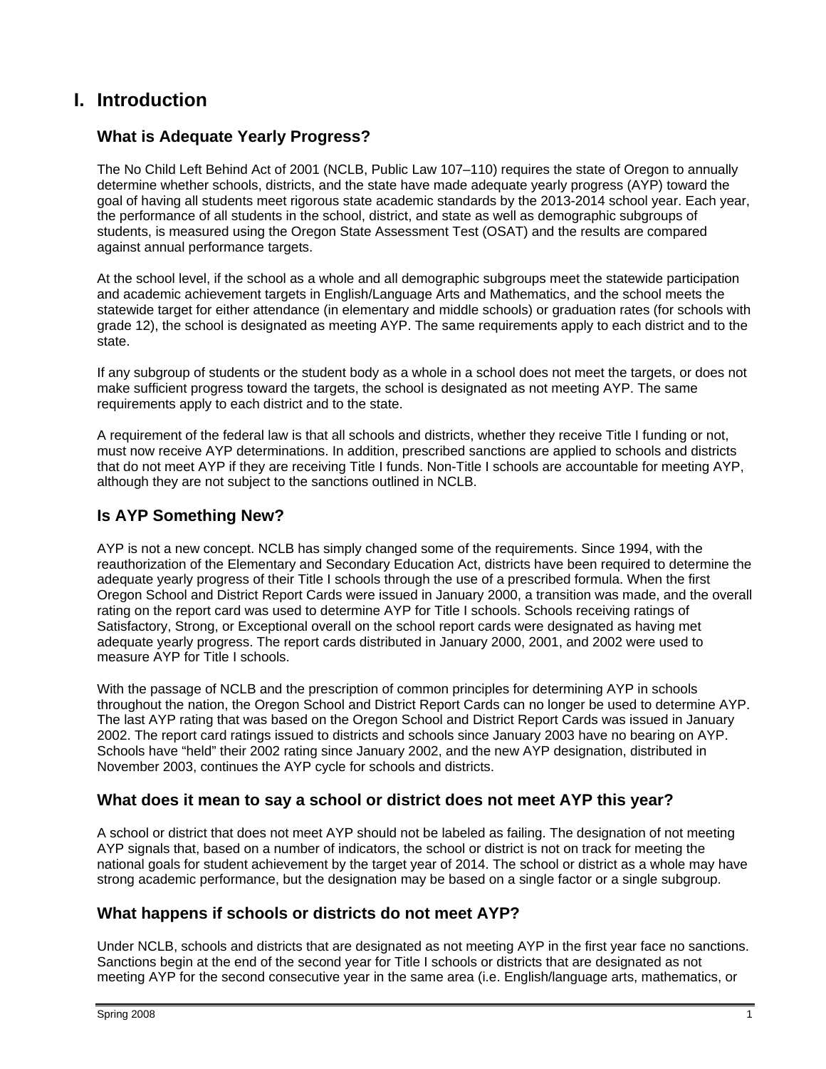# I. Introduction

## What is Adequate Yearly Progress?

The No Child Left Behind Act of 2001 (NCLB, Public Law 107–110) requires the state of Oregon to annually determine whether schools, districts, and the state have made adequate yearly progress (AYP) toward the goal of having all students meet rigorous state academic standards by the 2013-2014 school year. Each year, the performance of all students in the school, district, and state as well as demographic subgroups of students, is measured using the Oregon State Assessment Test (OSAT) and the results are compared against annual performance targets.

At the school level, if the school as a whole and all demographic subgroups meet the statewide participation and academic achievement targets in English/Language Arts and Mathematics, and the school meets the statewide target for either attendance (in elementary and middle schools) or graduation rates (for schools with grade 12), the school is designated as meeting AYP. The same requirements apply to each district and to the state.

If any subgroup of students or the student body as a whole in a school does not meet the targets, or does not make sufficient progress toward the targets, the school is designated as not meeting AYP. The same requirements apply to each district and to the state.

A requirement of the federal law is that all schools and districts, whether they receive Title I funding or not, must now receive AYP determinations. In addition, prescribed sanctions are applied to schools and districts that do not meet AYP if they are receiving Title I funds. Non-Title I schools are accountable for meeting AYP, although they are not subject to the sanctions outlined in NCLB.

## Is AYP Something New?

AYP is not a new concept. NCLB has simply changed some of the requirements. Since 1994, with the reauthorization of the Elementary and Secondary Education Act, districts have been required to determine the adequate yearly progress of their Title I schools through the use of a prescribed formula. When the first Oregon School and District Report Cards were issued in January 2000, a transition was made, and the overall rating on the report card was used to determine AYP for Title I schools. Schools receiving ratings of Satisfactory, Strong, or Exceptional overall on the school report cards were designated as having met adequate yearly progress. The report cards distributed in January 2000, 2001, and 2002 were used to measure AYP for Title I schools.

With the passage of NCLB and the prescription of common principles for determining AYP in schools throughout the nation, the Oregon School and District Report Cards can no longer be used to determine AYP. The last AYP rating that was based on the Oregon School and District Report Cards was issued in January 2002. The report card ratings issued to districts and schools since January 2003 have no bearing on AYP. Schools have "held" their 2002 rating since January 2002, and the new AYP designation, distributed in November 2003, continues the AYP cycle for schools and districts.

## What does it mean to say a school or district does not meet AYP this year?

A school or district that does not meet AYP should not be labeled as failing. The designation of not meeting AYP signals that, based on a number of indicators, the school or district is not on track for meeting the national goals for student achievement by the target year of 2014. The school or district as a whole may have strong academic performance, but the designation may be based on a single factor or a single subgroup.

## What happens if schools or districts do not meet AYP?

Under NCLB, schools and districts that are designated as not meeting AYP in the first year face no sanctions. Sanctions begin at the end of the second year for Title I schools or districts that are designated as not meeting AYP for the second consecutive year in the same area (i.e. English/language arts, mathematics, or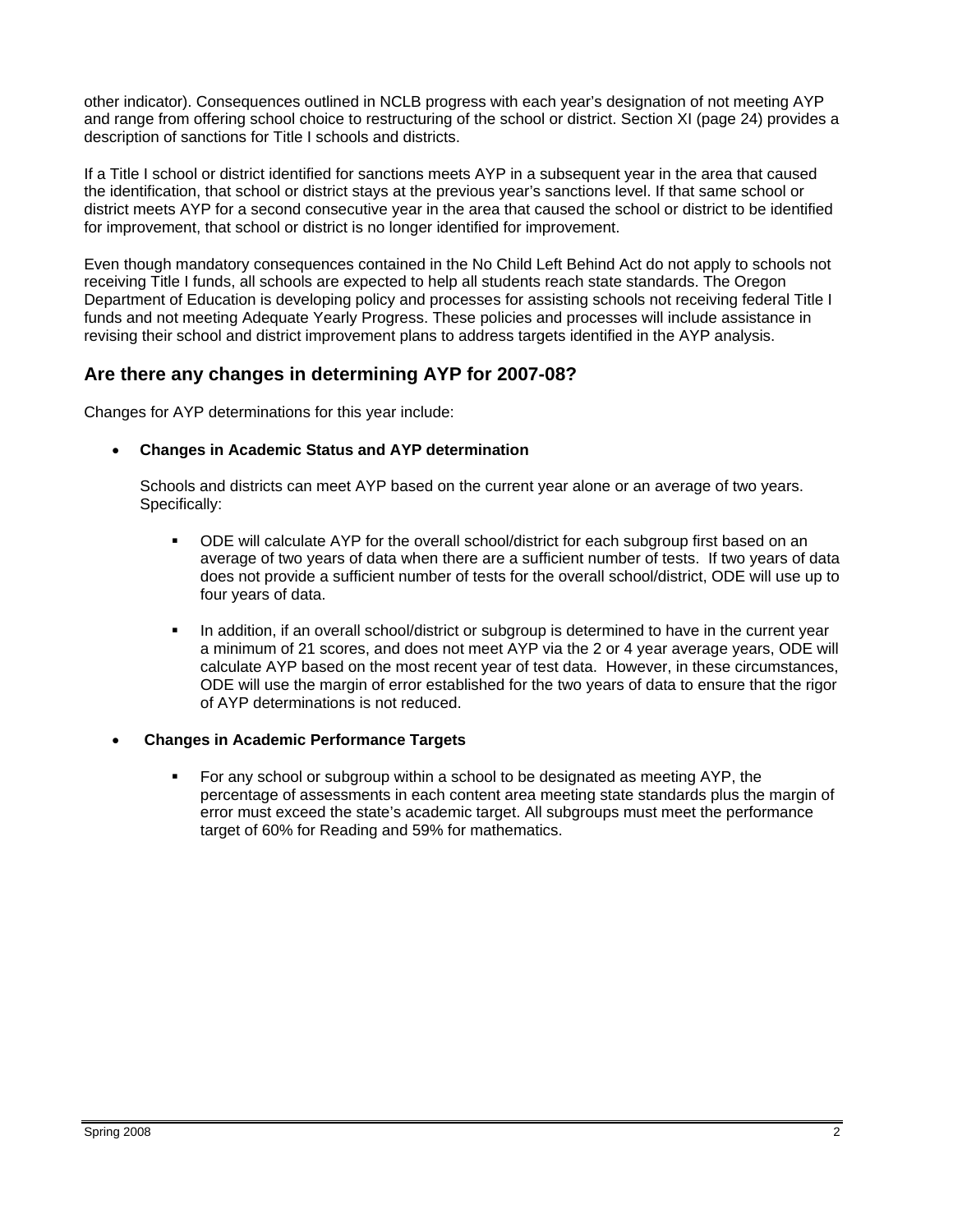other indicator). Consequences outlined in NCLB progress with each year's designation of not meeting AYP and range from offering school choice to restructuring of the school or district. Section XI (page 24) provides a description of sanctions for Title I schools and districts.

If a Title I school or district identified for sanctions meets AYP in a subsequent year in the area that caused the identification, that school or district stays at the previous year's sanctions level. If that same school or district meets AYP for a second consecutive year in the area that caused the school or district to be identified for improvement, that school or district is no longer identified for improvement.

Even though mandatory consequences contained in the No Child Left Behind Act do not apply to schools not receiving Title I funds, all schools are expected to help all students reach state standards. The Oregon Department of Education is developing policy and processes for assisting schools not receiving federal Title I funds and not meeting Adequate Yearly Progress. These policies and processes will include assistance in revising their school and district improvement plans to address targets identified in the AYP analysis.

## Are there any changes in determining AYP for 2007-08?

Changes for AYP determinations for this year include:

- **Changes in Academic Status and AYP determination**

  Schools and districts can meet AYP based on the current year alone or an average of two years. Specifically:

  - ODE will calculate AYP for the overall school/district for each subgroup first based on an average of two years of data when there are a sufficient number of tests. If two years of data does not provide a sufficient number of tests for the overall school/district, ODE will use up to four years of data.

  - In addition, if an overall school/district or subgroup is determined to have in the current year a minimum of 21 scores, and does not meet AYP via the 2 or 4 year average years, ODE will calculate AYP based on the most recent year of test data. However, in these circumstances, ODE will use the margin of error established for the two years of data to ensure that the rigor of AYP determinations is not reduced.

- **Changes in Academic Performance Targets**

  - For any school or subgroup within a school to be designated as meeting AYP, the percentage of assessments in each content area meeting state standards plus the margin of error must exceed the state's academic target. All subgroups must meet the performance target of 60% for Reading and 59% for mathematics.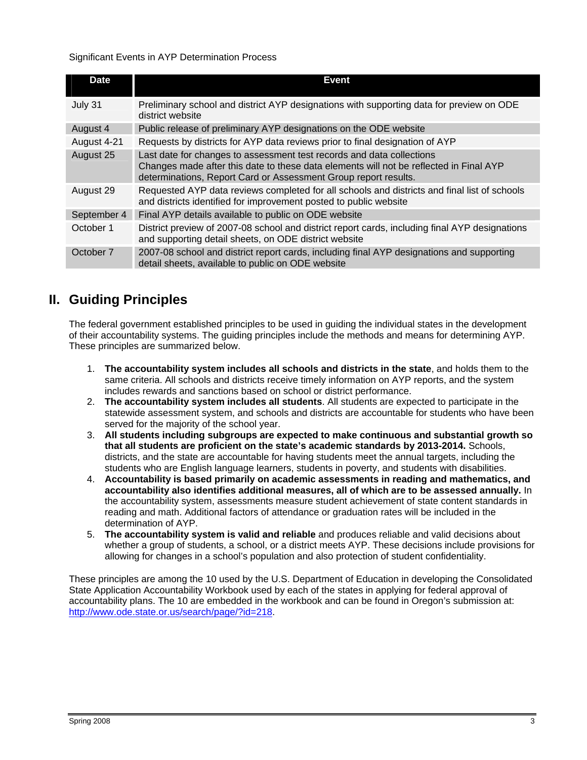Significant Events in AYP Determination Process

| Date | Event |
|---|---|
| July 31 | Preliminary school and district AYP designations with supporting data for preview on ODE district website |
| August 4 | Public release of preliminary AYP designations on the ODE website |
| August 4-21 | Requests by districts for AYP data reviews prior to final designation of AYP |
| August 25 | Last date for changes to assessment test records and data collections<br>Changes made after this date to these data elements will not be reflected in Final AYP determinations, Report Card or Assessment Group report results. |
| August 29 | Requested AYP data reviews completed for all schools and districts and final list of schools and districts identified for improvement posted to public website |
| September 4 | Final AYP details available to public on ODE website |
| October 1 | District preview of 2007-08 school and district report cards, including final AYP designations and supporting detail sheets, on ODE district website |
| October 7 | 2007-08 school and district report cards, including final AYP designations and supporting detail sheets, available to public on ODE website |

## II. Guiding Principles

The federal government established principles to be used in guiding the individual states in the development of their accountability systems. The guiding principles include the methods and means for determining AYP. These principles are summarized below.

1. **The accountability system includes all schools and districts in the state**, and holds them to the same criteria. All schools and districts receive timely information on AYP reports, and the system includes rewards and sanctions based on school or district performance.
2. **The accountability system includes all students**. All students are expected to participate in the statewide assessment system, and schools and districts are accountable for students who have been served for the majority of the school year.
3. **All students including subgroups are expected to make continuous and substantial growth so that all students are proficient on the state's academic standards by 2013-2014.** Schools, districts, and the state are accountable for having students meet the annual targets, including the students who are English language learners, students in poverty, and students with disabilities.
4. **Accountability is based primarily on academic assessments in reading and mathematics, and accountability also identifies additional measures, all of which are to be assessed annually.** In the accountability system, assessments measure student achievement of state content standards in reading and math. Additional factors of attendance or graduation rates will be included in the determination of AYP.
5. **The accountability system is valid and reliable** and produces reliable and valid decisions about whether a group of students, a school, or a district meets AYP. These decisions include provisions for allowing for changes in a school's population and also protection of student confidentiality.

These principles are among the 10 used by the U.S. Department of Education in developing the Consolidated State Application Accountability Workbook used by each of the states in applying for federal approval of accountability plans. The 10 are embedded in the workbook and can be found in Oregon's submission at: http://www.ode.state.or.us/search/page/?id=218.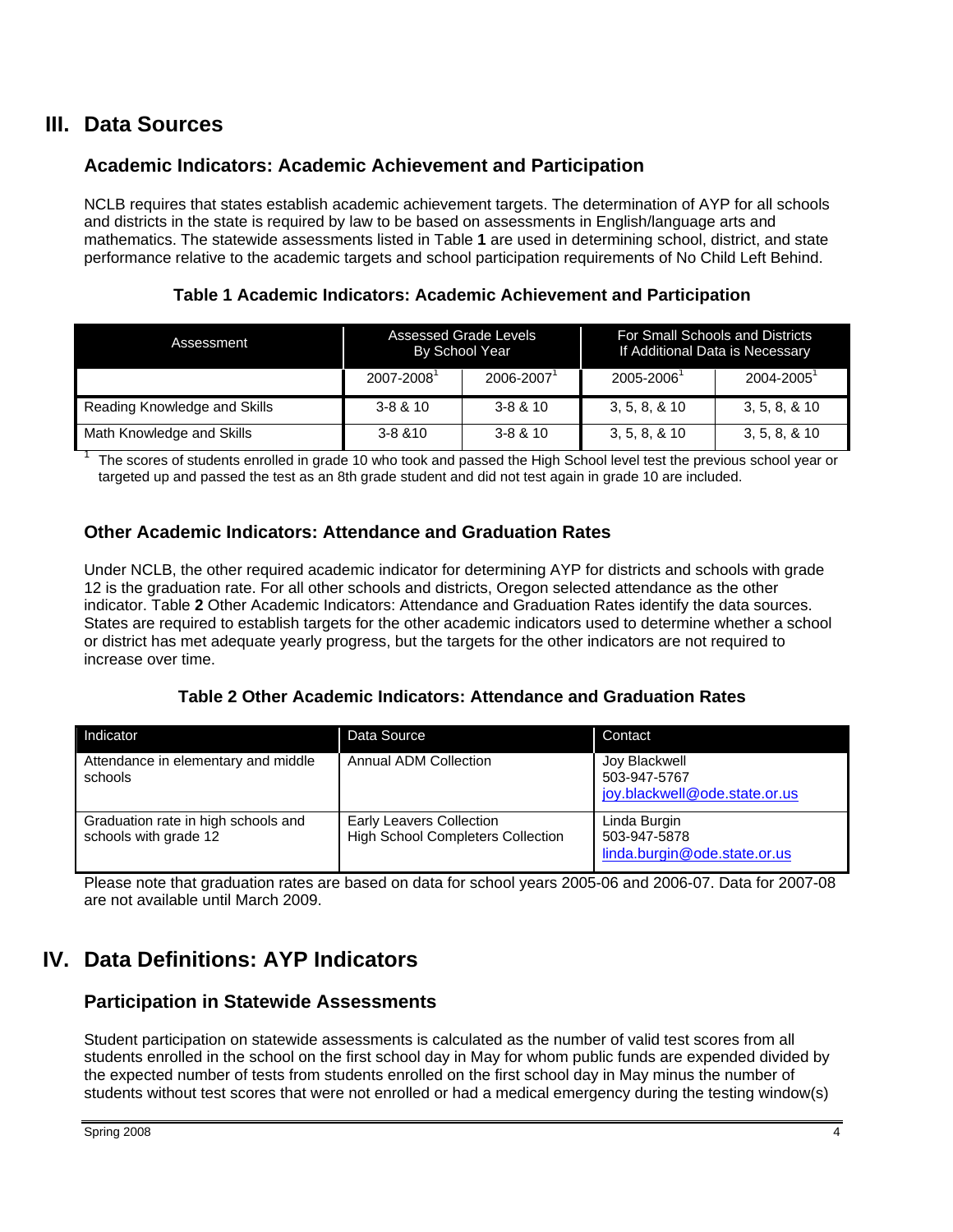## III. Data Sources

### Academic Indicators: Academic Achievement and Participation

NCLB requires that states establish academic achievement targets. The determination of AYP for all schools and districts in the state is required by law to be based on assessments in English/language arts and mathematics. The statewide assessments listed in Table **1** are used in determining school, district, and state performance relative to the academic targets and school participation requirements of No Child Left Behind.

**Table 1 Academic Indicators: Academic Achievement and Participation**

| Assessment | Assessed Grade Levels By School Year | | For Small Schools and Districts If Additional Data is Necessary | |
|---|---|---|---|---|
| | 2007-2008[1] | 2006-2007[1] | 2005-2006[1] | 2004-2005[1] |
| Reading Knowledge and Skills | 3-8 & 10 | 3-8 & 10 | 3, 5, 8, & 10 | 3, 5, 8, & 10 |
| Math Knowledge and Skills | 3-8 &10 | 3-8 & 10 | 3, 5, 8, & 10 | 3, 5, 8, & 10 |

[1] The scores of students enrolled in grade 10 who took and passed the High School level test the previous school year or targeted up and passed the test as an 8th grade student and did not test again in grade 10 are included.

### Other Academic Indicators: Attendance and Graduation Rates

Under NCLB, the other required academic indicator for determining AYP for districts and schools with grade 12 is the graduation rate. For all other schools and districts, Oregon selected attendance as the other indicator. Table **2** Other Academic Indicators: Attendance and Graduation Rates identify the data sources. States are required to establish targets for the other academic indicators used to determine whether a school or district has met adequate yearly progress, but the targets for the other indicators are not required to increase over time.

**Table 2 Other Academic Indicators: Attendance and Graduation Rates**

| Indicator | Data Source | Contact |
|---|---|---|
| Attendance in elementary and middle schools | Annual ADM Collection | Joy Blackwell<br>503-947-5767<br>joy.blackwell@ode.state.or.us |
| Graduation rate in high schools and schools with grade 12 | Early Leavers Collection<br>High School Completers Collection | Linda Burgin<br>503-947-5878<br>linda.burgin@ode.state.or.us |

Please note that graduation rates are based on data for school years 2005-06 and 2006-07. Data for 2007-08 are not available until March 2009.

## IV. Data Definitions: AYP Indicators

### Participation in Statewide Assessments

Student participation on statewide assessments is calculated as the number of valid test scores from all students enrolled in the school on the first school day in May for whom public funds are expended divided by the expected number of tests from students enrolled on the first school day in May minus the number of students without test scores that were not enrolled or had a medical emergency during the testing window(s)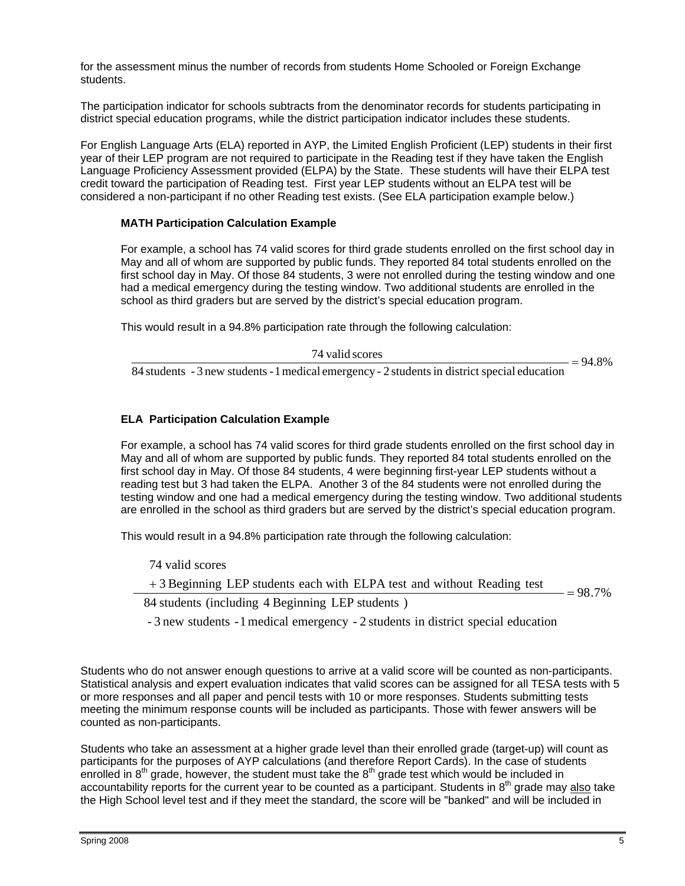for the assessment minus the number of records from students Home Schooled or Foreign Exchange students.

The participation indicator for schools subtracts from the denominator records for students participating in district special education programs, while the district participation indicator includes these students.

For English Language Arts (ELA) reported in AYP, the Limited English Proficient (LEP) students in their first year of their LEP program are not required to participate in the Reading test if they have taken the English Language Proficiency Assessment provided (ELPA) by the State. These students will have their ELPA test credit toward the participation of Reading test. First year LEP students without an ELPA test will be considered a non-participant if no other Reading test exists. (See ELA participation example below.)

### MATH Participation Calculation Example

For example, a school has 74 valid scores for third grade students enrolled on the first school day in May and all of whom are supported by public funds. They reported 84 total students enrolled on the first school day in May. Of those 84 students, 3 were not enrolled during the testing window and one had a medical emergency during the testing window. Two additional students are enrolled in the school as third graders but are served by the district's special education program.

This would result in a 94.8% participation rate through the following calculation:

$$\frac{\text{74 valid scores}}{\text{84 students - 3 new students - 1 medical emergency - 2 students in district special education}} = 94.8\%$$

### ELA Participation Calculation Example

For example, a school has 74 valid scores for third grade students enrolled on the first school day in May and all of whom are supported by public funds. They reported 84 total students enrolled on the first school day in May. Of those 84 students, 4 were beginning first-year LEP students without a reading test but 3 had taken the ELPA. Another 3 of the 84 students were not enrolled during the testing window and one had a medical emergency during the testing window. Two additional students are enrolled in the school as third graders but are served by the district's special education program.

This would result in a 94.8% participation rate through the following calculation:

$$\frac{\begin{array}{l}\text{74 valid scores} \\ \text{+ 3 Beginning LEP students each with ELPA test and without Reading test}\end{array}}{\begin{array}{l}\text{84 students (including 4 Beginning LEP students )} \\ \text{- 3 new students - 1 medical emergency - 2 students in district special education}\end{array}} = 98.7\%$$

Students who do not answer enough questions to arrive at a valid score will be counted as non-participants. Statistical analysis and expert evaluation indicates that valid scores can be assigned for all TESA tests with 5 or more responses and all paper and pencil tests with 10 or more responses. Students submitting tests meeting the minimum response counts will be included as participants. Those with fewer answers will be counted as non-participants.

Students who take an assessment at a higher grade level than their enrolled grade (target-up) will count as participants for the purposes of AYP calculations (and therefore Report Cards). In the case of students enrolled in 8th grade, however, the student must take the 8th grade test which would be included in accountability reports for the current year to be counted as a participant. Students in 8th grade may also take the High School level test and if they meet the standard, the score will be "banked" and will be included in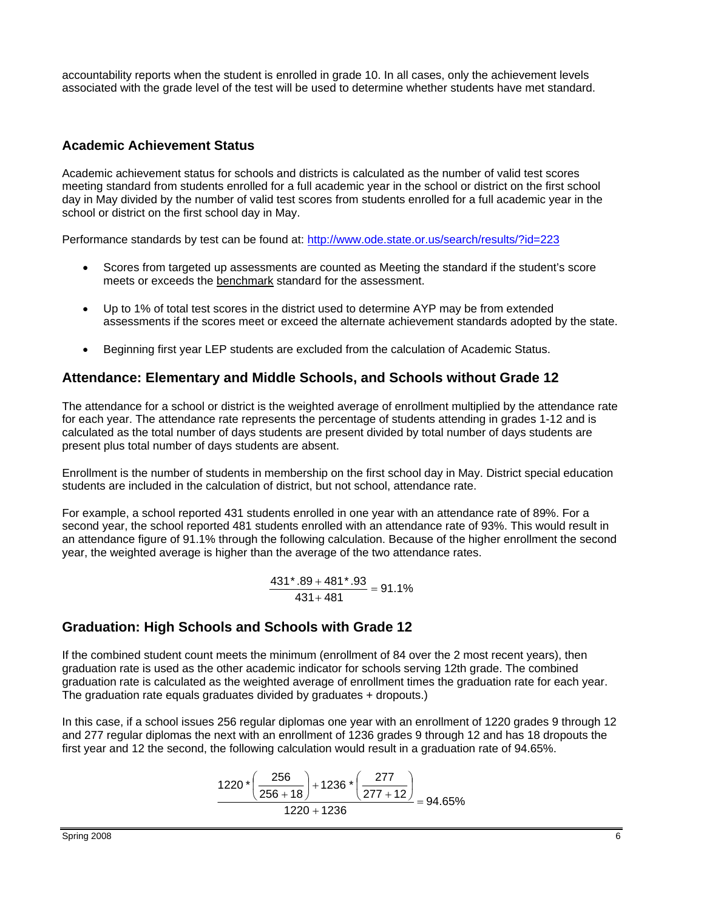accountability reports when the student is enrolled in grade 10. In all cases, only the achievement levels associated with the grade level of the test will be used to determine whether students have met standard.

## Academic Achievement Status

Academic achievement status for schools and districts is calculated as the number of valid test scores meeting standard from students enrolled for a full academic year in the school or district on the first school day in May divided by the number of valid test scores from students enrolled for a full academic year in the school or district on the first school day in May.

Performance standards by test can be found at: http://www.ode.state.or.us/search/results/?id=223

- Scores from targeted up assessments are counted as Meeting the standard if the student's score meets or exceeds the benchmark standard for the assessment.
- Up to 1% of total test scores in the district used to determine AYP may be from extended assessments if the scores meet or exceed the alternate achievement standards adopted by the state.
- Beginning first year LEP students are excluded from the calculation of Academic Status.

## Attendance: Elementary and Middle Schools, and Schools without Grade 12

The attendance for a school or district is the weighted average of enrollment multiplied by the attendance rate for each year. The attendance rate represents the percentage of students attending in grades 1-12 and is calculated as the total number of days students are present divided by total number of days students are present plus total number of days students are absent.

Enrollment is the number of students in membership on the first school day in May. District special education students are included in the calculation of district, but not school, attendance rate.

For example, a school reported 431 students enrolled in one year with an attendance rate of 89%. For a second year, the school reported 481 students enrolled with an attendance rate of 93%. This would result in an attendance figure of 91.1% through the following calculation. Because of the higher enrollment the second year, the weighted average is higher than the average of the two attendance rates.

$$\frac{431 * .89 + 481 * .93}{431 + 481} = 91.1\%$$

## Graduation: High Schools and Schools with Grade 12

If the combined student count meets the minimum (enrollment of 84 over the 2 most recent years), then graduation rate is used as the other academic indicator for schools serving 12th grade. The combined graduation rate is calculated as the weighted average of enrollment times the graduation rate for each year. The graduation rate equals graduates divided by graduates + dropouts.)

In this case, if a school issues 256 regular diplomas one year with an enrollment of 1220 grades 9 through 12 and 277 regular diplomas the next with an enrollment of 1236 grades 9 through 12 and has 18 dropouts the first year and 12 the second, the following calculation would result in a graduation rate of 94.65%.

$$\frac{1220 * \left(\frac{256}{256 + 18}\right) + 1236 * \left(\frac{277}{277 + 12}\right)}{1220 + 1236} = 94.65\%$$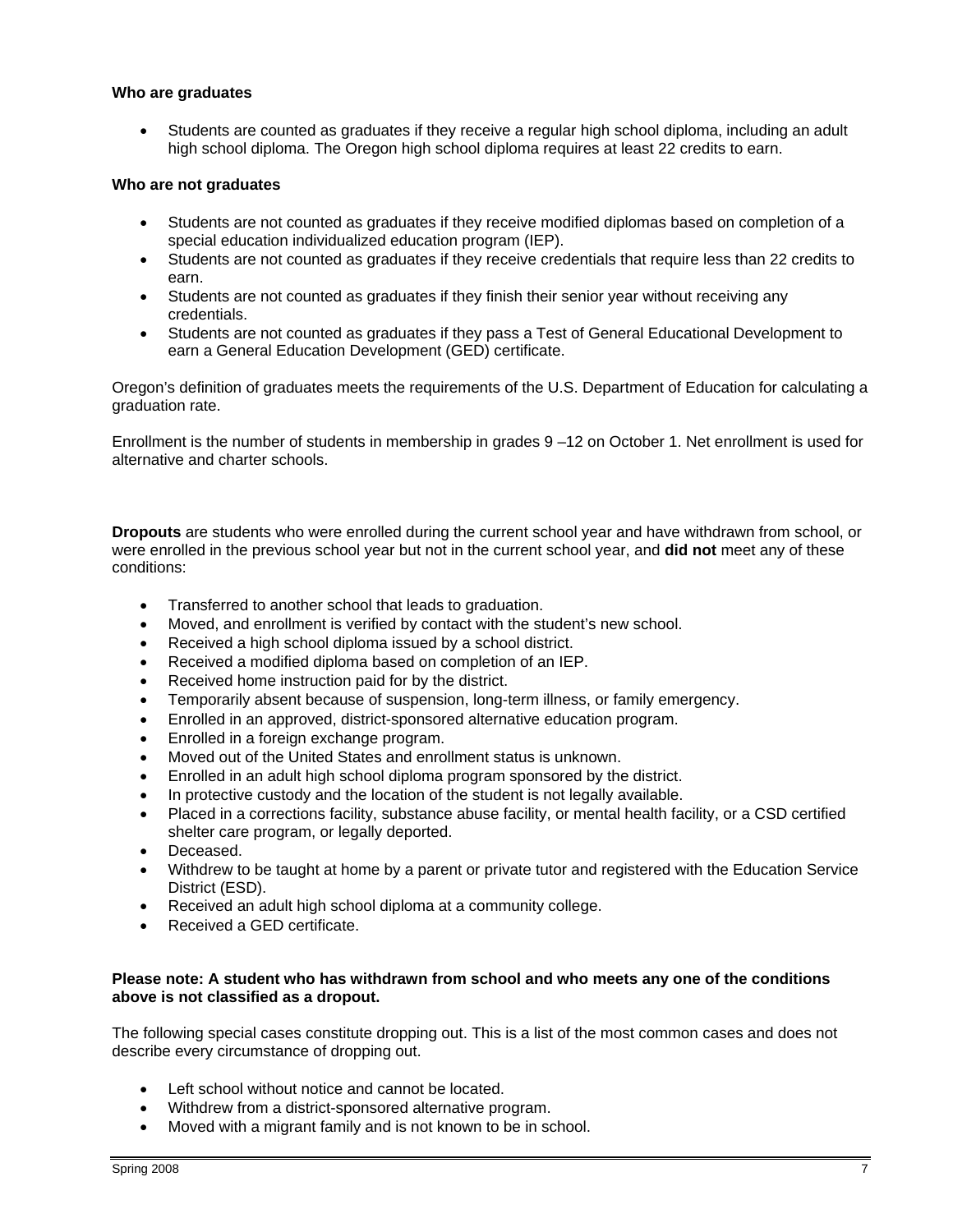**Who are graduates**

- Students are counted as graduates if they receive a regular high school diploma, including an adult high school diploma. The Oregon high school diploma requires at least 22 credits to earn.

**Who are not graduates**

- Students are not counted as graduates if they receive modified diplomas based on completion of a special education individualized education program (IEP).
- Students are not counted as graduates if they receive credentials that require less than 22 credits to earn.
- Students are not counted as graduates if they finish their senior year without receiving any credentials.
- Students are not counted as graduates if they pass a Test of General Educational Development to earn a General Education Development (GED) certificate.

Oregon's definition of graduates meets the requirements of the U.S. Department of Education for calculating a graduation rate.

Enrollment is the number of students in membership in grades 9 –12 on October 1. Net enrollment is used for alternative and charter schools.

**Dropouts** are students who were enrolled during the current school year and have withdrawn from school, or were enrolled in the previous school year but not in the current school year, and **did not** meet any of these conditions:

- Transferred to another school that leads to graduation.
- Moved, and enrollment is verified by contact with the student's new school.
- Received a high school diploma issued by a school district.
- Received a modified diploma based on completion of an IEP.
- Received home instruction paid for by the district.
- Temporarily absent because of suspension, long-term illness, or family emergency.
- Enrolled in an approved, district-sponsored alternative education program.
- Enrolled in a foreign exchange program.
- Moved out of the United States and enrollment status is unknown.
- Enrolled in an adult high school diploma program sponsored by the district.
- In protective custody and the location of the student is not legally available.
- Placed in a corrections facility, substance abuse facility, or mental health facility, or a CSD certified shelter care program, or legally deported.
- Deceased.
- Withdrew to be taught at home by a parent or private tutor and registered with the Education Service District (ESD).
- Received an adult high school diploma at a community college.
- Received a GED certificate.

**Please note: A student who has withdrawn from school and who meets any one of the conditions above is not classified as a dropout.**

The following special cases constitute dropping out. This is a list of the most common cases and does not describe every circumstance of dropping out.

- Left school without notice and cannot be located.
- Withdrew from a district-sponsored alternative program.
- Moved with a migrant family and is not known to be in school.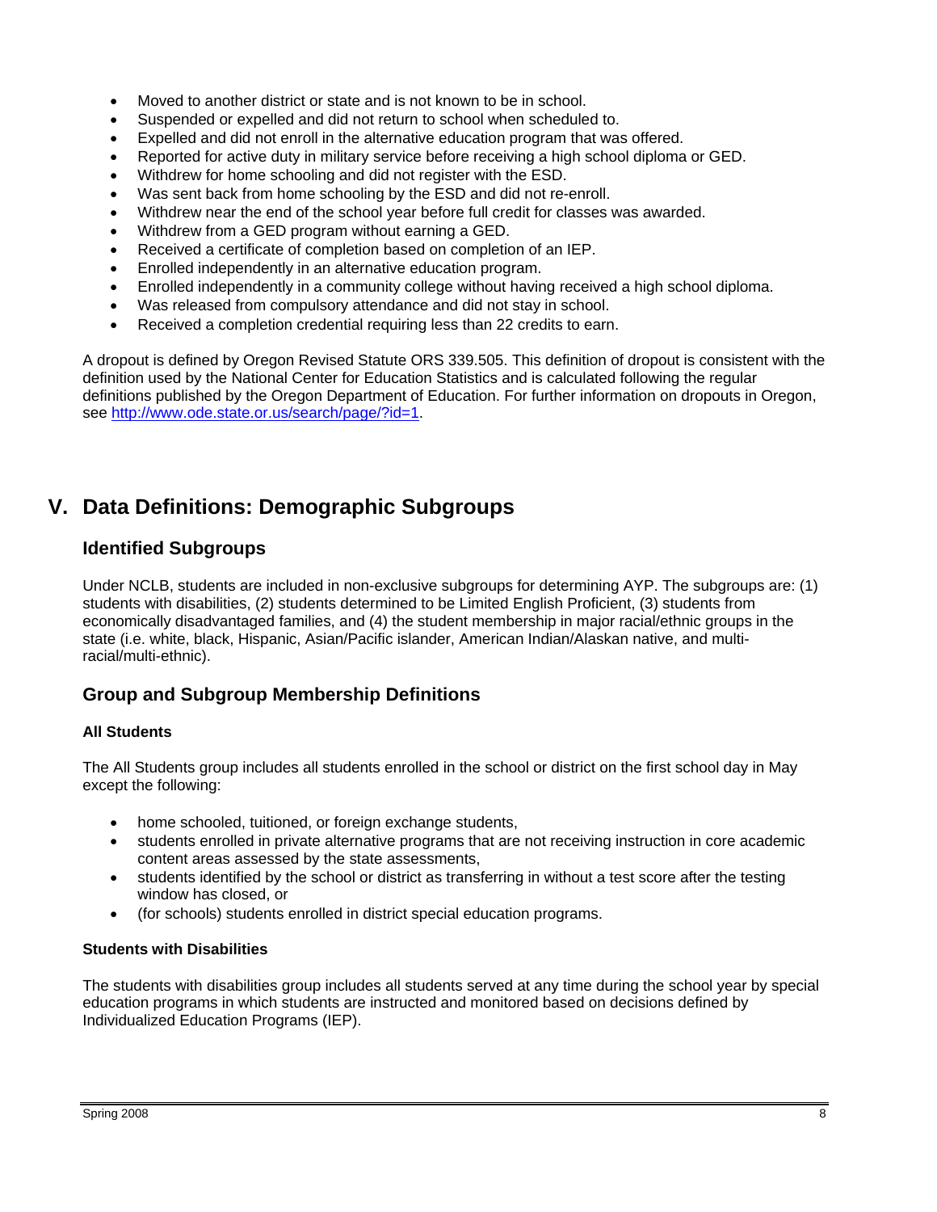- Moved to another district or state and is not known to be in school.
- Suspended or expelled and did not return to school when scheduled to.
- Expelled and did not enroll in the alternative education program that was offered.
- Reported for active duty in military service before receiving a high school diploma or GED.
- Withdrew for home schooling and did not register with the ESD.
- Was sent back from home schooling by the ESD and did not re-enroll.
- Withdrew near the end of the school year before full credit for classes was awarded.
- Withdrew from a GED program without earning a GED.
- Received a certificate of completion based on completion of an IEP.
- Enrolled independently in an alternative education program.
- Enrolled independently in a community college without having received a high school diploma.
- Was released from compulsory attendance and did not stay in school.
- Received a completion credential requiring less than 22 credits to earn.

A dropout is defined by Oregon Revised Statute ORS 339.505. This definition of dropout is consistent with the definition used by the National Center for Education Statistics and is calculated following the regular definitions published by the Oregon Department of Education. For further information on dropouts in Oregon, see http://www.ode.state.or.us/search/page/?id=1.

# V. Data Definitions: Demographic Subgroups

## Identified Subgroups

Under NCLB, students are included in non-exclusive subgroups for determining AYP. The subgroups are: (1) students with disabilities, (2) students determined to be Limited English Proficient, (3) students from economically disadvantaged families, and (4) the student membership in major racial/ethnic groups in the state (i.e. white, black, Hispanic, Asian/Pacific islander, American Indian/Alaskan native, and multi-racial/multi-ethnic).

## Group and Subgroup Membership Definitions

### All Students

The All Students group includes all students enrolled in the school or district on the first school day in May except the following:

- home schooled, tuitioned, or foreign exchange students,
- students enrolled in private alternative programs that are not receiving instruction in core academic content areas assessed by the state assessments,
- students identified by the school or district as transferring in without a test score after the testing window has closed, or
- (for schools) students enrolled in district special education programs.

### Students with Disabilities

The students with disabilities group includes all students served at any time during the school year by special education programs in which students are instructed and monitored based on decisions defined by Individualized Education Programs (IEP).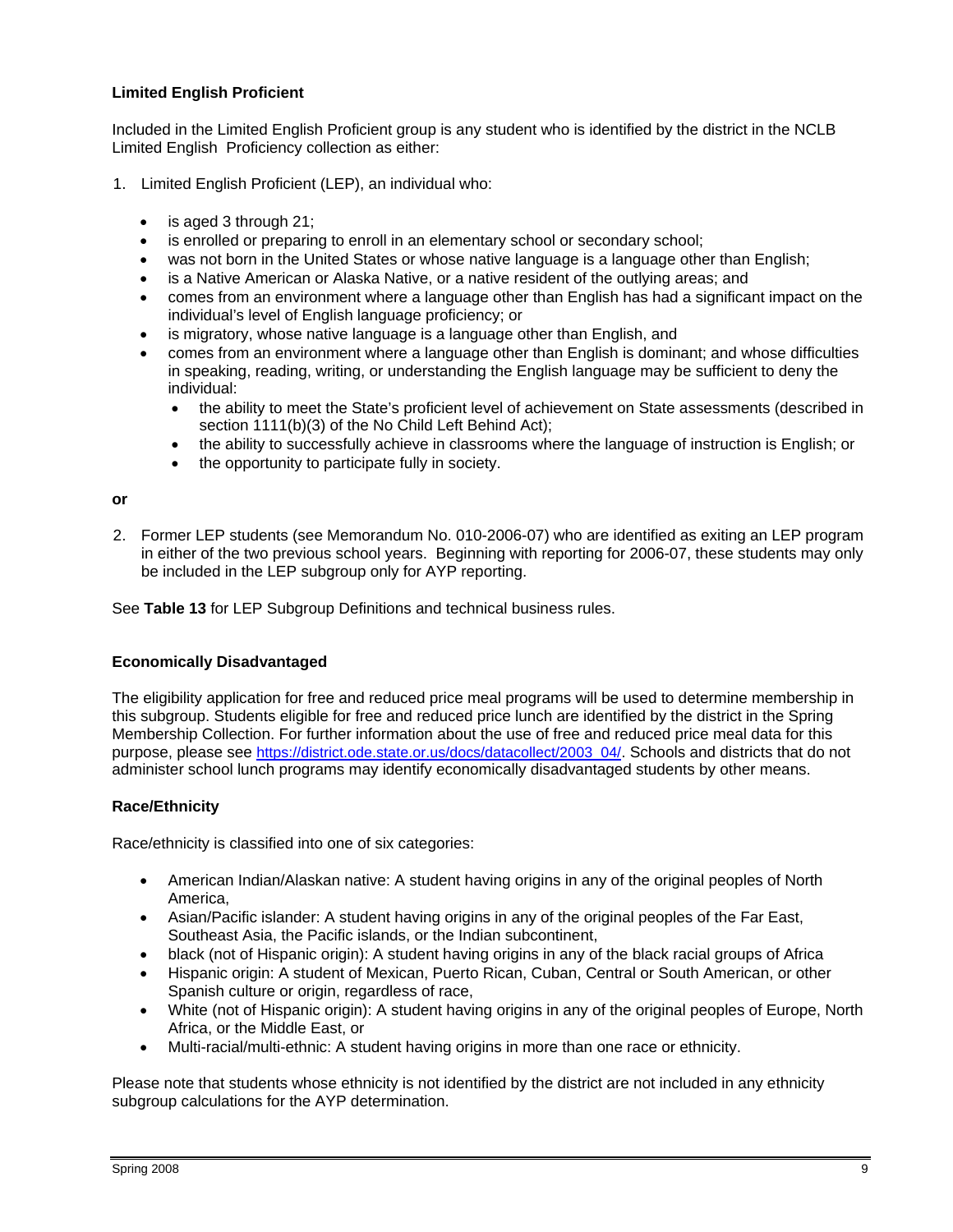**Limited English Proficient**

Included in the Limited English Proficient group is any student who is identified by the district in the NCLB Limited English Proficiency collection as either:

1. Limited English Proficient (LEP), an individual who:

   - is aged 3 through 21;
   - is enrolled or preparing to enroll in an elementary school or secondary school;
   - was not born in the United States or whose native language is a language other than English;
   - is a Native American or Alaska Native, or a native resident of the outlying areas; and
   - comes from an environment where a language other than English has had a significant impact on the individual's level of English language proficiency; or
   - is migratory, whose native language is a language other than English, and
   - comes from an environment where a language other than English is dominant; and whose difficulties in speaking, reading, writing, or understanding the English language may be sufficient to deny the individual:
     - the ability to meet the State's proficient level of achievement on State assessments (described in section 1111(b)(3) of the No Child Left Behind Act);
     - the ability to successfully achieve in classrooms where the language of instruction is English; or
     - the opportunity to participate fully in society.

**or**

2. Former LEP students (see Memorandum No. 010-2006-07) who are identified as exiting an LEP program in either of the two previous school years. Beginning with reporting for 2006-07, these students may only be included in the LEP subgroup only for AYP reporting.

See **Table 13** for LEP Subgroup Definitions and technical business rules.

**Economically Disadvantaged**

The eligibility application for free and reduced price meal programs will be used to determine membership in this subgroup. Students eligible for free and reduced price lunch are identified by the district in the Spring Membership Collection. For further information about the use of free and reduced price meal data for this purpose, please see https://district.ode.state.or.us/docs/datacollect/2003_04/. Schools and districts that do not administer school lunch programs may identify economically disadvantaged students by other means.

**Race/Ethnicity**

Race/ethnicity is classified into one of six categories:

- American Indian/Alaskan native: A student having origins in any of the original peoples of North America,
- Asian/Pacific islander: A student having origins in any of the original peoples of the Far East, Southeast Asia, the Pacific islands, or the Indian subcontinent,
- black (not of Hispanic origin): A student having origins in any of the black racial groups of Africa
- Hispanic origin: A student of Mexican, Puerto Rican, Cuban, Central or South American, or other Spanish culture or origin, regardless of race,
- White (not of Hispanic origin): A student having origins in any of the original peoples of Europe, North Africa, or the Middle East, or
- Multi-racial/multi-ethnic: A student having origins in more than one race or ethnicity.

Please note that students whose ethnicity is not identified by the district are not included in any ethnicity subgroup calculations for the AYP determination.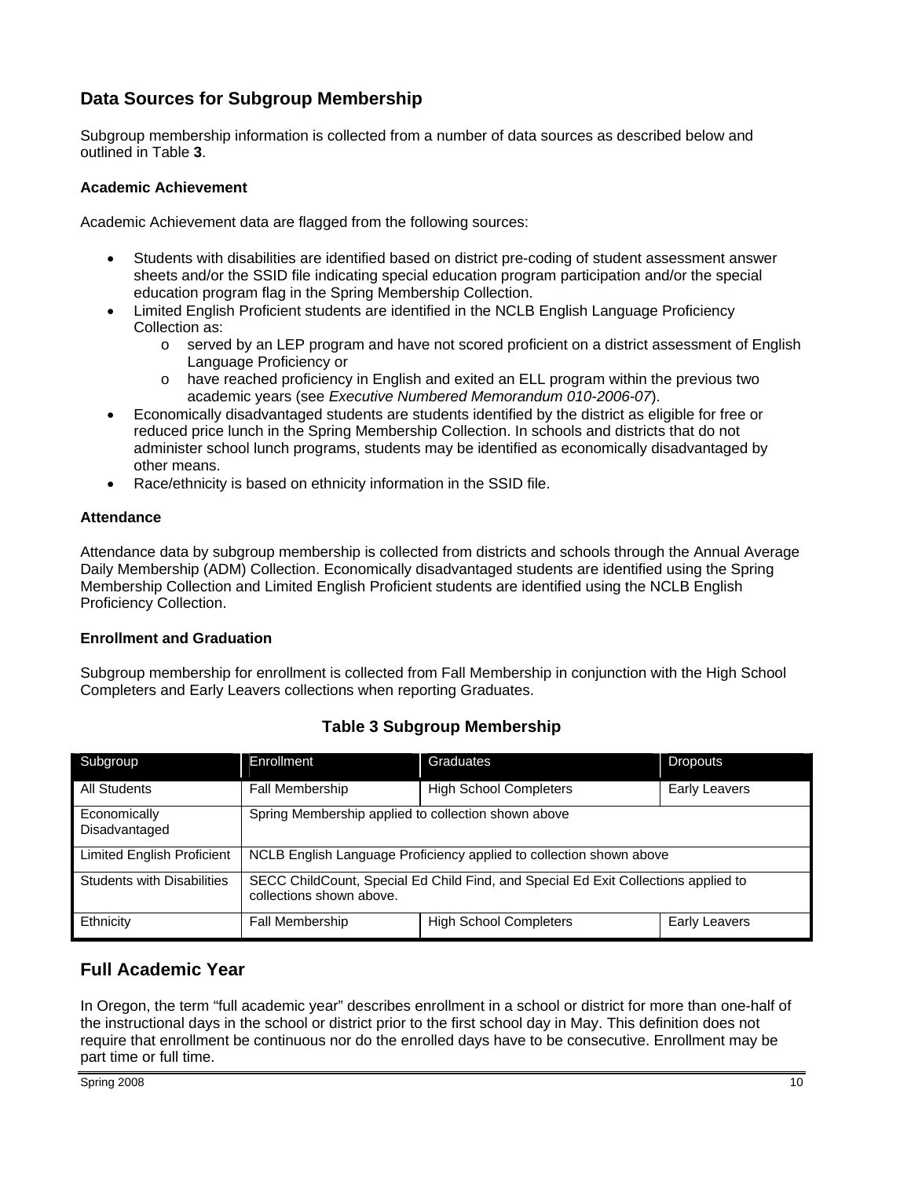## Data Sources for Subgroup Membership

Subgroup membership information is collected from a number of data sources as described below and outlined in Table **3**.

### Academic Achievement

Academic Achievement data are flagged from the following sources:

- Students with disabilities are identified based on district pre-coding of student assessment answer sheets and/or the SSID file indicating special education program participation and/or the special education program flag in the Spring Membership Collection.
- Limited English Proficient students are identified in the NCLB English Language Proficiency Collection as:
  - served by an LEP program and have not scored proficient on a district assessment of English Language Proficiency or
  - have reached proficiency in English and exited an ELL program within the previous two academic years (see *Executive Numbered Memorandum 010-2006-07*).
- Economically disadvantaged students are students identified by the district as eligible for free or reduced price lunch in the Spring Membership Collection. In schools and districts that do not administer school lunch programs, students may be identified as economically disadvantaged by other means.
- Race/ethnicity is based on ethnicity information in the SSID file.

### Attendance

Attendance data by subgroup membership is collected from districts and schools through the Annual Average Daily Membership (ADM) Collection. Economically disadvantaged students are identified using the Spring Membership Collection and Limited English Proficient students are identified using the NCLB English Proficiency Collection.

### Enrollment and Graduation

Subgroup membership for enrollment is collected from Fall Membership in conjunction with the High School Completers and Early Leavers collections when reporting Graduates.

**Table 3 Subgroup Membership**

| Subgroup | Enrollment | Graduates | Dropouts |
|---|---|---|---|
| All Students | Fall Membership | High School Completers | Early Leavers |
| Economically Disadvantaged | Spring Membership applied to collection shown above | | |
| Limited English Proficient | NCLB English Language Proficiency applied to collection shown above | | |
| Students with Disabilities | SECC ChildCount, Special Ed Child Find, and Special Ed Exit Collections applied to collections shown above. | | |
| Ethnicity | Fall Membership | High School Completers | Early Leavers |

## Full Academic Year

In Oregon, the term "full academic year" describes enrollment in a school or district for more than one-half of the instructional days in the school or district prior to the first school day in May. This definition does not require that enrollment be continuous nor do the enrolled days have to be consecutive. Enrollment may be part time or full time.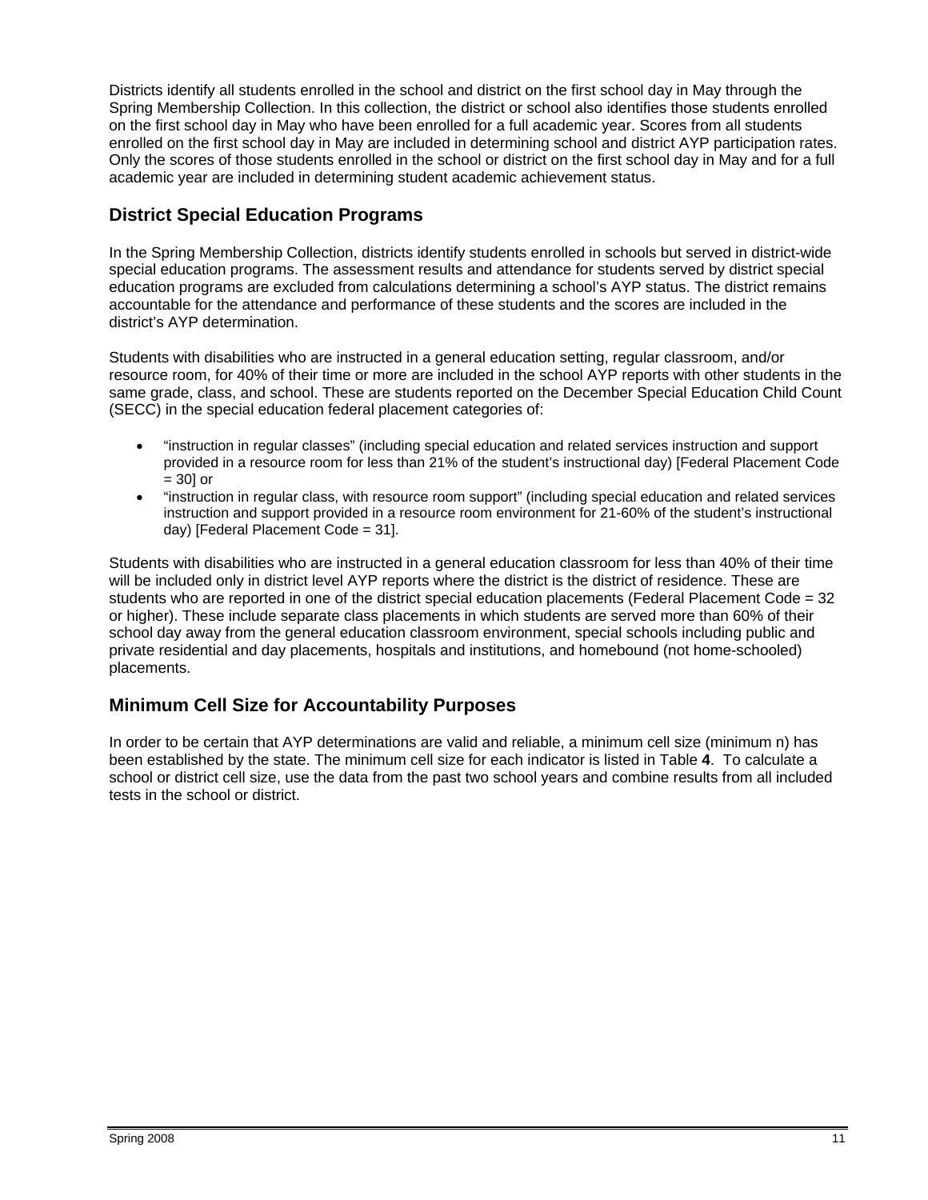Districts identify all students enrolled in the school and district on the first school day in May through the Spring Membership Collection. In this collection, the district or school also identifies those students enrolled on the first school day in May who have been enrolled for a full academic year. Scores from all students enrolled on the first school day in May are included in determining school and district AYP participation rates. Only the scores of those students enrolled in the school or district on the first school day in May and for a full academic year are included in determining student academic achievement status.

## District Special Education Programs

In the Spring Membership Collection, districts identify students enrolled in schools but served in district-wide special education programs. The assessment results and attendance for students served by district special education programs are excluded from calculations determining a school's AYP status. The district remains accountable for the attendance and performance of these students and the scores are included in the district's AYP determination.

Students with disabilities who are instructed in a general education setting, regular classroom, and/or resource room, for 40% of their time or more are included in the school AYP reports with other students in the same grade, class, and school. These are students reported on the December Special Education Child Count (SECC) in the special education federal placement categories of:

- "instruction in regular classes" (including special education and related services instruction and support provided in a resource room for less than 21% of the student's instructional day) [Federal Placement Code = 30] or
- "instruction in regular class, with resource room support" (including special education and related services instruction and support provided in a resource room environment for 21-60% of the student's instructional day) [Federal Placement Code = 31].

Students with disabilities who are instructed in a general education classroom for less than 40% of their time will be included only in district level AYP reports where the district is the district of residence. These are students who are reported in one of the district special education placements (Federal Placement Code = 32 or higher). These include separate class placements in which students are served more than 60% of their school day away from the general education classroom environment, special schools including public and private residential and day placements, hospitals and institutions, and homebound (not home-schooled) placements.

## Minimum Cell Size for Accountability Purposes

In order to be certain that AYP determinations are valid and reliable, a minimum cell size (minimum n) has been established by the state. The minimum cell size for each indicator is listed in Table **4**. To calculate a school or district cell size, use the data from the past two school years and combine results from all included tests in the school or district.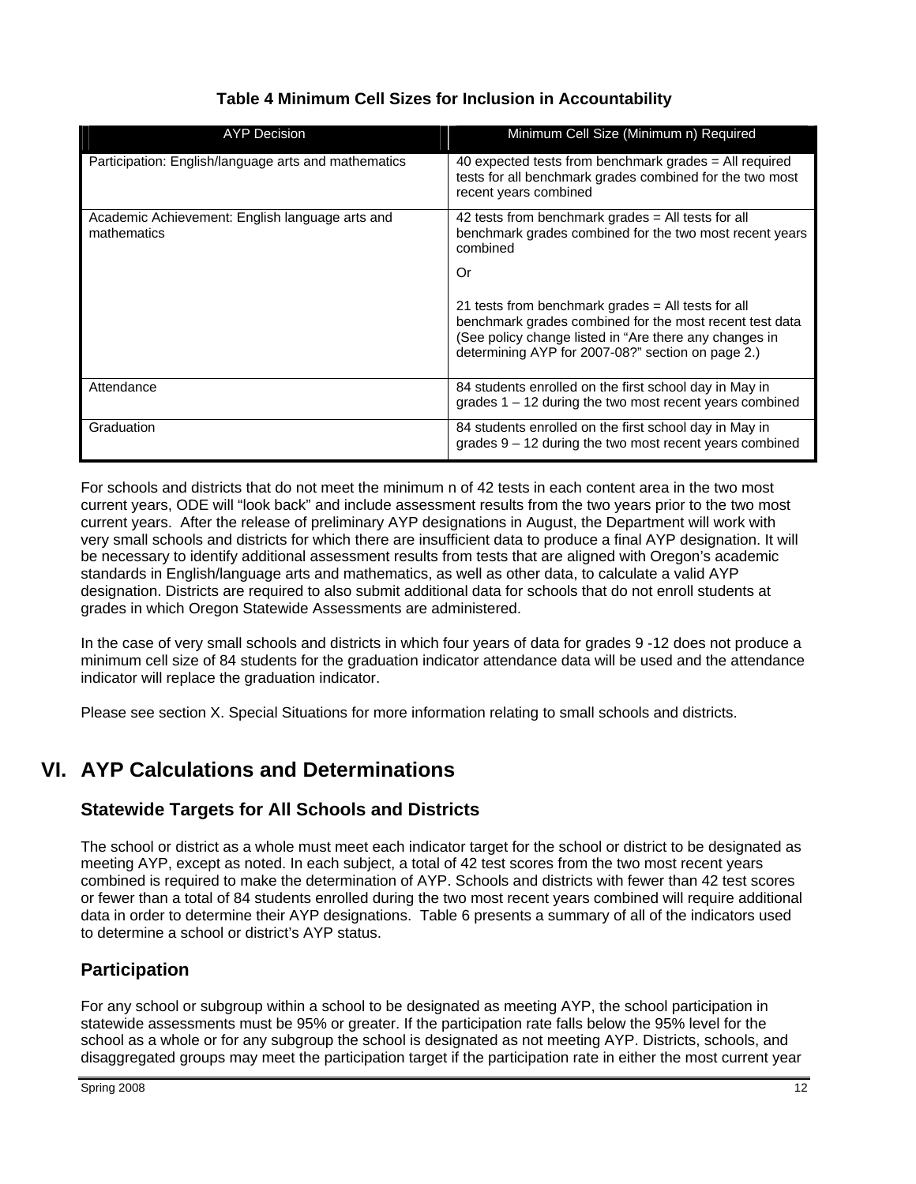**Table 4 Minimum Cell Sizes for Inclusion in Accountability**

| AYP Decision | Minimum Cell Size (Minimum n) Required |
|---|---|
| Participation: English/language arts and mathematics | 40 expected tests from benchmark grades = All required tests for all benchmark grades combined for the two most recent years combined |
| Academic Achievement: English language arts and mathematics | 42 tests from benchmark grades = All tests for all benchmark grades combined for the two most recent years combined<br><br>Or<br><br>21 tests from benchmark grades = All tests for all benchmark grades combined for the most recent test data (See policy change listed in "Are there any changes in determining AYP for 2007-08?" section on page 2.) |
| Attendance | 84 students enrolled on the first school day in May in grades 1 – 12 during the two most recent years combined |
| Graduation | 84 students enrolled on the first school day in May in grades 9 – 12 during the two most recent years combined |

For schools and districts that do not meet the minimum n of 42 tests in each content area in the two most current years, ODE will "look back" and include assessment results from the two years prior to the two most current years. After the release of preliminary AYP designations in August, the Department will work with very small schools and districts for which there are insufficient data to produce a final AYP designation. It will be necessary to identify additional assessment results from tests that are aligned with Oregon's academic standards in English/language arts and mathematics, as well as other data, to calculate a valid AYP designation. Districts are required to also submit additional data for schools that do not enroll students at grades in which Oregon Statewide Assessments are administered.

In the case of very small schools and districts in which four years of data for grades 9 -12 does not produce a minimum cell size of 84 students for the graduation indicator attendance data will be used and the attendance indicator will replace the graduation indicator.

Please see section X. Special Situations for more information relating to small schools and districts.

# VI. AYP Calculations and Determinations

## Statewide Targets for All Schools and Districts

The school or district as a whole must meet each indicator target for the school or district to be designated as meeting AYP, except as noted. In each subject, a total of 42 test scores from the two most recent years combined is required to make the determination of AYP. Schools and districts with fewer than 42 test scores or fewer than a total of 84 students enrolled during the two most recent years combined will require additional data in order to determine their AYP designations. Table 6 presents a summary of all of the indicators used to determine a school or district's AYP status.

## Participation

For any school or subgroup within a school to be designated as meeting AYP, the school participation in statewide assessments must be 95% or greater. If the participation rate falls below the 95% level for the school as a whole or for any subgroup the school is designated as not meeting AYP. Districts, schools, and disaggregated groups may meet the participation target if the participation rate in either the most current year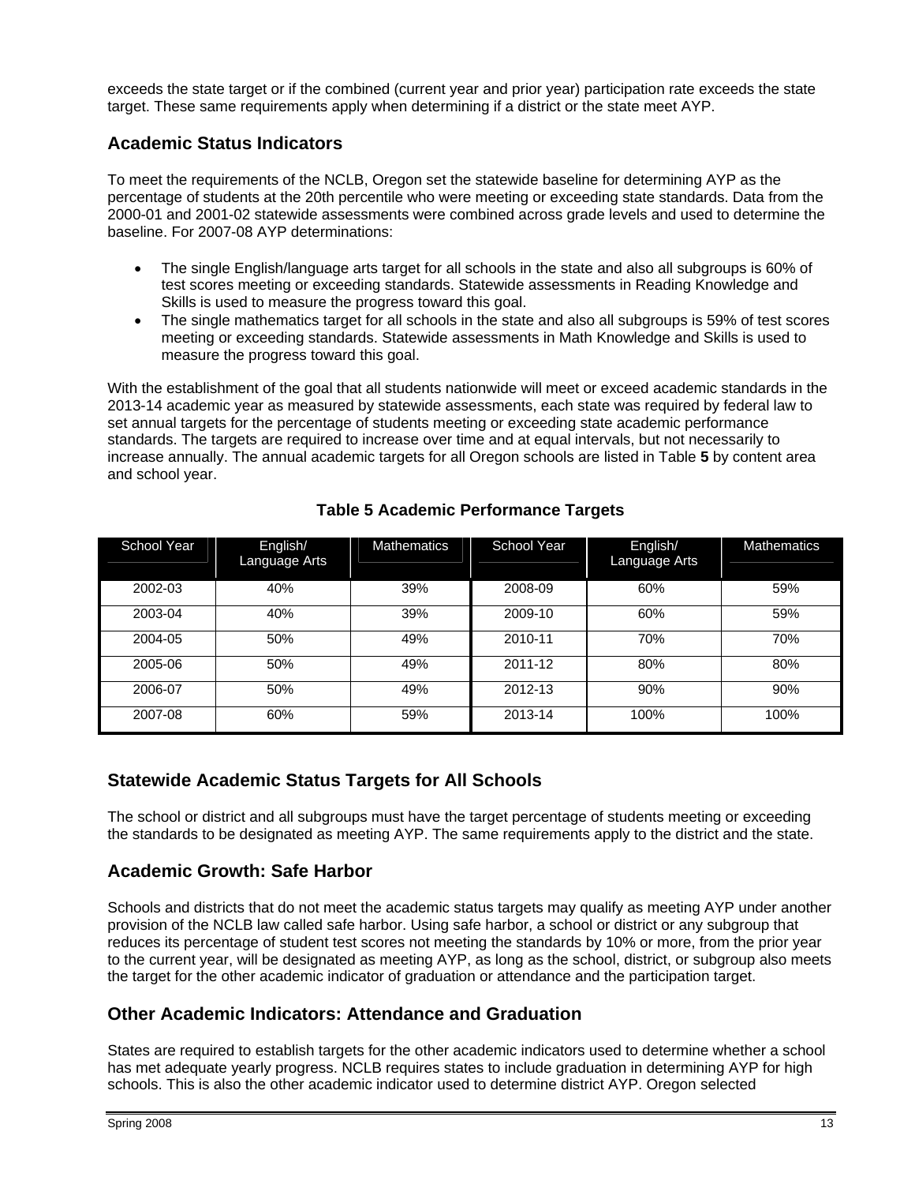exceeds the state target or if the combined (current year and prior year) participation rate exceeds the state target. These same requirements apply when determining if a district or the state meet AYP.

## Academic Status Indicators

To meet the requirements of the NCLB, Oregon set the statewide baseline for determining AYP as the percentage of students at the 20th percentile who were meeting or exceeding state standards. Data from the 2000-01 and 2001-02 statewide assessments were combined across grade levels and used to determine the baseline. For 2007-08 AYP determinations:

- The single English/language arts target for all schools in the state and also all subgroups is 60% of test scores meeting or exceeding standards. Statewide assessments in Reading Knowledge and Skills is used to measure the progress toward this goal.
- The single mathematics target for all schools in the state and also all subgroups is 59% of test scores meeting or exceeding standards. Statewide assessments in Math Knowledge and Skills is used to measure the progress toward this goal.

With the establishment of the goal that all students nationwide will meet or exceed academic standards in the 2013-14 academic year as measured by statewide assessments, each state was required by federal law to set annual targets for the percentage of students meeting or exceeding state academic performance standards. The targets are required to increase over time and at equal intervals, but not necessarily to increase annually. The annual academic targets for all Oregon schools are listed in Table **5** by content area and school year.

**Table 5 Academic Performance Targets**

| School Year | English/ Language Arts | Mathematics | School Year | English/ Language Arts | Mathematics |
|---|---|---|---|---|---|
| 2002-03 | 40% | 39% | 2008-09 | 60% | 59% |
| 2003-04 | 40% | 39% | 2009-10 | 60% | 59% |
| 2004-05 | 50% | 49% | 2010-11 | 70% | 70% |
| 2005-06 | 50% | 49% | 2011-12 | 80% | 80% |
| 2006-07 | 50% | 49% | 2012-13 | 90% | 90% |
| 2007-08 | 60% | 59% | 2013-14 | 100% | 100% |

## Statewide Academic Status Targets for All Schools

The school or district and all subgroups must have the target percentage of students meeting or exceeding the standards to be designated as meeting AYP. The same requirements apply to the district and the state.

## Academic Growth: Safe Harbor

Schools and districts that do not meet the academic status targets may qualify as meeting AYP under another provision of the NCLB law called safe harbor. Using safe harbor, a school or district or any subgroup that reduces its percentage of student test scores not meeting the standards by 10% or more, from the prior year to the current year, will be designated as meeting AYP, as long as the school, district, or subgroup also meets the target for the other academic indicator of graduation or attendance and the participation target.

## Other Academic Indicators: Attendance and Graduation

States are required to establish targets for the other academic indicators used to determine whether a school has met adequate yearly progress. NCLB requires states to include graduation in determining AYP for high schools. This is also the other academic indicator used to determine district AYP. Oregon selected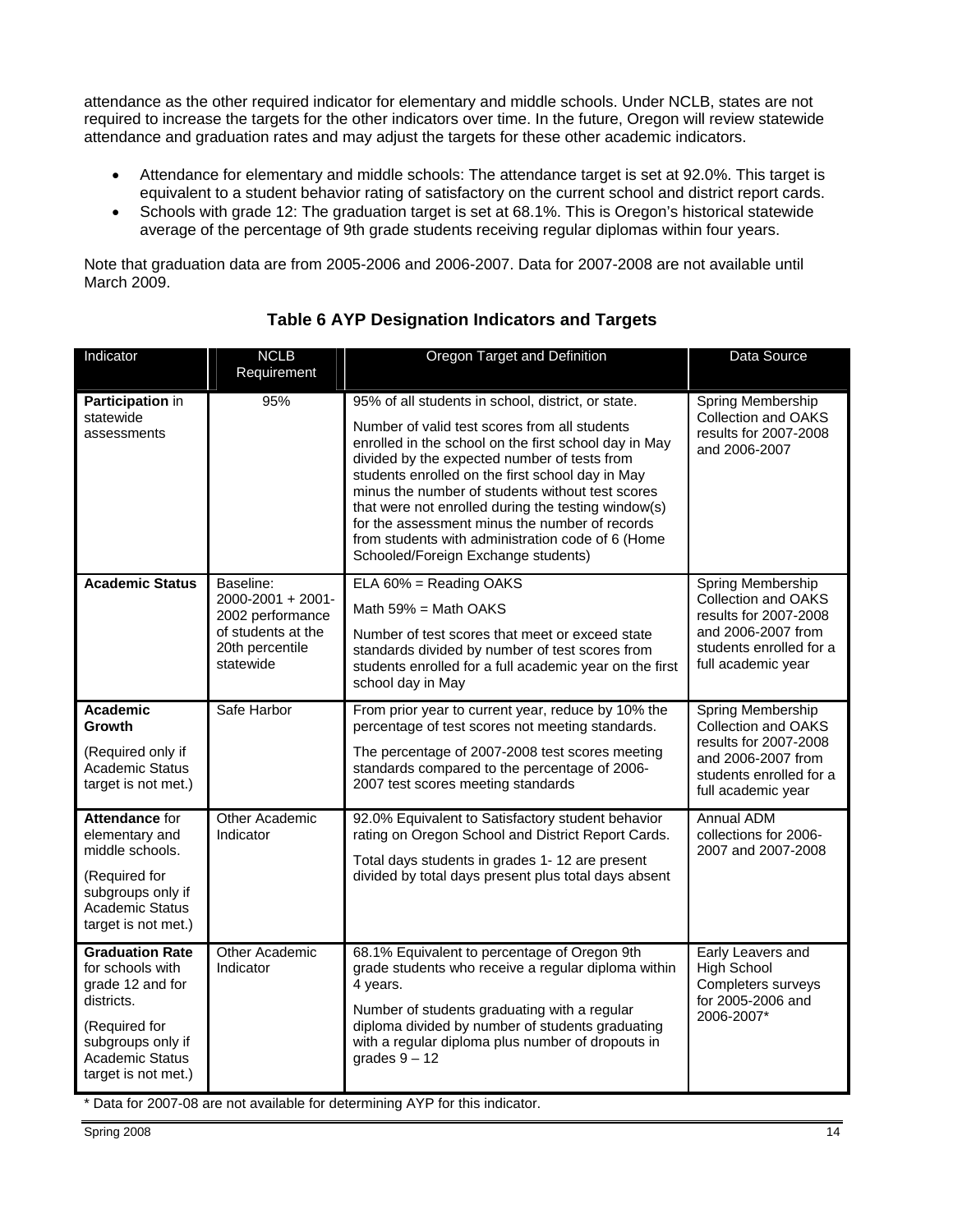attendance as the other required indicator for elementary and middle schools. Under NCLB, states are not required to increase the targets for the other indicators over time. In the future, Oregon will review statewide attendance and graduation rates and may adjust the targets for these other academic indicators.

- Attendance for elementary and middle schools: The attendance target is set at 92.0%. This target is equivalent to a student behavior rating of satisfactory on the current school and district report cards.
- Schools with grade 12: The graduation target is set at 68.1%. This is Oregon's historical statewide average of the percentage of 9th grade students receiving regular diplomas within four years.

Note that graduation data are from 2005-2006 and 2006-2007. Data for 2007-2008 are not available until March 2009.

### Table 6 AYP Designation Indicators and Targets

| Indicator | NCLB Requirement | Oregon Target and Definition | Data Source |
|---|---|---|---|
| **Participation** in statewide assessments | 95% | 95% of all students in school, district, or state.<br><br>Number of valid test scores from all students enrolled in the school on the first school day in May divided by the expected number of tests from students enrolled on the first school day in May minus the number of students without test scores that were not enrolled during the testing window(s) for the assessment minus the number of records from students with administration code of 6 (Home Schooled/Foreign Exchange students) | Spring Membership Collection and OAKS results for 2007-2008 and 2006-2007 |
| **Academic Status** | Baseline: 2000-2001 + 2001-2002 performance of students at the 20th percentile statewide | ELA 60% = Reading OAKS<br><br>Math 59% = Math OAKS<br><br>Number of test scores that meet or exceed state standards divided by number of test scores from students enrolled for a full academic year on the first school day in May | Spring Membership Collection and OAKS results for 2007-2008 and 2006-2007 from students enrolled for a full academic year |
| **Academic Growth**<br><br>(Required only if Academic Status target is not met.) | Safe Harbor | From prior year to current year, reduce by 10% the percentage of test scores not meeting standards.<br><br>The percentage of 2007-2008 test scores meeting standards compared to the percentage of 2006-2007 test scores meeting standards | Spring Membership Collection and OAKS results for 2007-2008 and 2006-2007 from students enrolled for a full academic year |
| **Attendance** for elementary and middle schools.<br><br>(Required for subgroups only if Academic Status target is not met.) | Other Academic Indicator | 92.0% Equivalent to Satisfactory student behavior rating on Oregon School and District Report Cards.<br><br>Total days students in grades 1- 12 are present divided by total days present plus total days absent | Annual ADM collections for 2006-2007 and 2007-2008 |
| **Graduation Rate** for schools with grade 12 and for districts.<br><br>(Required for subgroups only if Academic Status target is not met.) | Other Academic Indicator | 68.1% Equivalent to percentage of Oregon 9th grade students who receive a regular diploma within 4 years.<br><br>Number of students graduating with a regular diploma divided by number of students graduating with a regular diploma plus number of dropouts in grades 9 – 12 | Early Leavers and High School Completers surveys for 2005-2006 and 2006-2007* |

* Data for 2007-08 are not available for determining AYP for this indicator.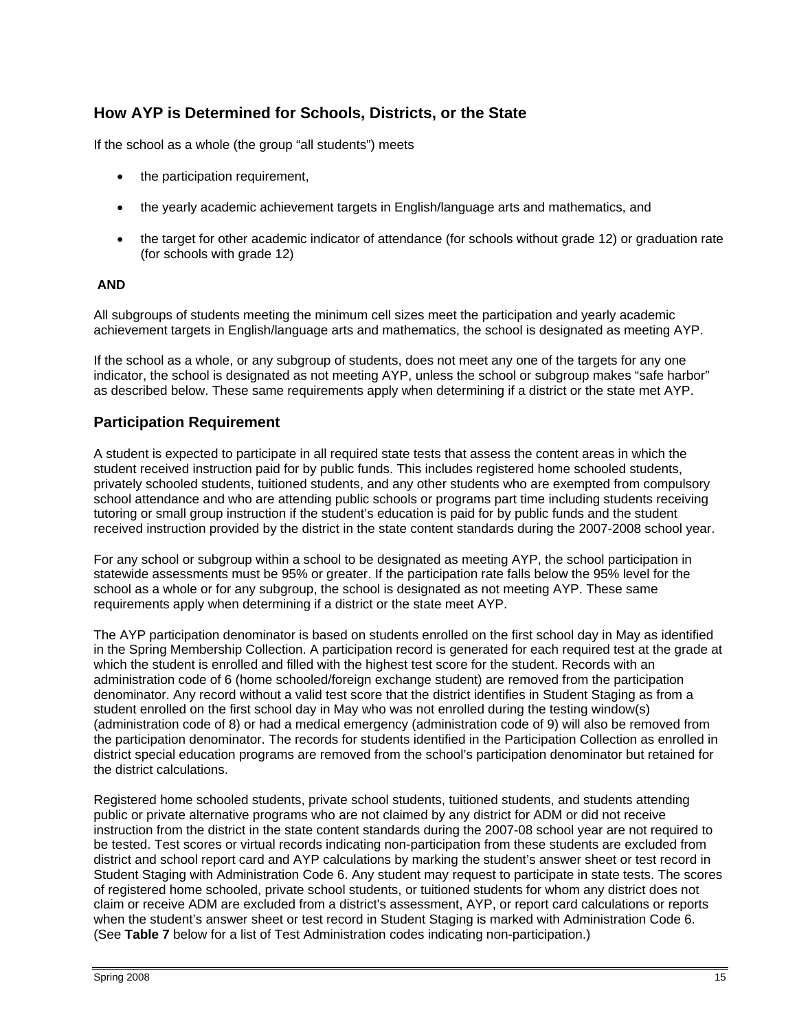## How AYP is Determined for Schools, Districts, or the State

If the school as a whole (the group "all students") meets

- the participation requirement,
- the yearly academic achievement targets in English/language arts and mathematics, and
- the target for other academic indicator of attendance (for schools without grade 12) or graduation rate (for schools with grade 12)

**AND**

All subgroups of students meeting the minimum cell sizes meet the participation and yearly academic achievement targets in English/language arts and mathematics, the school is designated as meeting AYP.

If the school as a whole, or any subgroup of students, does not meet any one of the targets for any one indicator, the school is designated as not meeting AYP, unless the school or subgroup makes "safe harbor" as described below. These same requirements apply when determining if a district or the state met AYP.

## Participation Requirement

A student is expected to participate in all required state tests that assess the content areas in which the student received instruction paid for by public funds. This includes registered home schooled students, privately schooled students, tuitioned students, and any other students who are exempted from compulsory school attendance and who are attending public schools or programs part time including students receiving tutoring or small group instruction if the student's education is paid for by public funds and the student received instruction provided by the district in the state content standards during the 2007-2008 school year.

For any school or subgroup within a school to be designated as meeting AYP, the school participation in statewide assessments must be 95% or greater. If the participation rate falls below the 95% level for the school as a whole or for any subgroup, the school is designated as not meeting AYP. These same requirements apply when determining if a district or the state meet AYP.

The AYP participation denominator is based on students enrolled on the first school day in May as identified in the Spring Membership Collection. A participation record is generated for each required test at the grade at which the student is enrolled and filled with the highest test score for the student. Records with an administration code of 6 (home schooled/foreign exchange student) are removed from the participation denominator. Any record without a valid test score that the district identifies in Student Staging as from a student enrolled on the first school day in May who was not enrolled during the testing window(s) (administration code of 8) or had a medical emergency (administration code of 9) will also be removed from the participation denominator. The records for students identified in the Participation Collection as enrolled in district special education programs are removed from the school's participation denominator but retained for the district calculations.

Registered home schooled students, private school students, tuitioned students, and students attending public or private alternative programs who are not claimed by any district for ADM or did not receive instruction from the district in the state content standards during the 2007-08 school year are not required to be tested. Test scores or virtual records indicating non-participation from these students are excluded from district and school report card and AYP calculations by marking the student's answer sheet or test record in Student Staging with Administration Code 6. Any student may request to participate in state tests. The scores of registered home schooled, private school students, or tuitioned students for whom any district does not claim or receive ADM are excluded from a district's assessment, AYP, or report card calculations or reports when the student's answer sheet or test record in Student Staging is marked with Administration Code 6. (See **Table 7** below for a list of Test Administration codes indicating non-participation.)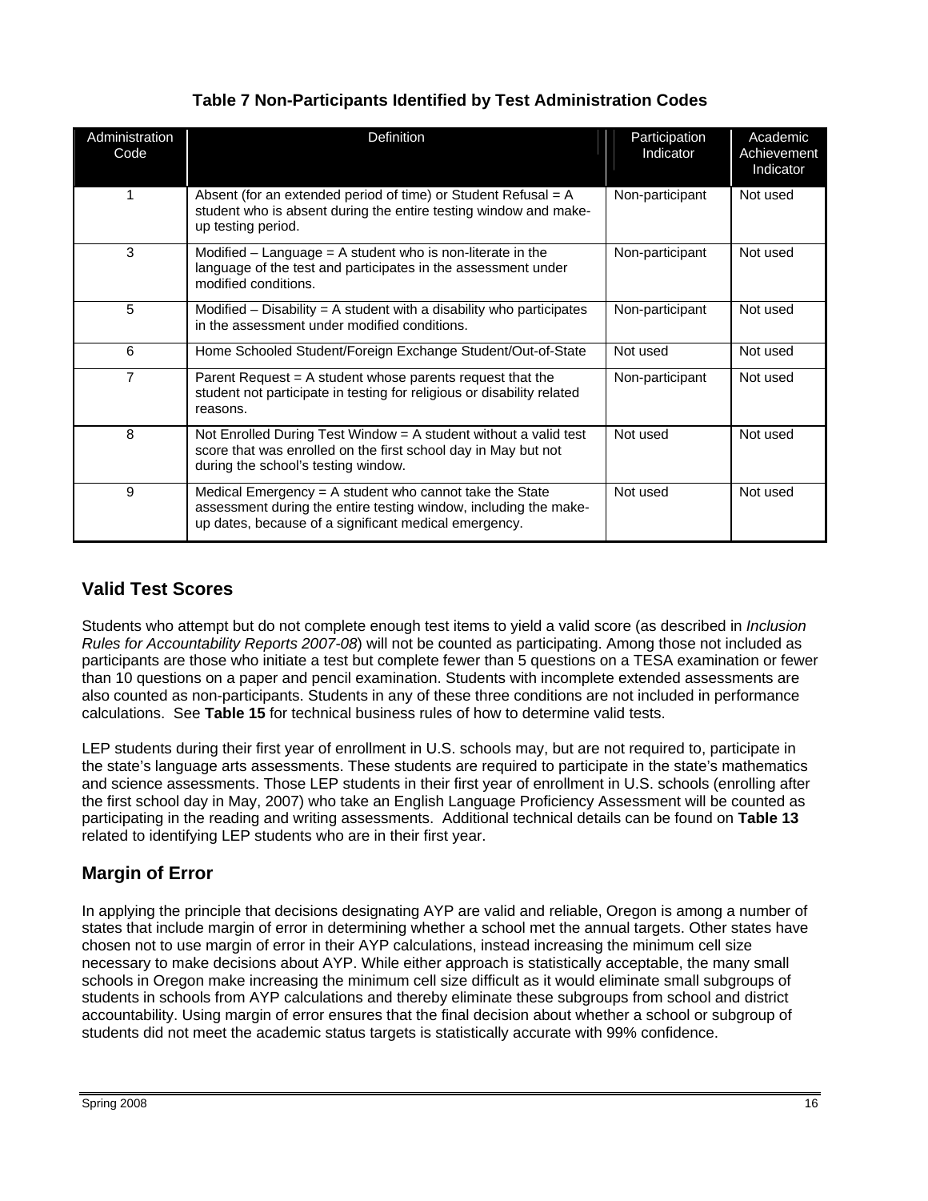**Table 7 Non-Participants Identified by Test Administration Codes**

| Administration Code | Definition | Participation Indicator | Academic Achievement Indicator |
|---|---|---|---|
| 1 | Absent (for an extended period of time) or Student Refusal = A student who is absent during the entire testing window and make-up testing period. | Non-participant | Not used |
| 3 | Modified – Language = A student who is non-literate in the language of the test and participates in the assessment under modified conditions. | Non-participant | Not used |
| 5 | Modified – Disability = A student with a disability who participates in the assessment under modified conditions. | Non-participant | Not used |
| 6 | Home Schooled Student/Foreign Exchange Student/Out-of-State | Not used | Not used |
| 7 | Parent Request = A student whose parents request that the student not participate in testing for religious or disability related reasons. | Non-participant | Not used |
| 8 | Not Enrolled During Test Window = A student without a valid test score that was enrolled on the first school day in May but not during the school's testing window. | Not used | Not used |
| 9 | Medical Emergency = A student who cannot take the State assessment during the entire testing window, including the make-up dates, because of a significant medical emergency. | Not used | Not used |

## Valid Test Scores

Students who attempt but do not complete enough test items to yield a valid score (as described in *Inclusion Rules for Accountability Reports 2007-08*) will not be counted as participating. Among those not included as participants are those who initiate a test but complete fewer than 5 questions on a TESA examination or fewer than 10 questions on a paper and pencil examination. Students with incomplete extended assessments are also counted as non-participants. Students in any of these three conditions are not included in performance calculations. See **Table 15** for technical business rules of how to determine valid tests.

LEP students during their first year of enrollment in U.S. schools may, but are not required to, participate in the state's language arts assessments. These students are required to participate in the state's mathematics and science assessments. Those LEP students in their first year of enrollment in U.S. schools (enrolling after the first school day in May, 2007) who take an English Language Proficiency Assessment will be counted as participating in the reading and writing assessments. Additional technical details can be found on **Table 13** related to identifying LEP students who are in their first year.

## Margin of Error

In applying the principle that decisions designating AYP are valid and reliable, Oregon is among a number of states that include margin of error in determining whether a school met the annual targets. Other states have chosen not to use margin of error in their AYP calculations, instead increasing the minimum cell size necessary to make decisions about AYP. While either approach is statistically acceptable, the many small schools in Oregon make increasing the minimum cell size difficult as it would eliminate small subgroups of students in schools from AYP calculations and thereby eliminate these subgroups from school and district accountability. Using margin of error ensures that the final decision about whether a school or subgroup of students did not meet the academic status targets is statistically accurate with 99% confidence.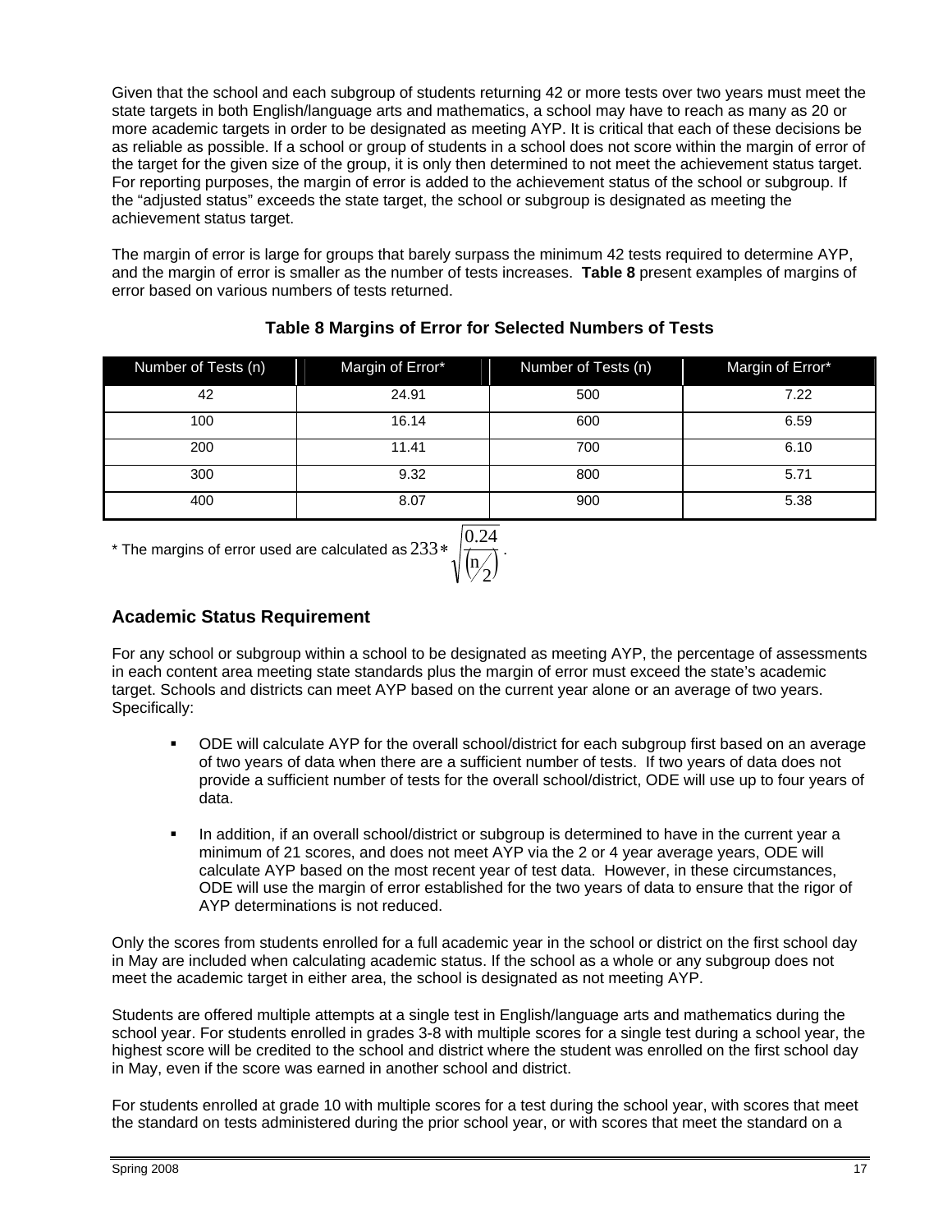Given that the school and each subgroup of students returning 42 or more tests over two years must meet the state targets in both English/language arts and mathematics, a school may have to reach as many as 20 or more academic targets in order to be designated as meeting AYP. It is critical that each of these decisions be as reliable as possible. If a school or group of students in a school does not score within the margin of error of the target for the given size of the group, it is only then determined to not meet the achievement status target. For reporting purposes, the margin of error is added to the achievement status of the school or subgroup. If the "adjusted status" exceeds the state target, the school or subgroup is designated as meeting the achievement status target.

The margin of error is large for groups that barely surpass the minimum 42 tests required to determine AYP, and the margin of error is smaller as the number of tests increases. **Table 8** present examples of margins of error based on various numbers of tests returned.

**Table 8 Margins of Error for Selected Numbers of Tests**

| Number of Tests (n) | Margin of Error* | Number of Tests (n) | Margin of Error* |
|---|---|---|---|
| 42 | 24.91 | 500 | 7.22 |
| 100 | 16.14 | 600 | 6.59 |
| 200 | 11.41 | 700 | 6.10 |
| 300 | 9.32 | 800 | 5.71 |
| 400 | 8.07 | 900 | 5.38 |

\* The margins of error used are calculated as $233 * \sqrt{\frac{0.24}{\left(n/2\right)}}$.

## Academic Status Requirement

For any school or subgroup within a school to be designated as meeting AYP, the percentage of assessments in each content area meeting state standards plus the margin of error must exceed the state's academic target. Schools and districts can meet AYP based on the current year alone or an average of two years. Specifically:

- ODE will calculate AYP for the overall school/district for each subgroup first based on an average of two years of data when there are a sufficient number of tests. If two years of data does not provide a sufficient number of tests for the overall school/district, ODE will use up to four years of data.
- In addition, if an overall school/district or subgroup is determined to have in the current year a minimum of 21 scores, and does not meet AYP via the 2 or 4 year average years, ODE will calculate AYP based on the most recent year of test data. However, in these circumstances, ODE will use the margin of error established for the two years of data to ensure that the rigor of AYP determinations is not reduced.

Only the scores from students enrolled for a full academic year in the school or district on the first school day in May are included when calculating academic status. If the school as a whole or any subgroup does not meet the academic target in either area, the school is designated as not meeting AYP.

Students are offered multiple attempts at a single test in English/language arts and mathematics during the school year. For students enrolled in grades 3-8 with multiple scores for a single test during a school year, the highest score will be credited to the school and district where the student was enrolled on the first school day in May, even if the score was earned in another school and district.

For students enrolled at grade 10 with multiple scores for a test during the school year, with scores that meet the standard on tests administered during the prior school year, or with scores that meet the standard on a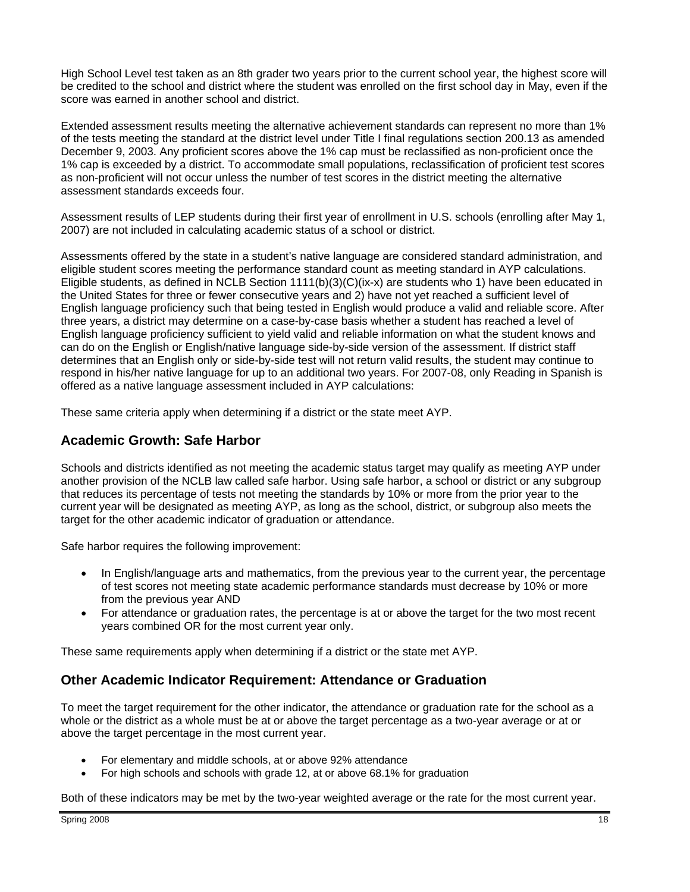High School Level test taken as an 8th grader two years prior to the current school year, the highest score will be credited to the school and district where the student was enrolled on the first school day in May, even if the score was earned in another school and district.

Extended assessment results meeting the alternative achievement standards can represent no more than 1% of the tests meeting the standard at the district level under Title I final regulations section 200.13 as amended December 9, 2003. Any proficient scores above the 1% cap must be reclassified as non-proficient once the 1% cap is exceeded by a district. To accommodate small populations, reclassification of proficient test scores as non-proficient will not occur unless the number of test scores in the district meeting the alternative assessment standards exceeds four.

Assessment results of LEP students during their first year of enrollment in U.S. schools (enrolling after May 1, 2007) are not included in calculating academic status of a school or district.

Assessments offered by the state in a student's native language are considered standard administration, and eligible student scores meeting the performance standard count as meeting standard in AYP calculations. Eligible students, as defined in NCLB Section 1111(b)(3)(C)(ix-x) are students who 1) have been educated in the United States for three or fewer consecutive years and 2) have not yet reached a sufficient level of English language proficiency such that being tested in English would produce a valid and reliable score. After three years, a district may determine on a case-by-case basis whether a student has reached a level of English language proficiency sufficient to yield valid and reliable information on what the student knows and can do on the English or English/native language side-by-side version of the assessment. If district staff determines that an English only or side-by-side test will not return valid results, the student may continue to respond in his/her native language for up to an additional two years. For 2007-08, only Reading in Spanish is offered as a native language assessment included in AYP calculations:

These same criteria apply when determining if a district or the state meet AYP.

## Academic Growth: Safe Harbor

Schools and districts identified as not meeting the academic status target may qualify as meeting AYP under another provision of the NCLB law called safe harbor. Using safe harbor, a school or district or any subgroup that reduces its percentage of tests not meeting the standards by 10% or more from the prior year to the current year will be designated as meeting AYP, as long as the school, district, or subgroup also meets the target for the other academic indicator of graduation or attendance.

Safe harbor requires the following improvement:

- In English/language arts and mathematics, from the previous year to the current year, the percentage of test scores not meeting state academic performance standards must decrease by 10% or more from the previous year AND
- For attendance or graduation rates, the percentage is at or above the target for the two most recent years combined OR for the most current year only.

These same requirements apply when determining if a district or the state met AYP.

## Other Academic Indicator Requirement: Attendance or Graduation

To meet the target requirement for the other indicator, the attendance or graduation rate for the school as a whole or the district as a whole must be at or above the target percentage as a two-year average or at or above the target percentage in the most current year.

- For elementary and middle schools, at or above 92% attendance
- For high schools and schools with grade 12, at or above 68.1% for graduation

Both of these indicators may be met by the two-year weighted average or the rate for the most current year.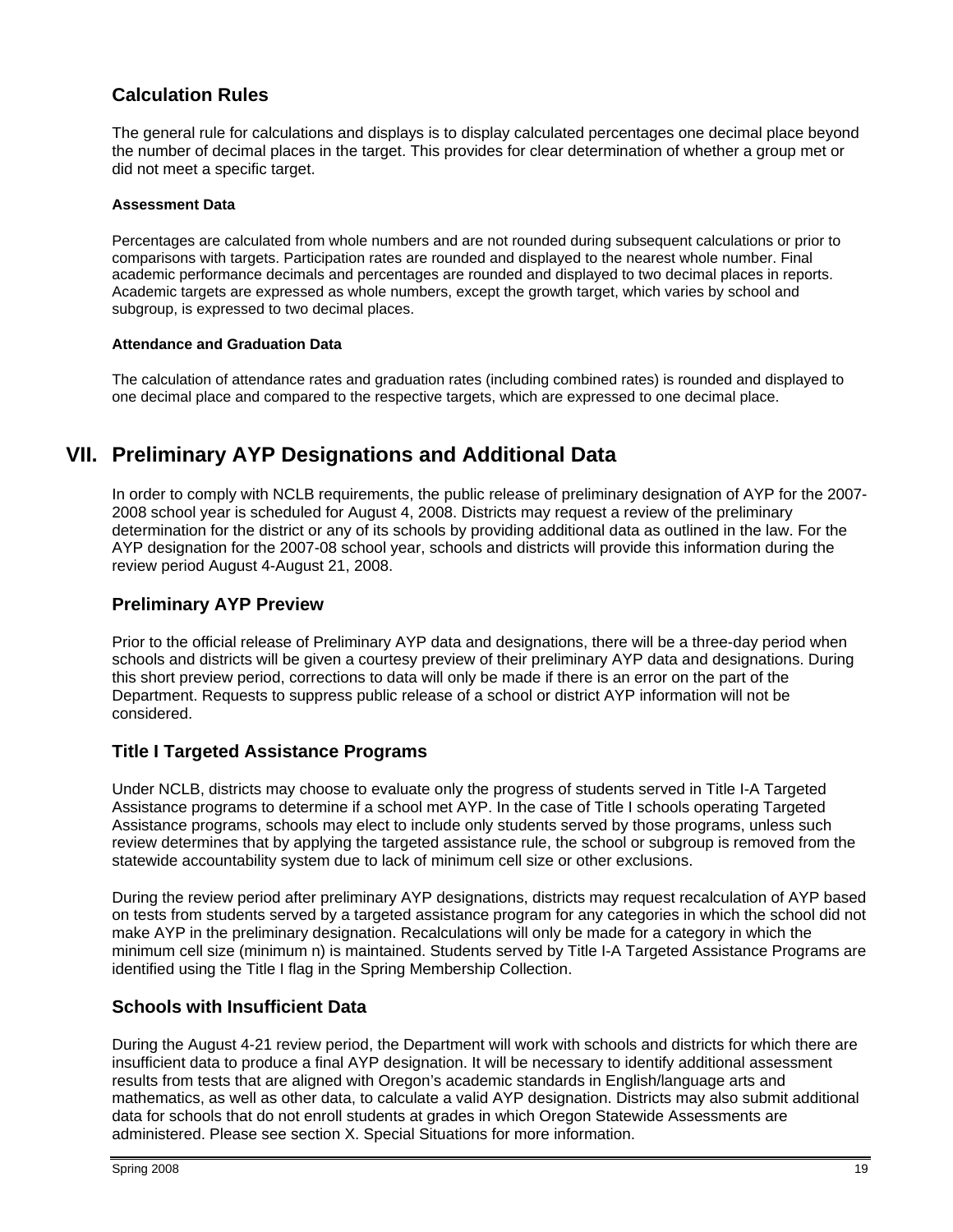## Calculation Rules

The general rule for calculations and displays is to display calculated percentages one decimal place beyond the number of decimal places in the target. This provides for clear determination of whether a group met or did not meet a specific target.

#### Assessment Data

Percentages are calculated from whole numbers and are not rounded during subsequent calculations or prior to comparisons with targets. Participation rates are rounded and displayed to the nearest whole number. Final academic performance decimals and percentages are rounded and displayed to two decimal places in reports. Academic targets are expressed as whole numbers, except the growth target, which varies by school and subgroup, is expressed to two decimal places.

#### Attendance and Graduation Data

The calculation of attendance rates and graduation rates (including combined rates) is rounded and displayed to one decimal place and compared to the respective targets, which are expressed to one decimal place.

# VII. Preliminary AYP Designations and Additional Data

In order to comply with NCLB requirements, the public release of preliminary designation of AYP for the 2007-2008 school year is scheduled for August 4, 2008. Districts may request a review of the preliminary determination for the district or any of its schools by providing additional data as outlined in the law. For the AYP designation for the 2007-08 school year, schools and districts will provide this information during the review period August 4-August 21, 2008.

## Preliminary AYP Preview

Prior to the official release of Preliminary AYP data and designations, there will be a three-day period when schools and districts will be given a courtesy preview of their preliminary AYP data and designations. During this short preview period, corrections to data will only be made if there is an error on the part of the Department. Requests to suppress public release of a school or district AYP information will not be considered.

## Title I Targeted Assistance Programs

Under NCLB, districts may choose to evaluate only the progress of students served in Title I-A Targeted Assistance programs to determine if a school met AYP. In the case of Title I schools operating Targeted Assistance programs, schools may elect to include only students served by those programs, unless such review determines that by applying the targeted assistance rule, the school or subgroup is removed from the statewide accountability system due to lack of minimum cell size or other exclusions.

During the review period after preliminary AYP designations, districts may request recalculation of AYP based on tests from students served by a targeted assistance program for any categories in which the school did not make AYP in the preliminary designation. Recalculations will only be made for a category in which the minimum cell size (minimum n) is maintained. Students served by Title I-A Targeted Assistance Programs are identified using the Title I flag in the Spring Membership Collection.

## Schools with Insufficient Data

During the August 4-21 review period, the Department will work with schools and districts for which there are insufficient data to produce a final AYP designation. It will be necessary to identify additional assessment results from tests that are aligned with Oregon's academic standards in English/language arts and mathematics, as well as other data, to calculate a valid AYP designation. Districts may also submit additional data for schools that do not enroll students at grades in which Oregon Statewide Assessments are administered. Please see section X. Special Situations for more information.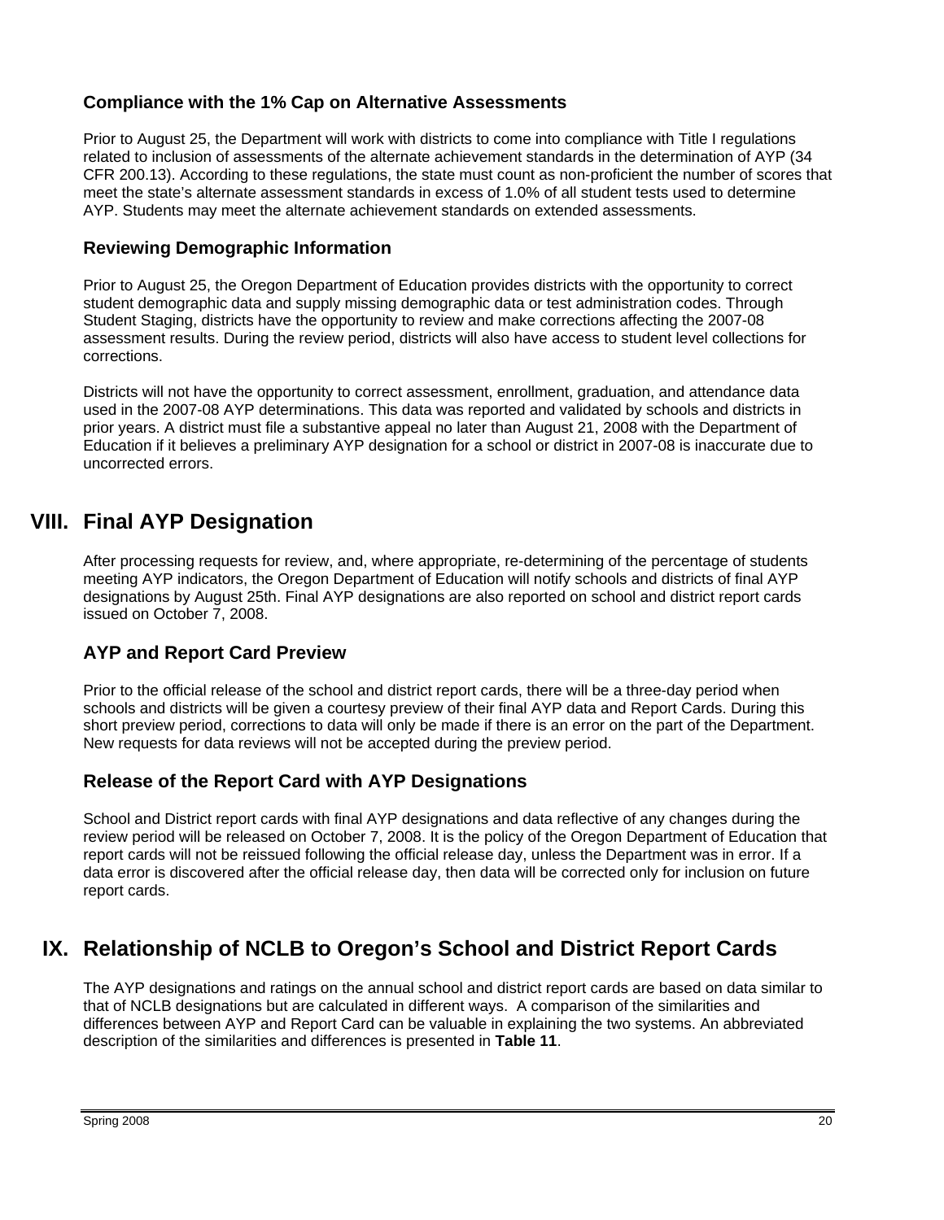### Compliance with the 1% Cap on Alternative Assessments

Prior to August 25, the Department will work with districts to come into compliance with Title I regulations related to inclusion of assessments of the alternate achievement standards in the determination of AYP (34 CFR 200.13). According to these regulations, the state must count as non-proficient the number of scores that meet the state's alternate assessment standards in excess of 1.0% of all student tests used to determine AYP. Students may meet the alternate achievement standards on extended assessments.

### Reviewing Demographic Information

Prior to August 25, the Oregon Department of Education provides districts with the opportunity to correct student demographic data and supply missing demographic data or test administration codes. Through Student Staging, districts have the opportunity to review and make corrections affecting the 2007-08 assessment results. During the review period, districts will also have access to student level collections for corrections.

Districts will not have the opportunity to correct assessment, enrollment, graduation, and attendance data used in the 2007-08 AYP determinations. This data was reported and validated by schools and districts in prior years. A district must file a substantive appeal no later than August 21, 2008 with the Department of Education if it believes a preliminary AYP designation for a school or district in 2007-08 is inaccurate due to uncorrected errors.

## VIII. Final AYP Designation

After processing requests for review, and, where appropriate, re-determining of the percentage of students meeting AYP indicators, the Oregon Department of Education will notify schools and districts of final AYP designations by August 25th. Final AYP designations are also reported on school and district report cards issued on October 7, 2008.

### AYP and Report Card Preview

Prior to the official release of the school and district report cards, there will be a three-day period when schools and districts will be given a courtesy preview of their final AYP data and Report Cards. During this short preview period, corrections to data will only be made if there is an error on the part of the Department. New requests for data reviews will not be accepted during the preview period.

### Release of the Report Card with AYP Designations

School and District report cards with final AYP designations and data reflective of any changes during the review period will be released on October 7, 2008. It is the policy of the Oregon Department of Education that report cards will not be reissued following the official release day, unless the Department was in error. If a data error is discovered after the official release day, then data will be corrected only for inclusion on future report cards.

## IX. Relationship of NCLB to Oregon's School and District Report Cards

The AYP designations and ratings on the annual school and district report cards are based on data similar to that of NCLB designations but are calculated in different ways. A comparison of the similarities and differences between AYP and Report Card can be valuable in explaining the two systems. An abbreviated description of the similarities and differences is presented in **Table 11**.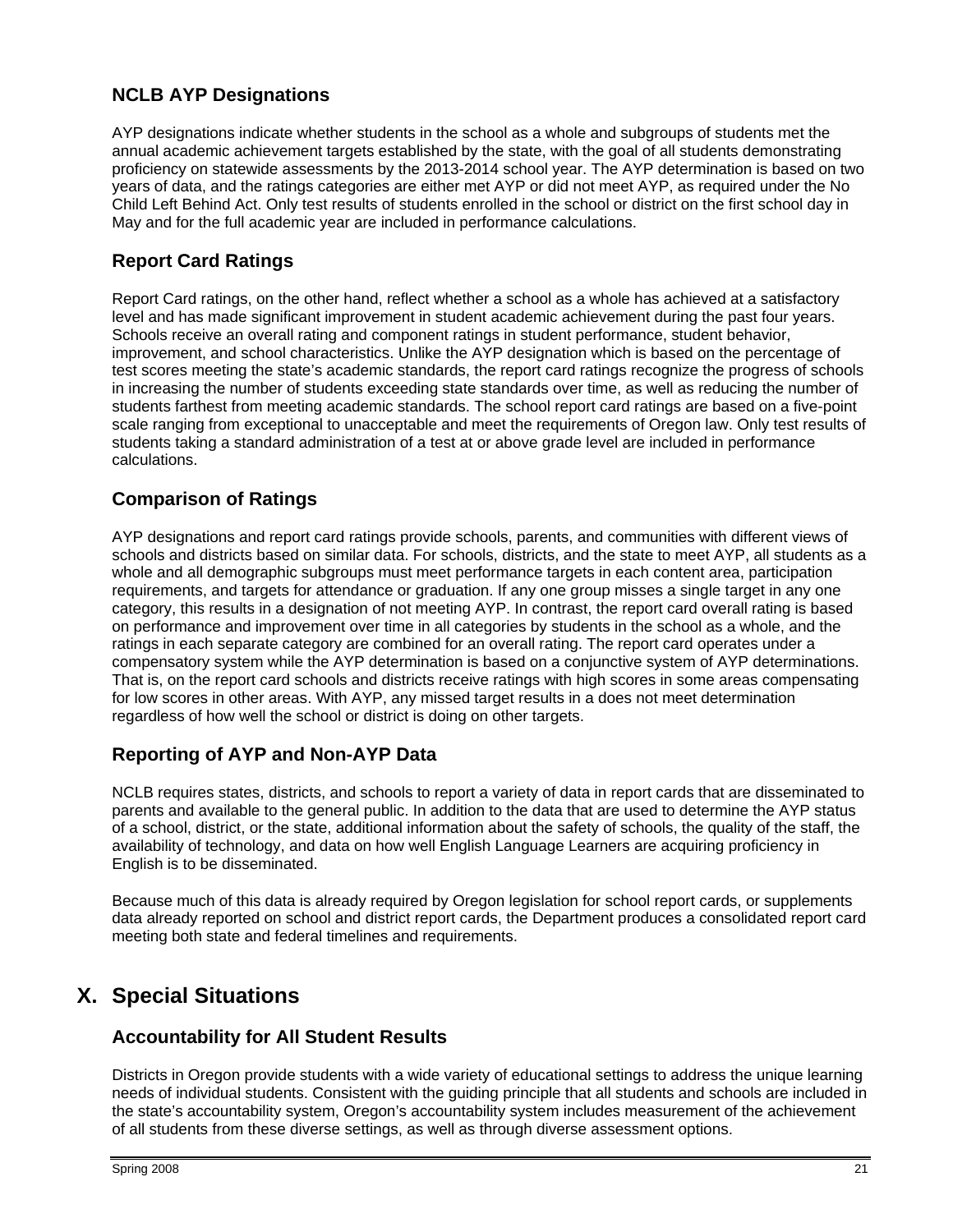### NCLB AYP Designations

AYP designations indicate whether students in the school as a whole and subgroups of students met the annual academic achievement targets established by the state, with the goal of all students demonstrating proficiency on statewide assessments by the 2013-2014 school year. The AYP determination is based on two years of data, and the ratings categories are either met AYP or did not meet AYP, as required under the No Child Left Behind Act. Only test results of students enrolled in the school or district on the first school day in May and for the full academic year are included in performance calculations.

### Report Card Ratings

Report Card ratings, on the other hand, reflect whether a school as a whole has achieved at a satisfactory level and has made significant improvement in student academic achievement during the past four years. Schools receive an overall rating and component ratings in student performance, student behavior, improvement, and school characteristics. Unlike the AYP designation which is based on the percentage of test scores meeting the state's academic standards, the report card ratings recognize the progress of schools in increasing the number of students exceeding state standards over time, as well as reducing the number of students farthest from meeting academic standards. The school report card ratings are based on a five-point scale ranging from exceptional to unacceptable and meet the requirements of Oregon law. Only test results of students taking a standard administration of a test at or above grade level are included in performance calculations.

### Comparison of Ratings

AYP designations and report card ratings provide schools, parents, and communities with different views of schools and districts based on similar data. For schools, districts, and the state to meet AYP, all students as a whole and all demographic subgroups must meet performance targets in each content area, participation requirements, and targets for attendance or graduation. If any one group misses a single target in any one category, this results in a designation of not meeting AYP. In contrast, the report card overall rating is based on performance and improvement over time in all categories by students in the school as a whole, and the ratings in each separate category are combined for an overall rating. The report card operates under a compensatory system while the AYP determination is based on a conjunctive system of AYP determinations. That is, on the report card schools and districts receive ratings with high scores in some areas compensating for low scores in other areas. With AYP, any missed target results in a does not meet determination regardless of how well the school or district is doing on other targets.

### Reporting of AYP and Non-AYP Data

NCLB requires states, districts, and schools to report a variety of data in report cards that are disseminated to parents and available to the general public. In addition to the data that are used to determine the AYP status of a school, district, or the state, additional information about the safety of schools, the quality of the staff, the availability of technology, and data on how well English Language Learners are acquiring proficiency in English is to be disseminated.

Because much of this data is already required by Oregon legislation for school report cards, or supplements data already reported on school and district report cards, the Department produces a consolidated report card meeting both state and federal timelines and requirements.

## X. Special Situations

### Accountability for All Student Results

Districts in Oregon provide students with a wide variety of educational settings to address the unique learning needs of individual students. Consistent with the guiding principle that all students and schools are included in the state's accountability system, Oregon's accountability system includes measurement of the achievement of all students from these diverse settings, as well as through diverse assessment options.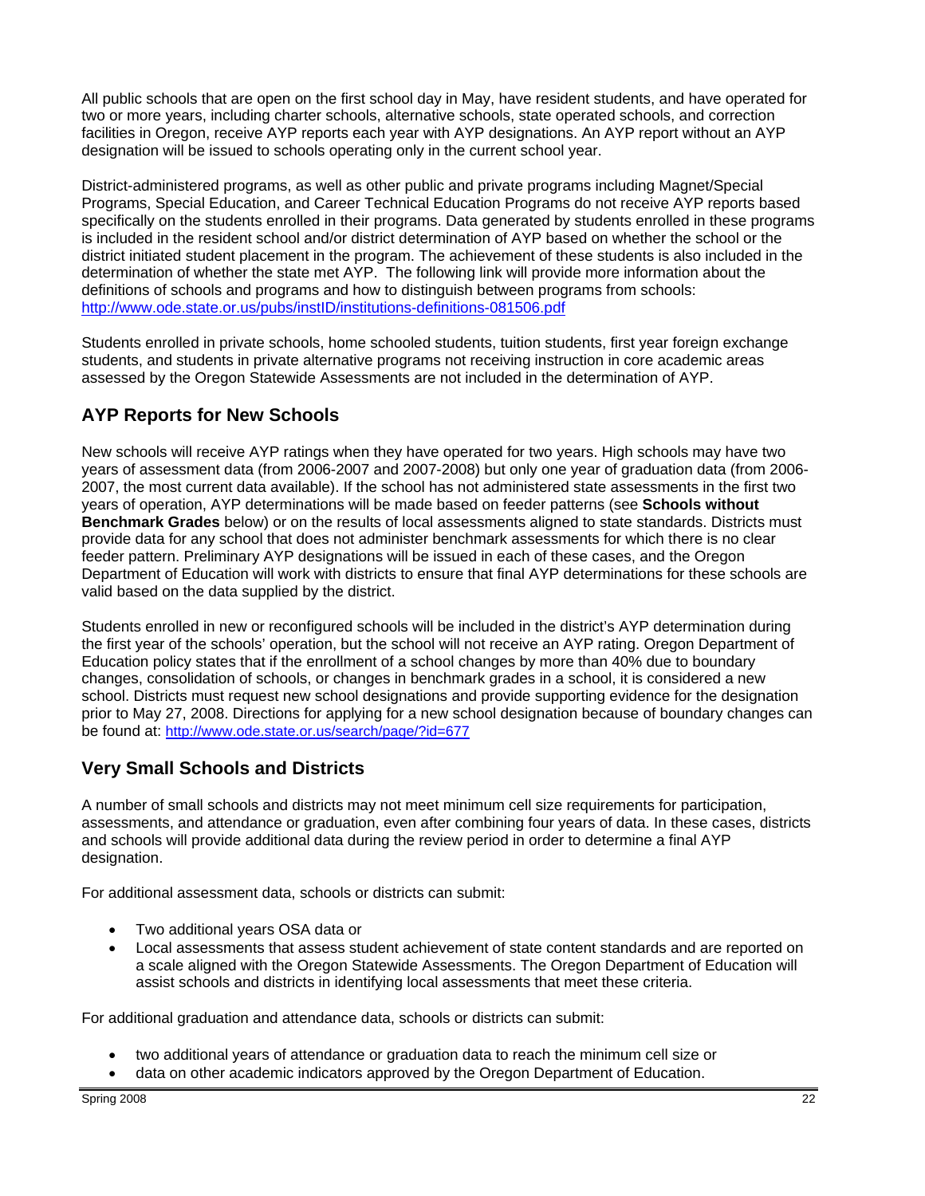All public schools that are open on the first school day in May, have resident students, and have operated for two or more years, including charter schools, alternative schools, state operated schools, and correction facilities in Oregon, receive AYP reports each year with AYP designations. An AYP report without an AYP designation will be issued to schools operating only in the current school year.

District-administered programs, as well as other public and private programs including Magnet/Special Programs, Special Education, and Career Technical Education Programs do not receive AYP reports based specifically on the students enrolled in their programs. Data generated by students enrolled in these programs is included in the resident school and/or district determination of AYP based on whether the school or the district initiated student placement in the program. The achievement of these students is also included in the determination of whether the state met AYP. The following link will provide more information about the definitions of schools and programs and how to distinguish between programs from schools: http://www.ode.state.or.us/pubs/instID/institutions-definitions-081506.pdf

Students enrolled in private schools, home schooled students, tuition students, first year foreign exchange students, and students in private alternative programs not receiving instruction in core academic areas assessed by the Oregon Statewide Assessments are not included in the determination of AYP.

## AYP Reports for New Schools

New schools will receive AYP ratings when they have operated for two years. High schools may have two years of assessment data (from 2006-2007 and 2007-2008) but only one year of graduation data (from 2006-2007, the most current data available). If the school has not administered state assessments in the first two years of operation, AYP determinations will be made based on feeder patterns (see **Schools without Benchmark Grades** below) or on the results of local assessments aligned to state standards. Districts must provide data for any school that does not administer benchmark assessments for which there is no clear feeder pattern. Preliminary AYP designations will be issued in each of these cases, and the Oregon Department of Education will work with districts to ensure that final AYP determinations for these schools are valid based on the data supplied by the district.

Students enrolled in new or reconfigured schools will be included in the district's AYP determination during the first year of the schools' operation, but the school will not receive an AYP rating. Oregon Department of Education policy states that if the enrollment of a school changes by more than 40% due to boundary changes, consolidation of schools, or changes in benchmark grades in a school, it is considered a new school. Districts must request new school designations and provide supporting evidence for the designation prior to May 27, 2008. Directions for applying for a new school designation because of boundary changes can be found at: http://www.ode.state.or.us/search/page/?id=677

## Very Small Schools and Districts

A number of small schools and districts may not meet minimum cell size requirements for participation, assessments, and attendance or graduation, even after combining four years of data. In these cases, districts and schools will provide additional data during the review period in order to determine a final AYP designation.

For additional assessment data, schools or districts can submit:

- Two additional years OSA data or
- Local assessments that assess student achievement of state content standards and are reported on a scale aligned with the Oregon Statewide Assessments. The Oregon Department of Education will assist schools and districts in identifying local assessments that meet these criteria.

For additional graduation and attendance data, schools or districts can submit:

- two additional years of attendance or graduation data to reach the minimum cell size or
- data on other academic indicators approved by the Oregon Department of Education.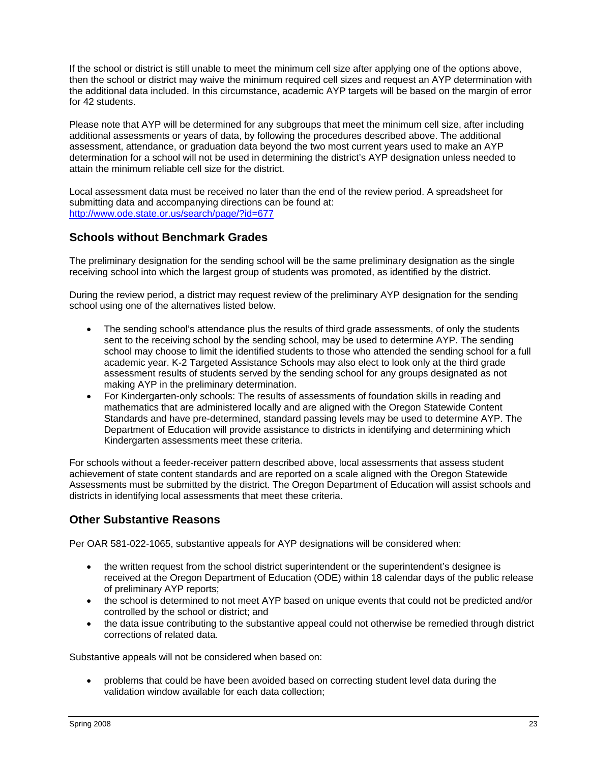If the school or district is still unable to meet the minimum cell size after applying one of the options above, then the school or district may waive the minimum required cell sizes and request an AYP determination with the additional data included. In this circumstance, academic AYP targets will be based on the margin of error for 42 students.

Please note that AYP will be determined for any subgroups that meet the minimum cell size, after including additional assessments or years of data, by following the procedures described above. The additional assessment, attendance, or graduation data beyond the two most current years used to make an AYP determination for a school will not be used in determining the district's AYP designation unless needed to attain the minimum reliable cell size for the district.

Local assessment data must be received no later than the end of the review period. A spreadsheet for submitting data and accompanying directions can be found at: http://www.ode.state.or.us/search/page/?id=677

## Schools without Benchmark Grades

The preliminary designation for the sending school will be the same preliminary designation as the single receiving school into which the largest group of students was promoted, as identified by the district.

During the review period, a district may request review of the preliminary AYP designation for the sending school using one of the alternatives listed below.

- The sending school's attendance plus the results of third grade assessments, of only the students sent to the receiving school by the sending school, may be used to determine AYP. The sending school may choose to limit the identified students to those who attended the sending school for a full academic year. K-2 Targeted Assistance Schools may also elect to look only at the third grade assessment results of students served by the sending school for any groups designated as not making AYP in the preliminary determination.
- For Kindergarten-only schools: The results of assessments of foundation skills in reading and mathematics that are administered locally and are aligned with the Oregon Statewide Content Standards and have pre-determined, standard passing levels may be used to determine AYP. The Department of Education will provide assistance to districts in identifying and determining which Kindergarten assessments meet these criteria.

For schools without a feeder-receiver pattern described above, local assessments that assess student achievement of state content standards and are reported on a scale aligned with the Oregon Statewide Assessments must be submitted by the district. The Oregon Department of Education will assist schools and districts in identifying local assessments that meet these criteria.

## Other Substantive Reasons

Per OAR 581-022-1065, substantive appeals for AYP designations will be considered when:

- the written request from the school district superintendent or the superintendent's designee is received at the Oregon Department of Education (ODE) within 18 calendar days of the public release of preliminary AYP reports;
- the school is determined to not meet AYP based on unique events that could not be predicted and/or controlled by the school or district; and
- the data issue contributing to the substantive appeal could not otherwise be remedied through district corrections of related data.

Substantive appeals will not be considered when based on:

- problems that could be have been avoided based on correcting student level data during the validation window available for each data collection;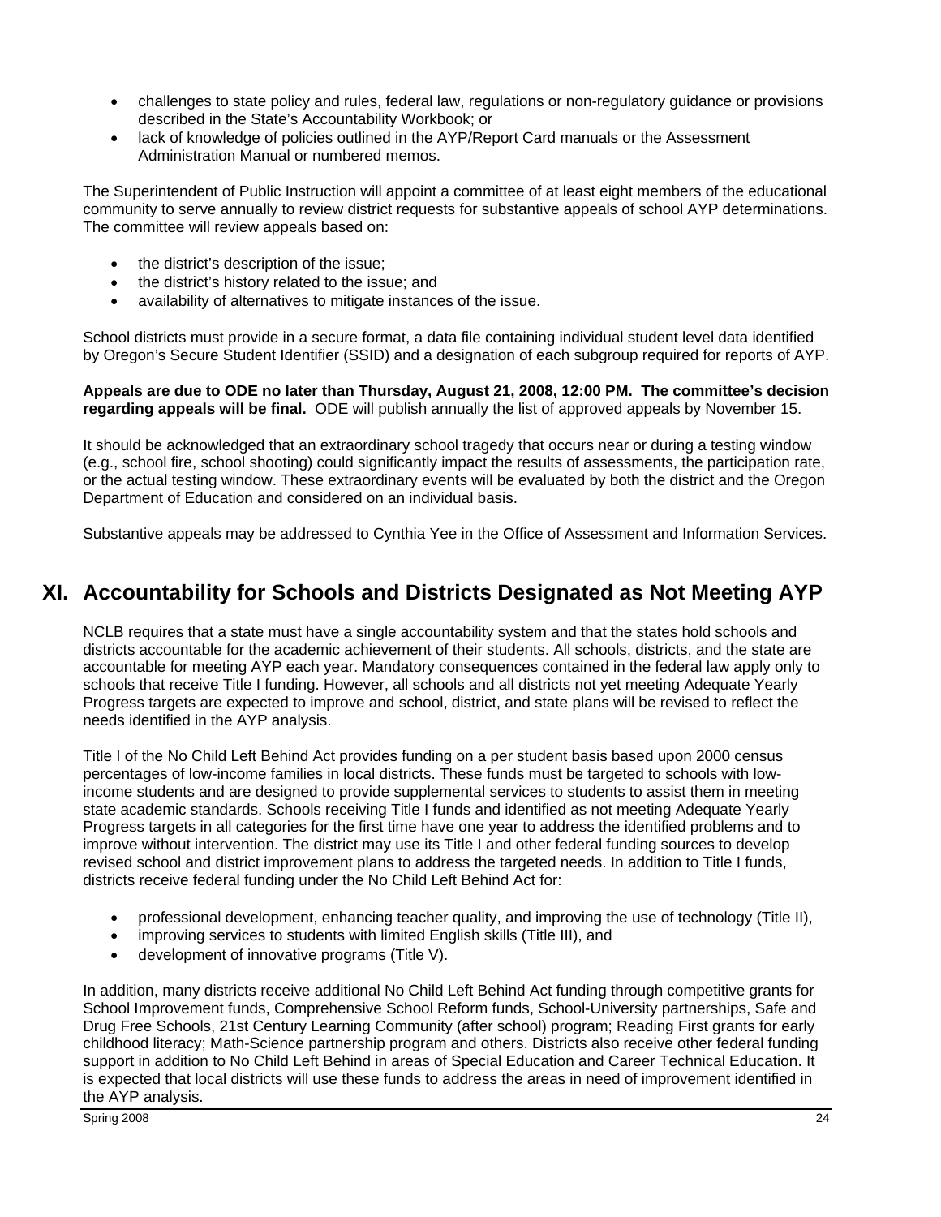- challenges to state policy and rules, federal law, regulations or non-regulatory guidance or provisions described in the State's Accountability Workbook; or
- lack of knowledge of policies outlined in the AYP/Report Card manuals or the Assessment Administration Manual or numbered memos.

The Superintendent of Public Instruction will appoint a committee of at least eight members of the educational community to serve annually to review district requests for substantive appeals of school AYP determinations. The committee will review appeals based on:

- the district's description of the issue;
- the district's history related to the issue; and
- availability of alternatives to mitigate instances of the issue.

School districts must provide in a secure format, a data file containing individual student level data identified by Oregon's Secure Student Identifier (SSID) and a designation of each subgroup required for reports of AYP.

**Appeals are due to ODE no later than Thursday, August 21, 2008, 12:00 PM. The committee's decision regarding appeals will be final.** ODE will publish annually the list of approved appeals by November 15.

It should be acknowledged that an extraordinary school tragedy that occurs near or during a testing window (e.g., school fire, school shooting) could significantly impact the results of assessments, the participation rate, or the actual testing window. These extraordinary events will be evaluated by both the district and the Oregon Department of Education and considered on an individual basis.

Substantive appeals may be addressed to Cynthia Yee in the Office of Assessment and Information Services.

# XI. Accountability for Schools and Districts Designated as Not Meeting AYP

NCLB requires that a state must have a single accountability system and that the states hold schools and districts accountable for the academic achievement of their students. All schools, districts, and the state are accountable for meeting AYP each year. Mandatory consequences contained in the federal law apply only to schools that receive Title I funding. However, all schools and all districts not yet meeting Adequate Yearly Progress targets are expected to improve and school, district, and state plans will be revised to reflect the needs identified in the AYP analysis.

Title I of the No Child Left Behind Act provides funding on a per student basis based upon 2000 census percentages of low-income families in local districts. These funds must be targeted to schools with low-income students and are designed to provide supplemental services to students to assist them in meeting state academic standards. Schools receiving Title I funds and identified as not meeting Adequate Yearly Progress targets in all categories for the first time have one year to address the identified problems and to improve without intervention. The district may use its Title I and other federal funding sources to develop revised school and district improvement plans to address the targeted needs. In addition to Title I funds, districts receive federal funding under the No Child Left Behind Act for:

- professional development, enhancing teacher quality, and improving the use of technology (Title II),
- improving services to students with limited English skills (Title III), and
- development of innovative programs (Title V).

In addition, many districts receive additional No Child Left Behind Act funding through competitive grants for School Improvement funds, Comprehensive School Reform funds, School-University partnerships, Safe and Drug Free Schools, 21st Century Learning Community (after school) program; Reading First grants for early childhood literacy; Math-Science partnership program and others. Districts also receive other federal funding support in addition to No Child Left Behind in areas of Special Education and Career Technical Education. It is expected that local districts will use these funds to address the areas in need of improvement identified in the AYP analysis.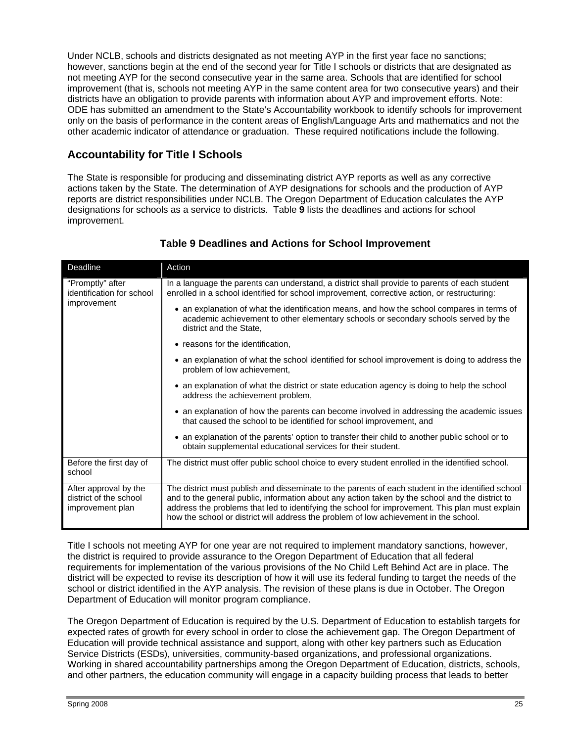Under NCLB, schools and districts designated as not meeting AYP in the first year face no sanctions; however, sanctions begin at the end of the second year for Title I schools or districts that are designated as not meeting AYP for the second consecutive year in the same area. Schools that are identified for school improvement (that is, schools not meeting AYP in the same content area for two consecutive years) and their districts have an obligation to provide parents with information about AYP and improvement efforts. Note: ODE has submitted an amendment to the State's Accountability workbook to identify schools for improvement only on the basis of performance in the content areas of English/Language Arts and mathematics and not the other academic indicator of attendance or graduation. These required notifications include the following.

## Accountability for Title I Schools

The State is responsible for producing and disseminating district AYP reports as well as any corrective actions taken by the State. The determination of AYP designations for schools and the production of AYP reports are district responsibilities under NCLB. The Oregon Department of Education calculates the AYP designations for schools as a service to districts. Table **9** lists the deadlines and actions for school improvement.

### Table 9 Deadlines and Actions for School Improvement

| Deadline | Action |
| --- | --- |
| "Promptly" after identification for school improvement | In a language the parents can understand, a district shall provide to parents of each student enrolled in a school identified for school improvement, corrective action, or restructuring:<br>• an explanation of what the identification means, and how the school compares in terms of academic achievement to other elementary schools or secondary schools served by the district and the State,<br>• reasons for the identification,<br>• an explanation of what the school identified for school improvement is doing to address the problem of low achievement,<br>• an explanation of what the district or state education agency is doing to help the school address the achievement problem,<br>• an explanation of how the parents can become involved in addressing the academic issues that caused the school to be identified for school improvement, and<br>• an explanation of the parents' option to transfer their child to another public school or to obtain supplemental educational services for their student. |
| Before the first day of school | The district must offer public school choice to every student enrolled in the identified school. |
| After approval by the district of the school improvement plan | The district must publish and disseminate to the parents of each student in the identified school and to the general public, information about any action taken by the school and the district to address the problems that led to identifying the school for improvement. This plan must explain how the school or district will address the problem of low achievement in the school. |

Title I schools not meeting AYP for one year are not required to implement mandatory sanctions, however, the district is required to provide assurance to the Oregon Department of Education that all federal requirements for implementation of the various provisions of the No Child Left Behind Act are in place. The district will be expected to revise its description of how it will use its federal funding to target the needs of the school or district identified in the AYP analysis. The revision of these plans is due in October. The Oregon Department of Education will monitor program compliance.

The Oregon Department of Education is required by the U.S. Department of Education to establish targets for expected rates of growth for every school in order to close the achievement gap. The Oregon Department of Education will provide technical assistance and support, along with other key partners such as Education Service Districts (ESDs), universities, community-based organizations, and professional organizations. Working in shared accountability partnerships among the Oregon Department of Education, districts, schools, and other partners, the education community will engage in a capacity building process that leads to better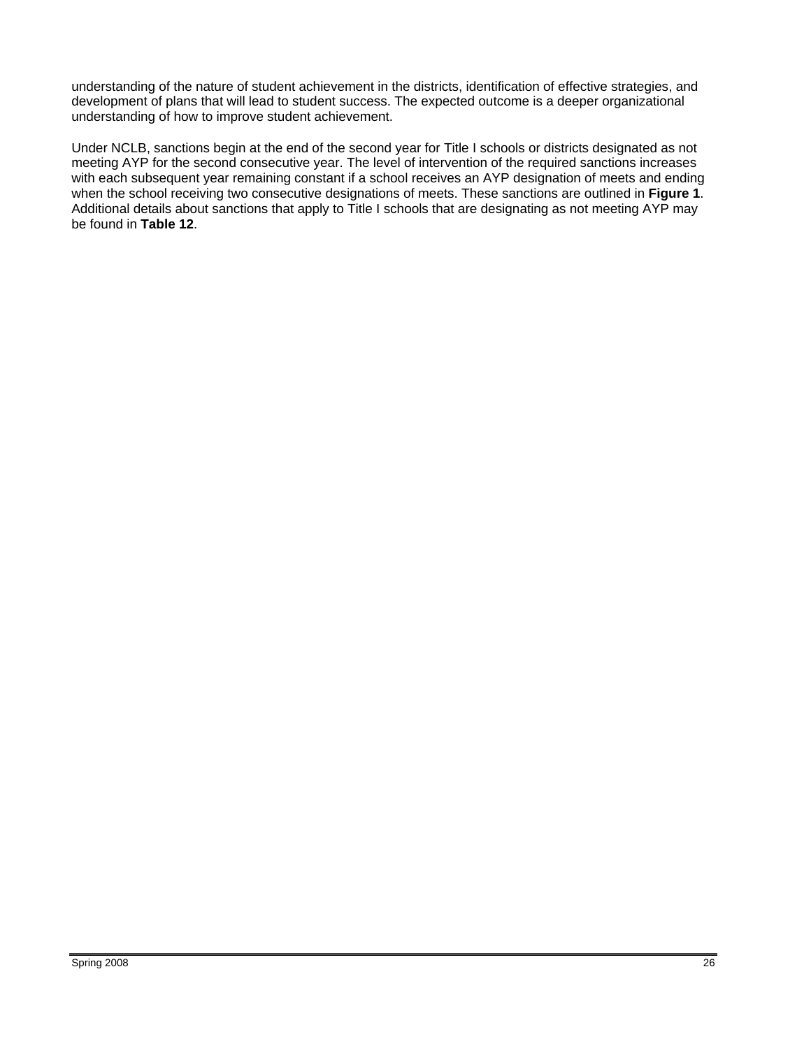understanding of the nature of student achievement in the districts, identification of effective strategies, and development of plans that will lead to student success. The expected outcome is a deeper organizational understanding of how to improve student achievement.

Under NCLB, sanctions begin at the end of the second year for Title I schools or districts designated as not meeting AYP for the second consecutive year. The level of intervention of the required sanctions increases with each subsequent year remaining constant if a school receives an AYP designation of meets and ending when the school receiving two consecutive designations of meets. These sanctions are outlined in **Figure 1**. Additional details about sanctions that apply to Title I schools that are designating as not meeting AYP may be found in **Table 12**.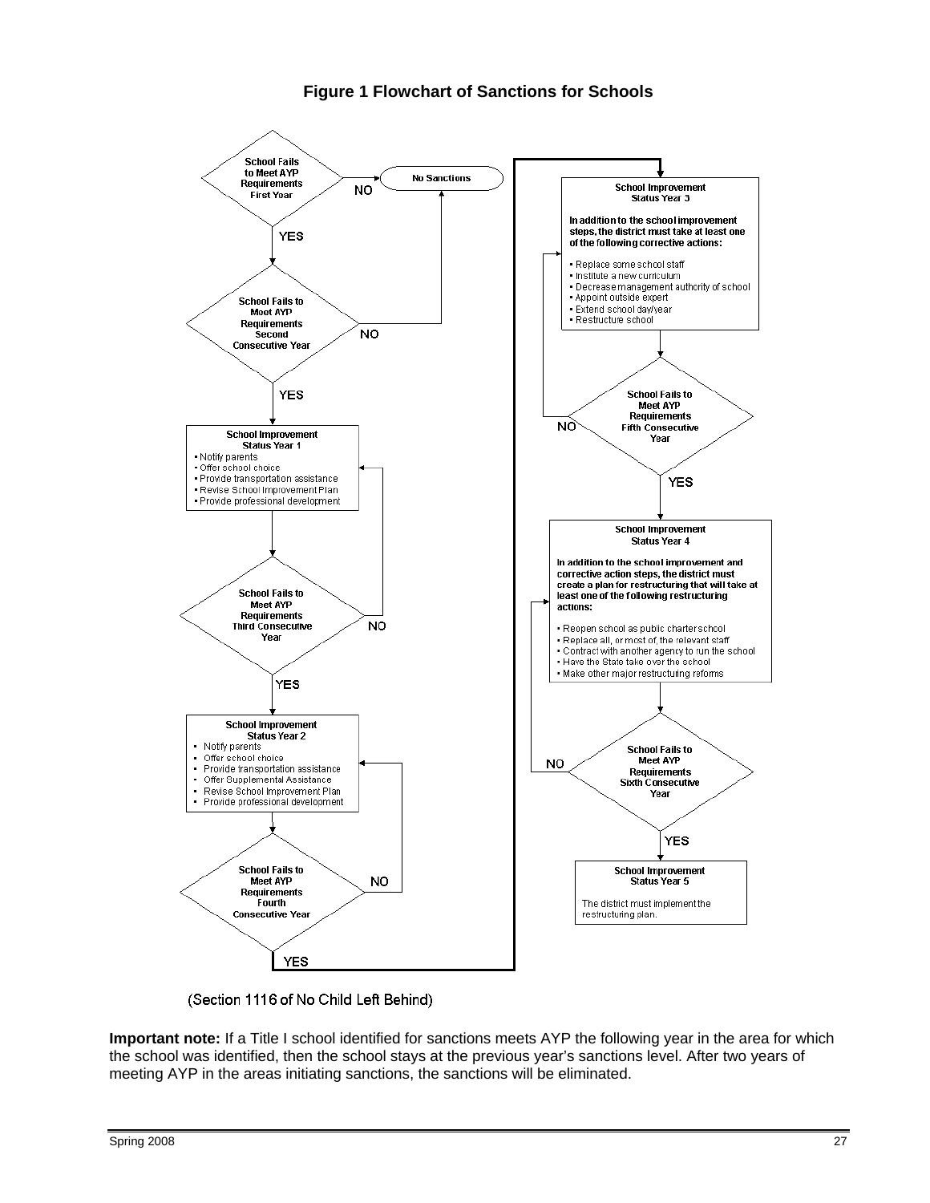**Figure 1 Flowchart of Sanctions for Schools**

School Fails to Meet AYP Requirements First Year
- NO → No Sanctions
- YES ↓

School Fails to Meet AYP Requirements Second Consecutive Year
- NO → No Sanctions
- YES ↓

**School Improvement Status Year 1**
- Notify parents
- Offer school choice
- Provide transportation assistance
- Revise School Improvement Plan
- Provide professional development

School Fails to Meet AYP Requirements Third Consecutive Year
- NO → School Improvement Status Year 1
- YES ↓

**School Improvement Status Year 2**
- Notify parents
- Offer school choice
- Provide transportation assistance
- Offer Supplemental Assistance
- Revise School Improvement Plan
- Provide professional development

School Fails to Meet AYP Requirements Fourth Consecutive Year
- NO → School Improvement Status Year 2
- YES ↓

**School Improvement Status Year 3**

In addition to the school improvement steps, the district must take at least one of the following corrective actions:
- Replace some school staff
- Institute a new curriculum
- Decrease management authority of school
- Appoint outside expert
- Extend school day/year
- Restructure school

School Fails to Meet AYP Requirements Fifth Consecutive Year
- NO → School Improvement Status Year 3
- YES ↓

**School Improvement Status Year 4**

In addition to the school improvement and corrective action steps, the district must create a plan for restructuring that will take at least one of the following restructuring actions:
- Reopen school as public charter school
- Replace all, or most of, the relevant staff
- Contract with another agency to run the school
- Have the State take over the school
- Make other major restructuring reforms

School Fails to Meet AYP Requirements Sixth Consecutive Year
- NO → School Improvement Status Year 4
- YES ↓

**School Improvement Status Year 5**

The district must implement the restructuring plan.

(Section 1116 of No Child Left Behind)

**Important note:** If a Title I school identified for sanctions meets AYP the following year in the area for which the school was identified, then the school stays at the previous year's sanctions level. After two years of meeting AYP in the areas initiating sanctions, the sanctions will be eliminated.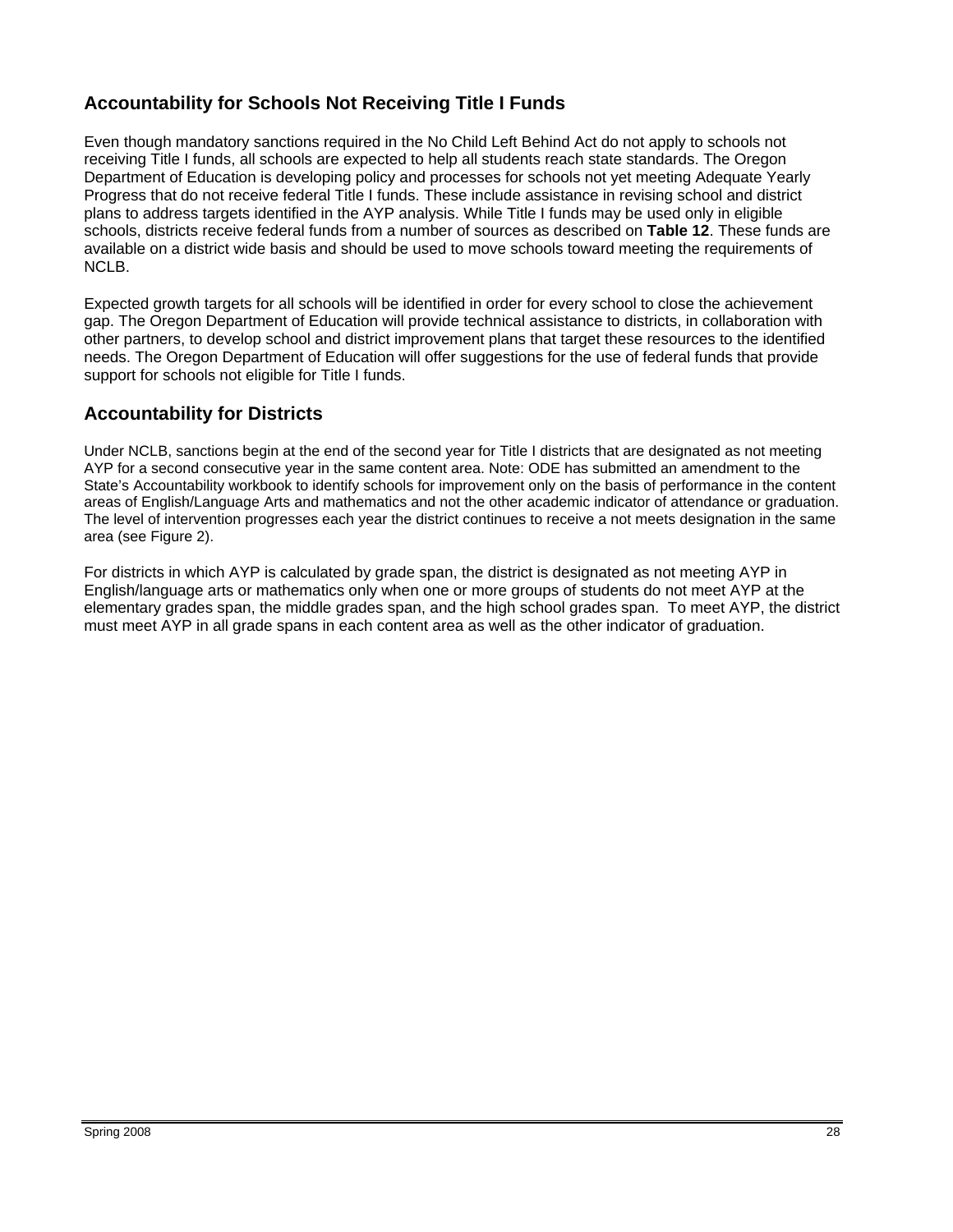## Accountability for Schools Not Receiving Title I Funds

Even though mandatory sanctions required in the No Child Left Behind Act do not apply to schools not receiving Title I funds, all schools are expected to help all students reach state standards. The Oregon Department of Education is developing policy and processes for schools not yet meeting Adequate Yearly Progress that do not receive federal Title I funds. These include assistance in revising school and district plans to address targets identified in the AYP analysis. While Title I funds may be used only in eligible schools, districts receive federal funds from a number of sources as described on **Table 12**. These funds are available on a district wide basis and should be used to move schools toward meeting the requirements of NCLB.

Expected growth targets for all schools will be identified in order for every school to close the achievement gap. The Oregon Department of Education will provide technical assistance to districts, in collaboration with other partners, to develop school and district improvement plans that target these resources to the identified needs. The Oregon Department of Education will offer suggestions for the use of federal funds that provide support for schools not eligible for Title I funds.

## Accountability for Districts

Under NCLB, sanctions begin at the end of the second year for Title I districts that are designated as not meeting AYP for a second consecutive year in the same content area. Note: ODE has submitted an amendment to the State's Accountability workbook to identify schools for improvement only on the basis of performance in the content areas of English/Language Arts and mathematics and not the other academic indicator of attendance or graduation. The level of intervention progresses each year the district continues to receive a not meets designation in the same area (see Figure 2).

For districts in which AYP is calculated by grade span, the district is designated as not meeting AYP in English/language arts or mathematics only when one or more groups of students do not meet AYP at the elementary grades span, the middle grades span, and the high school grades span. To meet AYP, the district must meet AYP in all grade spans in each content area as well as the other indicator of graduation.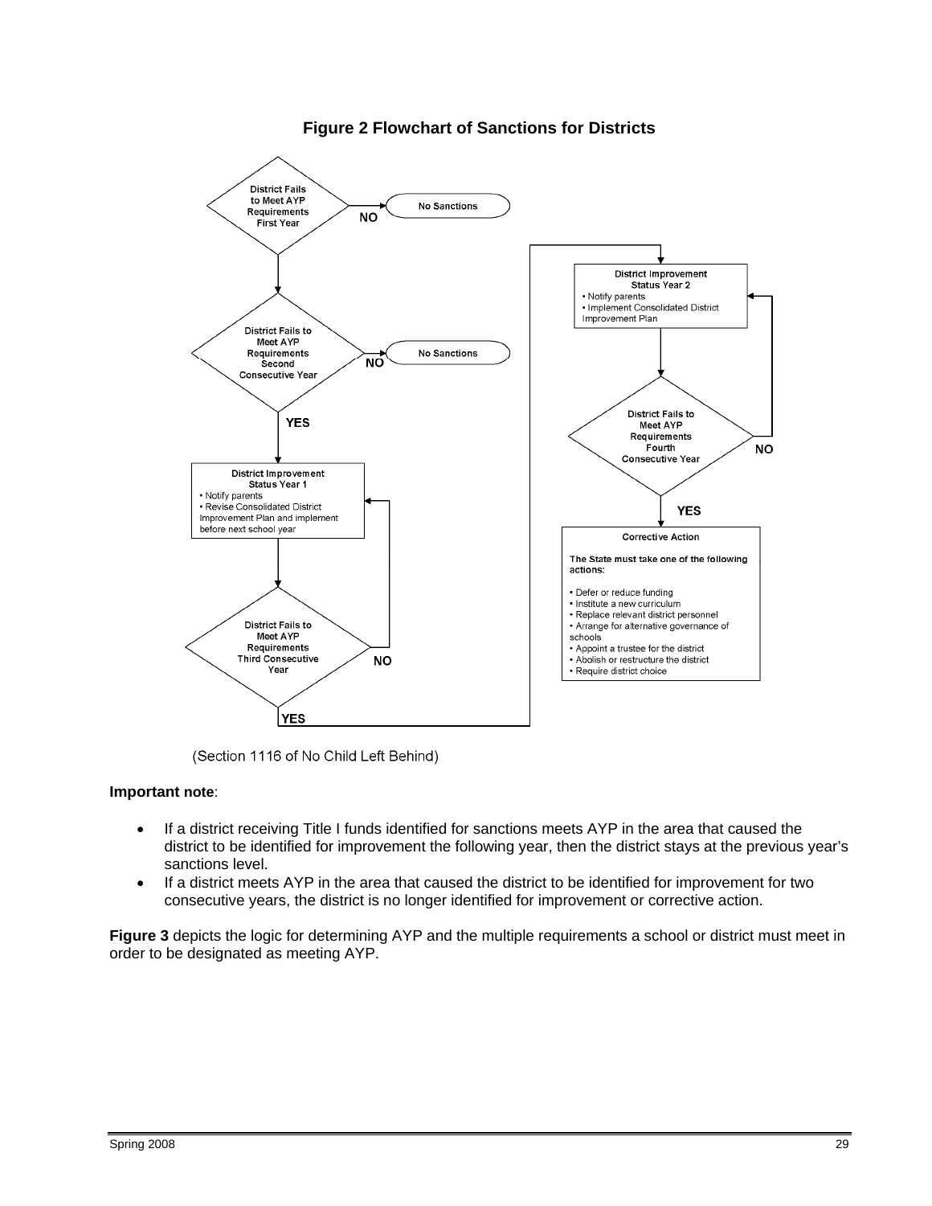**Figure 2 Flowchart of Sanctions for Districts**

- **District Fails to Meet AYP Requirements First Year**
  - NO → No Sanctions
  - (Yes) ↓
- **District Fails to Meet AYP Requirements Second Consecutive Year**
  - NO → No Sanctions
  - YES ↓
- **District Improvement Status Year 1**
  - Notify parents
  - Revise Consolidated District Improvement Plan and implement before next school year
- **District Fails to Meet AYP Requirements Third Consecutive Year**
  - NO → District Improvement Status Year 1
  - YES ↓
- **District Improvement Status Year 2**
  - Notify parents
  - Implement Consolidated District Improvement Plan
- **District Fails to Meet AYP Requirements Fourth Consecutive Year**
  - NO → District Improvement Status Year 2
  - YES ↓
- **Corrective Action**

  The State must take one of the following actions:
  - Defer or reduce funding
  - Institute a new curriculum
  - Replace relevant district personnel
  - Arrange for alternative governance of schools
  - Appoint a trustee for the district
  - Abolish or restructure the district
  - Require district choice

(Section 1116 of No Child Left Behind)

**Important note**:

- If a district receiving Title I funds identified for sanctions meets AYP in the area that caused the district to be identified for improvement the following year, then the district stays at the previous year's sanctions level.
- If a district meets AYP in the area that caused the district to be identified for improvement for two consecutive years, the district is no longer identified for improvement or corrective action.

**Figure 3** depicts the logic for determining AYP and the multiple requirements a school or district must meet in order to be designated as meeting AYP.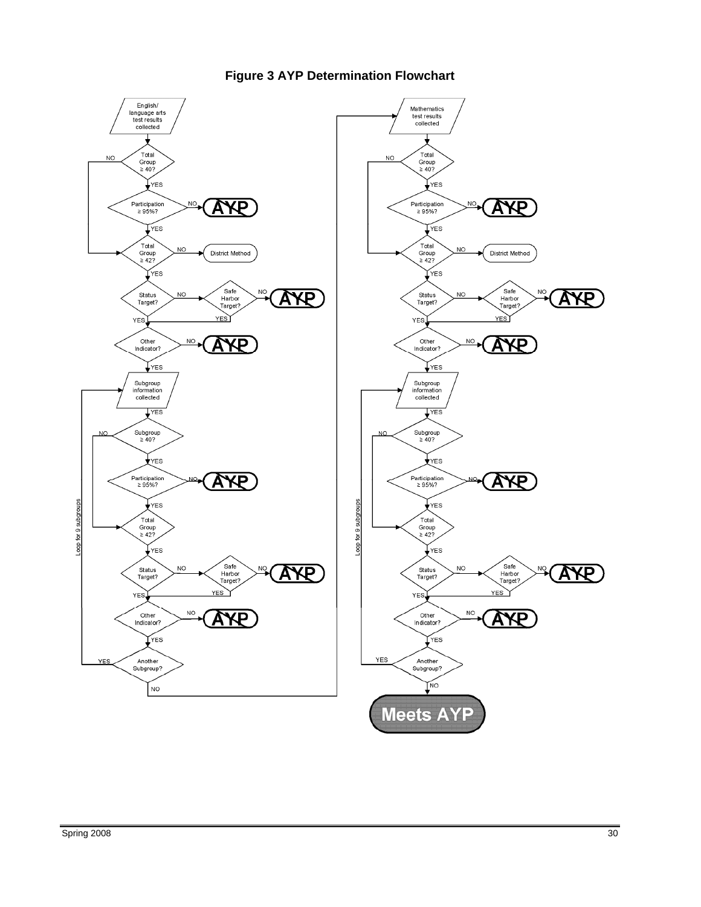**Figure 3 AYP Determination Flowchart**

English/language arts test results collected

- Total Group ≥ 40? — NO → Total Group ≥ 42?; YES → Participation ≥ 95%?
- Participation ≥ 95%? — NO → AYP (not met); YES → Total Group ≥ 42?
- Total Group ≥ 42? — NO → District Method; YES → Status Target?
- Status Target? — NO → Safe Harbor Target?; YES → Other Indicator?
- Safe Harbor Target? — NO → AYP (not met); YES → Other Indicator?
- Other Indicator? — NO → AYP (not met); YES → Subgroup information collected

Loop for 9 subgroups:

- Subgroup information collected — YES → Subgroup ≥ 40?
- Subgroup ≥ 40? — NO → Total Group ≥ 42?; YES → Participation ≥ 95%?
- Participation ≥ 95%? — NO → AYP (not met); YES → Total Group ≥ 42?
- Total Group ≥ 42? — YES → Status Target?
- Status Target? — NO → Safe Harbor Target?; YES → Other Indicator?
- Safe Harbor Target? — NO → AYP (not met); YES → Other Indicator?
- Other Indicator? — NO → AYP (not met); YES → Another Subgroup?
- Another Subgroup? — YES → Subgroup information collected; NO → Mathematics test results collected

Mathematics test results collected

- Total Group ≥ 40? — NO → Total Group ≥ 42?; YES → Participation ≥ 95%?
- Participation ≥ 95%? — NO → AYP (not met); YES → Total Group ≥ 42?
- Total Group ≥ 42? — NO → District Method; YES → Status Target?
- Status Target? — NO → Safe Harbor Target?; YES → Other Indicator?
- Safe Harbor Target? — NO → AYP (not met); YES → Other Indicator?
- Other Indicator? — NO → AYP (not met); YES → Subgroup information collected

Loop for 9 subgroups:

- Subgroup information collected — YES → Subgroup ≥ 40?
- Subgroup ≥ 40? — NO → Total Group ≥ 42?; YES → Participation ≥ 95%?
- Participation ≥ 95%? — NO → AYP (not met); YES → Total Group ≥ 42?
- Total Group ≥ 42? — YES → Status Target?
- Status Target? — NO → Safe Harbor Target?; YES → Other Indicator?
- Safe Harbor Target? — NO → AYP (not met); YES → Other Indicator?
- Other Indicator? — NO → AYP (not met); YES → Another Subgroup?
- Another Subgroup? — YES → Subgroup information collected; NO → Meets AYP

**Meets AYP**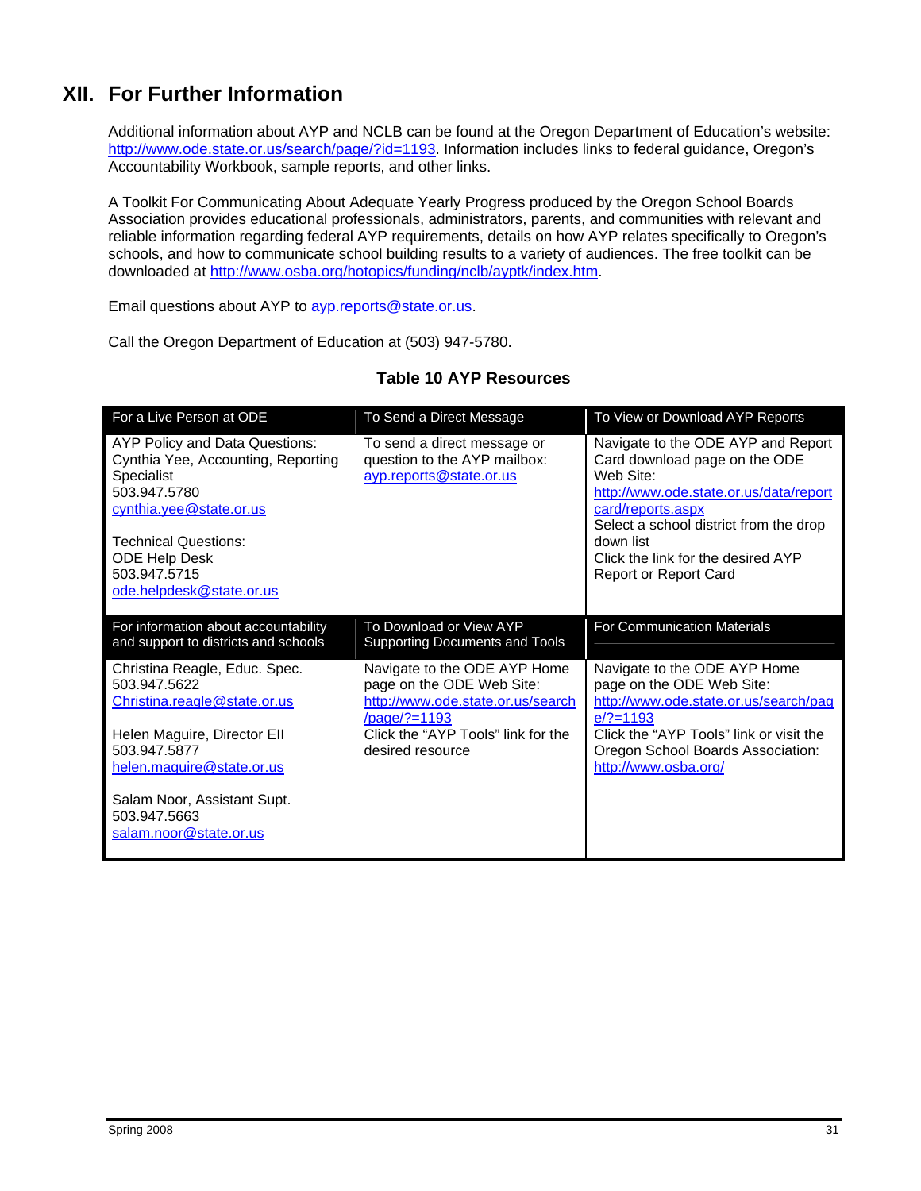# XII. For Further Information

Additional information about AYP and NCLB can be found at the Oregon Department of Education's website: http://www.ode.state.or.us/search/page/?id=1193. Information includes links to federal guidance, Oregon's Accountability Workbook, sample reports, and other links.

A Toolkit For Communicating About Adequate Yearly Progress produced by the Oregon School Boards Association provides educational professionals, administrators, parents, and communities with relevant and reliable information regarding federal AYP requirements, details on how AYP relates specifically to Oregon's schools, and how to communicate school building results to a variety of audiences. The free toolkit can be downloaded at http://www.osba.org/hotopics/funding/nclb/ayptk/index.htm.

Email questions about AYP to ayp.reports@state.or.us.

Call the Oregon Department of Education at (503) 947-5780.

**Table 10 AYP Resources**

| For a Live Person at ODE | To Send a Direct Message | To View or Download AYP Reports |
|---|---|---|
| AYP Policy and Data Questions:<br>Cynthia Yee, Accounting, Reporting Specialist<br>503.947.5780<br>cynthia.yee@state.or.us<br><br>Technical Questions:<br>ODE Help Desk<br>503.947.5715<br>ode.helpdesk@state.or.us | To send a direct message or question to the AYP mailbox:<br>ayp.reports@state.or.us | Navigate to the ODE AYP and Report Card download page on the ODE Web Site:<br>http://www.ode.state.or.us/data/reportcard/reports.aspx<br>Select a school district from the drop down list<br>Click the link for the desired AYP Report or Report Card |
| **For information about accountability and support to districts and schools** | **To Download or View AYP Supporting Documents and Tools** | **For Communication Materials** |
| Christina Reagle, Educ. Spec.<br>503.947.5622<br>Christina.reagle@state.or.us<br><br>Helen Maguire, Director EII<br>503.947.5877<br>helen.maguire@state.or.us<br><br>Salam Noor, Assistant Supt.<br>503.947.5663<br>salam.noor@state.or.us | Navigate to the ODE AYP Home page on the ODE Web Site:<br>http://www.ode.state.or.us/search/page/?=1193<br>Click the "AYP Tools" link for the desired resource | Navigate to the ODE AYP Home page on the ODE Web Site:<br>http://www.ode.state.or.us/search/page/?=1193<br>Click the "AYP Tools" link or visit the Oregon School Boards Association:<br>http://www.osba.org/ |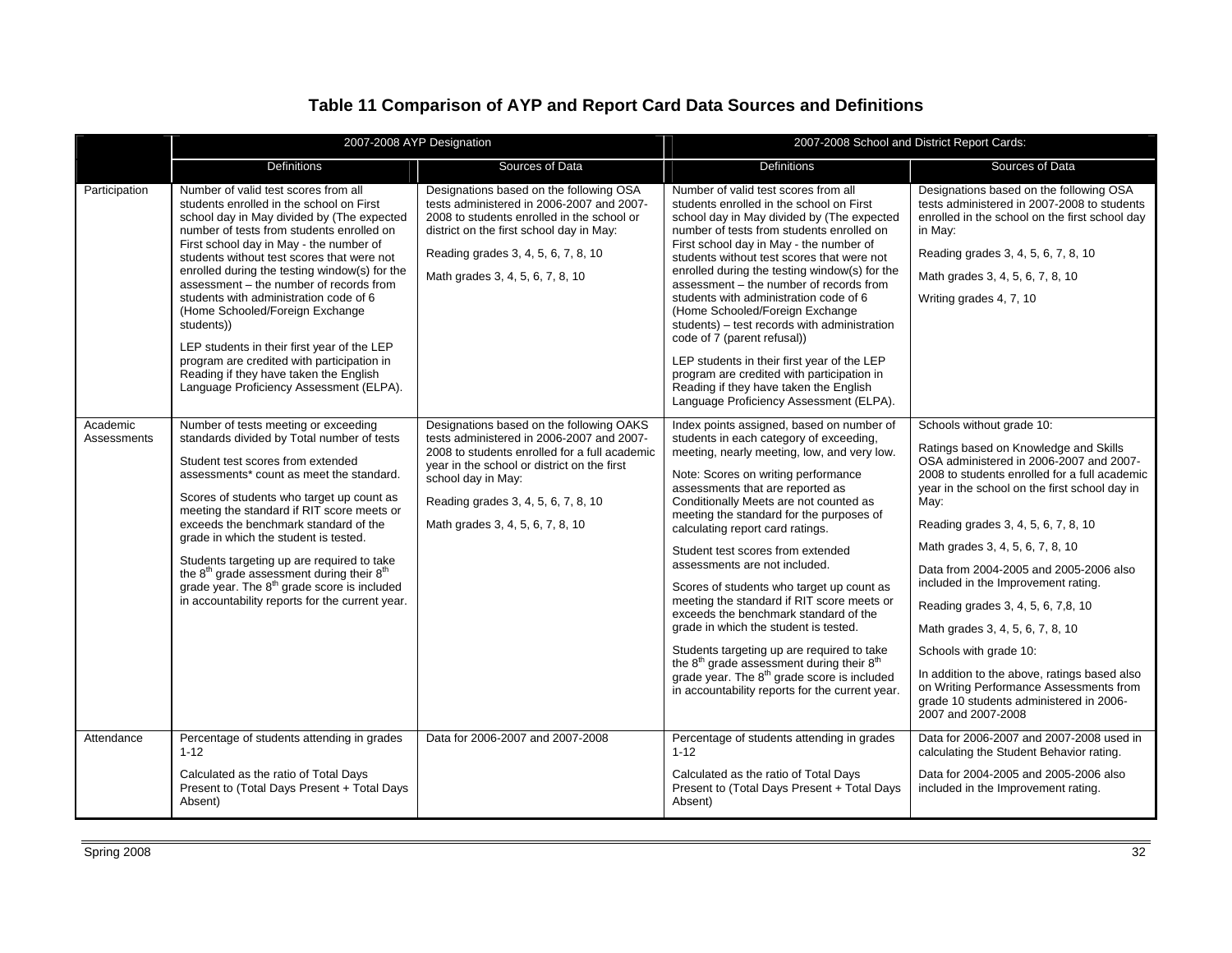# Table 11 Comparison of AYP and Report Card Data Sources and Definitions

| | 2007-2008 AYP Designation | | 2007-2008 School and District Report Cards: | |
|---|---|---|---|---|
| | Definitions | Sources of Data | Definitions | Sources of Data |
| Participation | Number of valid test scores from all students enrolled in the school on First school day in May divided by (The expected number of tests from students enrolled on First school day in May - the number of students without test scores that were not enrolled during the testing window(s) for the assessment – the number of records from students with administration code of 6 (Home Schooled/Foreign Exchange students))<br><br>LEP students in their first year of the LEP program are credited with participation in Reading if they have taken the English Language Proficiency Assessment (ELPA). | Designations based on the following OSA tests administered in 2006-2007 and 2007-2008 to students enrolled in the school or district on the first school day in May:<br><br>Reading grades 3, 4, 5, 6, 7, 8, 10<br><br>Math grades 3, 4, 5, 6, 7, 8, 10 | Number of valid test scores from all students enrolled in the school on First school day in May divided by (The expected number of tests from students enrolled on First school day in May - the number of students without test scores that were not enrolled during the testing window(s) for the assessment – the number of records from students with administration code of 6 (Home Schooled/Foreign Exchange students) – test records with administration code of 7 (parent refusal))<br><br>LEP students in their first year of the LEP program are credited with participation in Reading if they have taken the English Language Proficiency Assessment (ELPA). | Designations based on the following OSA tests administered in 2007-2008 to students enrolled in the school on the first school day in May:<br><br>Reading grades 3, 4, 5, 6, 7, 8, 10<br><br>Math grades 3, 4, 5, 6, 7, 8, 10<br><br>Writing grades 4, 7, 10 |
| Academic Assessments | Number of tests meeting or exceeding standards divided by Total number of tests<br><br>Student test scores from extended assessments* count as meet the standard.<br><br>Scores of students who target up count as meeting the standard if RIT score meets or exceeds the benchmark standard of the grade in which the student is tested.<br><br>Students targeting up are required to take the 8th grade assessment during their 8th grade year. The 8th grade score is included in accountability reports for the current year. | Designations based on the following OAKS tests administered in 2006-2007 and 2007-2008 to students enrolled for a full academic year in the school or district on the first school day in May:<br><br>Reading grades 3, 4, 5, 6, 7, 8, 10<br><br>Math grades 3, 4, 5, 6, 7, 8, 10 | Index points assigned, based on number of students in each category of exceeding, meeting, nearly meeting, low, and very low.<br><br>Note: Scores on writing performance assessments that are reported as Conditionally Meets are not counted as meeting the standard for the purposes of calculating report card ratings.<br><br>Student test scores from extended assessments are not included.<br><br>Scores of students who target up count as meeting the standard if RIT score meets or exceeds the benchmark standard of the grade in which the student is tested.<br><br>Students targeting up are required to take the 8th grade assessment during their 8th grade year. The 8th grade score is included in accountability reports for the current year. | Schools without grade 10:<br><br>Ratings based on Knowledge and Skills OSA administered in 2006-2007 and 2007-2008 to students enrolled for a full academic year in the school on the first school day in May:<br><br>Reading grades 3, 4, 5, 6, 7, 8, 10<br><br>Math grades 3, 4, 5, 6, 7, 8, 10<br><br>Data from 2004-2005 and 2005-2006 also included in the Improvement rating.<br><br>Reading grades 3, 4, 5, 6, 7,8, 10<br><br>Math grades 3, 4, 5, 6, 7, 8, 10<br><br>Schools with grade 10:<br><br>In addition to the above, ratings based also on Writing Performance Assessments from grade 10 students administered in 2006-2007 and 2007-2008 |
| Attendance | Percentage of students attending in grades 1-12<br><br>Calculated as the ratio of Total Days Present to (Total Days Present + Total Days Absent) | Data for 2006-2007 and 2007-2008 | Percentage of students attending in grades 1-12<br><br>Calculated as the ratio of Total Days Present to (Total Days Present + Total Days Absent) | Data for 2006-2007 and 2007-2008 used in calculating the Student Behavior rating.<br><br>Data for 2004-2005 and 2005-2006 also included in the Improvement rating. |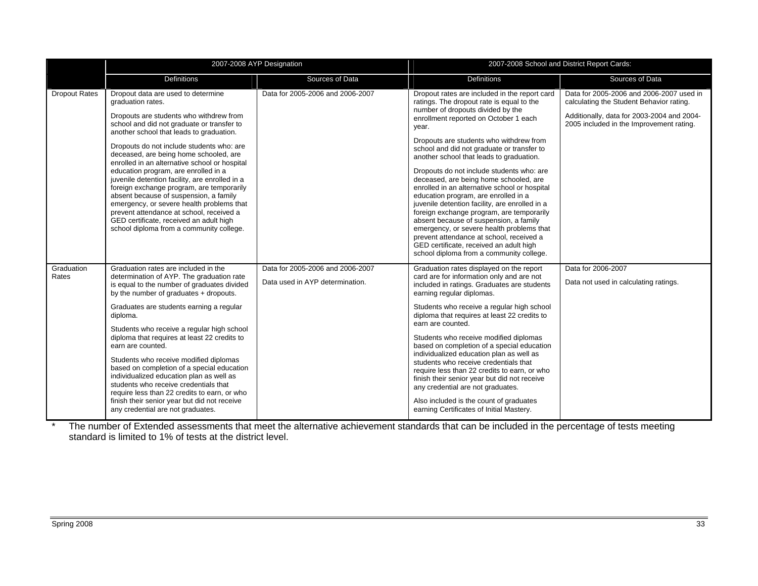| | 2007-2008 AYP Designation | | 2007-2008 School and District Report Cards: | |
|---|---|---|---|---|
| | Definitions | Sources of Data | Definitions | Sources of Data |
| Dropout Rates | Dropout data are used to determine graduation rates.<br><br>Dropouts are students who withdrew from school and did not graduate or transfer to another school that leads to graduation.<br><br>Dropouts do not include students who: are deceased, are being home schooled, are enrolled in an alternative school or hospital education program, are enrolled in a juvenile detention facility, are enrolled in a foreign exchange program, are temporarily absent because of suspension, a family emergency, or severe health problems that prevent attendance at school, received a GED certificate, received an adult high school diploma from a community college. | Data for 2005-2006 and 2006-2007 | Dropout rates are included in the report card ratings. The dropout rate is equal to the number of dropouts divided by the enrollment reported on October 1 each year.<br><br>Dropouts are students who withdrew from school and did not graduate or transfer to another school that leads to graduation.<br><br>Dropouts do not include students who: are deceased, are being home schooled, are enrolled in an alternative school or hospital education program, are enrolled in a juvenile detention facility, are enrolled in a foreign exchange program, are temporarily absent because of suspension, a family emergency, or severe health problems that prevent attendance at school, received a GED certificate, received an adult high school diploma from a community college. | Data for 2005-2006 and 2006-2007 used in calculating the Student Behavior rating.<br><br>Additionally, data for 2003-2004 and 2004-2005 included in the Improvement rating. |
| Graduation Rates | Graduation rates are included in the determination of AYP. The graduation rate is equal to the number of graduates divided by the number of graduates + dropouts.<br><br>Graduates are students earning a regular diploma.<br><br>Students who receive a regular high school diploma that requires at least 22 credits to earn are counted.<br><br>Students who receive modified diplomas based on completion of a special education individualized education plan as well as students who receive credentials that require less than 22 credits to earn, or who finish their senior year but did not receive any credential are not graduates. | Data for 2005-2006 and 2006-2007<br><br>Data used in AYP determination. | Graduation rates displayed on the report card are for information only and are not included in ratings. Graduates are students earning regular diplomas.<br><br>Students who receive a regular high school diploma that requires at least 22 credits to earn are counted.<br><br>Students who receive modified diplomas based on completion of a special education individualized education plan as well as students who receive credentials that require less than 22 credits to earn, or who finish their senior year but did not receive any credential are not graduates.<br><br>Also included is the count of graduates earning Certificates of Initial Mastery. | Data for 2006-2007<br><br>Data not used in calculating ratings. |

\* The number of Extended assessments that meet the alternative achievement standards that can be included in the percentage of tests meeting standard is limited to 1% of tests at the district level.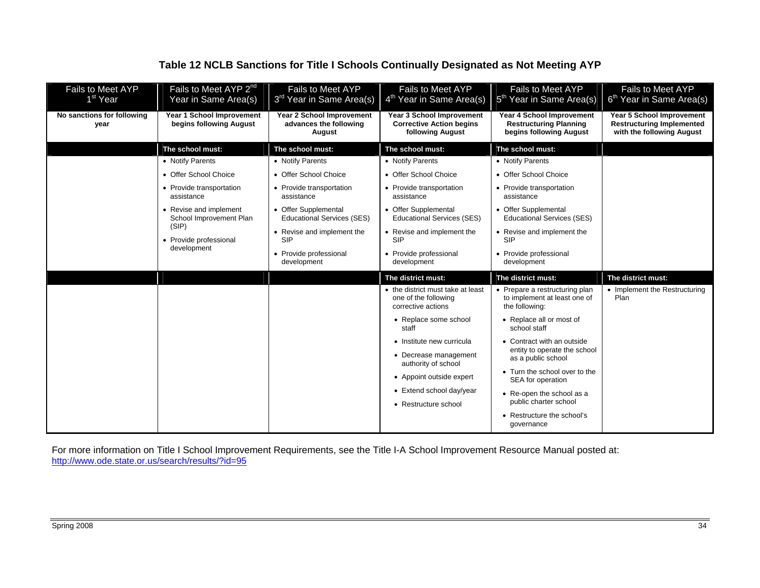## Table 12 NCLB Sanctions for Title I Schools Continually Designated as Not Meeting AYP

| Fails to Meet AYP 1st Year | Fails to Meet AYP 2nd Year in Same Area(s) | Fails to Meet AYP 3rd Year in Same Area(s) | Fails to Meet AYP 4th Year in Same Area(s) | Fails to Meet AYP 5th Year in Same Area(s) | Fails to Meet AYP 6th Year in Same Area(s) |
|---|---|---|---|---|---|
| **No sanctions for following year** | **Year 1 School Improvement begins following August** | **Year 2 School Improvement advances the following August** | **Year 3 School Improvement Corrective Action begins following August** | **Year 4 School Improvement Restructuring Planning begins following August** | **Year 5 School Improvement Restructuring Implemented with the following August** |
| | **The school must:** | **The school must:** | **The school must:** | **The school must:** | |
| | • Notify Parents<br>• Offer School Choice<br>• Provide transportation assistance<br>• Revise and implement School Improvement Plan (SIP)<br>• Provide professional development | • Notify Parents<br>• Offer School Choice<br>• Provide transportation assistance<br>• Offer Supplemental Educational Services (SES)<br>• Revise and implement the SIP<br>• Provide professional development | • Notify Parents<br>• Offer School Choice<br>• Provide transportation assistance<br>• Offer Supplemental Educational Services (SES)<br>• Revise and implement the SIP<br>• Provide professional development | • Notify Parents<br>• Offer School Choice<br>• Provide transportation assistance<br>• Offer Supplemental Educational Services (SES)<br>• Revise and implement the SIP<br>• Provide professional development | |
| | | | **The district must:** | **The district must:** | **The district must:** |
| | | | • the district must take at least one of the following corrective actions<br>• Replace some school staff<br>• Institute new curricula<br>• Decrease management authority of school<br>• Appoint outside expert<br>• Extend school day/year<br>• Restructure school | • Prepare a restructuring plan to implement at least one of the following:<br>• Replace all or most of school staff<br>• Contract with an outside entity to operate the school as a public school<br>• Turn the school over to the SEA for operation<br>• Re-open the school as a public charter school<br>• Restructure the school's governance | • Implement the Restructuring Plan |

For more information on Title I School Improvement Requirements, see the Title I-A School Improvement Resource Manual posted at:
http://www.ode.state.or.us/search/results/?id=95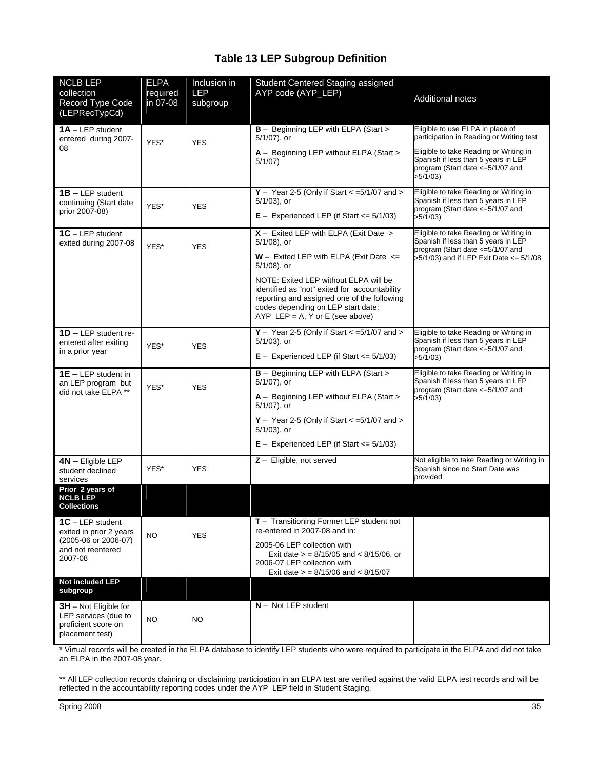## Table 13 LEP Subgroup Definition

| NCLB LEP collection Record Type Code (LEPRecTypCd) | ELPA required in 07-08 | Inclusion in LEP subgroup | Student Centered Staging assigned AYP code (AYP_LEP) | Additional notes |
|---|---|---|---|---|
| **1A** – LEP student entered during 2007-08 | YES* | YES | **B** – Beginning LEP with ELPA (Start > 5/1/07), or<br><br>**A** – Beginning LEP without ELPA (Start > 5/1/07) | Eligible to use ELPA in place of participation in Reading or Writing test<br><br>Eligible to take Reading or Writing in Spanish if less than 5 years in LEP program (Start date <=5/1/07 and >5/1/03) |
| **1B** – LEP student continuing (Start date prior 2007-08) | YES* | YES | **Y** – Year 2-5 (Only if Start < =5/1/07 and > 5/1/03), or<br><br>**E** – Experienced LEP (if Start <= 5/1/03) | Eligible to take Reading or Writing in Spanish if less than 5 years in LEP program (Start date <=5/1/07 and >5/1/03) |
| **1C** – LEP student exited during 2007-08 | YES* | YES | **X** – Exited LEP with ELPA (Exit Date > 5/1/08), or<br><br>**W** – Exited LEP with ELPA (Exit Date <= 5/1/08), or<br><br>NOTE: Exited LEP without ELPA will be identified as "not" exited for accountability reporting and assigned one of the following codes depending on LEP start date: AYP_LEP = A, Y or E (see above) | Eligible to take Reading or Writing in Spanish if less than 5 years in LEP program (Start date <=5/1/07 and >5/1/03) and if LEP Exit Date <= 5/1/08 |
| **1D** – LEP student re-entered after exiting in a prior year | YES* | YES | **Y** – Year 2-5 (Only if Start < =5/1/07 and > 5/1/03), or<br><br>**E** – Experienced LEP (if Start <= 5/1/03) | Eligible to take Reading or Writing in Spanish if less than 5 years in LEP program (Start date <=5/1/07 and >5/1/03) |
| **1E** – LEP student in an LEP program but did not take ELPA ** | YES* | YES | **B** – Beginning LEP with ELPA (Start > 5/1/07), or<br><br>**A** – Beginning LEP without ELPA (Start > 5/1/07), or<br><br>**Y** – Year 2-5 (Only if Start < =5/1/07 and > 5/1/03), or<br><br>**E** – Experienced LEP (if Start <= 5/1/03) | Eligible to take Reading or Writing in Spanish if less than 5 years in LEP program (Start date <=5/1/07 and >5/1/03) |
| **4N** – Eligible LEP student declined services | YES* | YES | **Z** – Eligible, not served | Not eligible to take Reading or Writing in Spanish since no Start Date was provided |
| **Prior 2 years of NCLB LEP Collections** | | | | |
| **1C** – LEP student exited in prior 2 years (2005-06 or 2006-07) and not reentered 2007-08 | NO | YES | **T** – Transitioning Former LEP student not re-entered in 2007-08 and in:<br><br>2005-06 LEP collection with Exit date > = 8/15/05 and < 8/15/06, or<br>2006-07 LEP collection with Exit date > = 8/15/06 and < 8/15/07 | |
| **Not included LEP subgroup** | | | | |
| **3H** – Not Eligible for LEP services (due to proficient score on placement test) | NO | NO | **N** – Not LEP student | |

* Virtual records will be created in the ELPA database to identify LEP students who were required to participate in the ELPA and did not take an ELPA in the 2007-08 year.

** All LEP collection records claiming or disclaiming participation in an ELPA test are verified against the valid ELPA test records and will be reflected in the accountability reporting codes under the AYP_LEP field in Student Staging.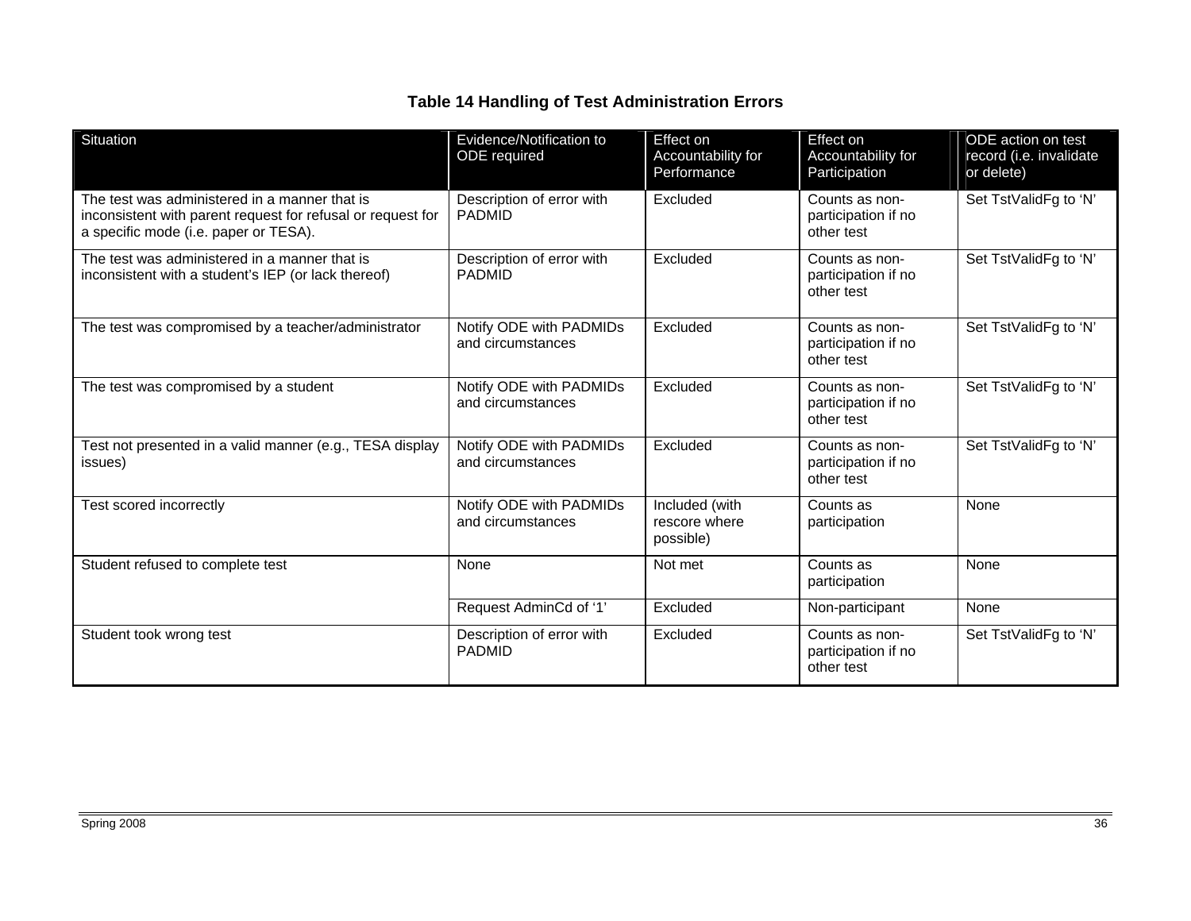### Table 14 Handling of Test Administration Errors

| Situation | Evidence/Notification to ODE required | Effect on Accountability for Performance | Effect on Accountability for Participation | ODE action on test record (i.e. invalidate or delete) |
|---|---|---|---|---|
| The test was administered in a manner that is inconsistent with parent request for refusal or request for a specific mode (i.e. paper or TESA). | Description of error with PADMID | Excluded | Counts as non-participation if no other test | Set TstValidFg to 'N' |
| The test was administered in a manner that is inconsistent with a student's IEP (or lack thereof) | Description of error with PADMID | Excluded | Counts as non-participation if no other test | Set TstValidFg to 'N' |
| The test was compromised by a teacher/administrator | Notify ODE with PADMIDs and circumstances | Excluded | Counts as non-participation if no other test | Set TstValidFg to 'N' |
| The test was compromised by a student | Notify ODE with PADMIDs and circumstances | Excluded | Counts as non-participation if no other test | Set TstValidFg to 'N' |
| Test not presented in a valid manner (e.g., TESA display issues) | Notify ODE with PADMIDs and circumstances | Excluded | Counts as non-participation if no other test | Set TstValidFg to 'N' |
| Test scored incorrectly | Notify ODE with PADMIDs and circumstances | Included (with rescore where possible) | Counts as participation | None |
| Student refused to complete test | None | Not met | Counts as participation | None |
| | Request AdminCd of '1' | Excluded | Non-participant | None |
| Student took wrong test | Description of error with PADMID | Excluded | Counts as non-participation if no other test | Set TstValidFg to 'N' |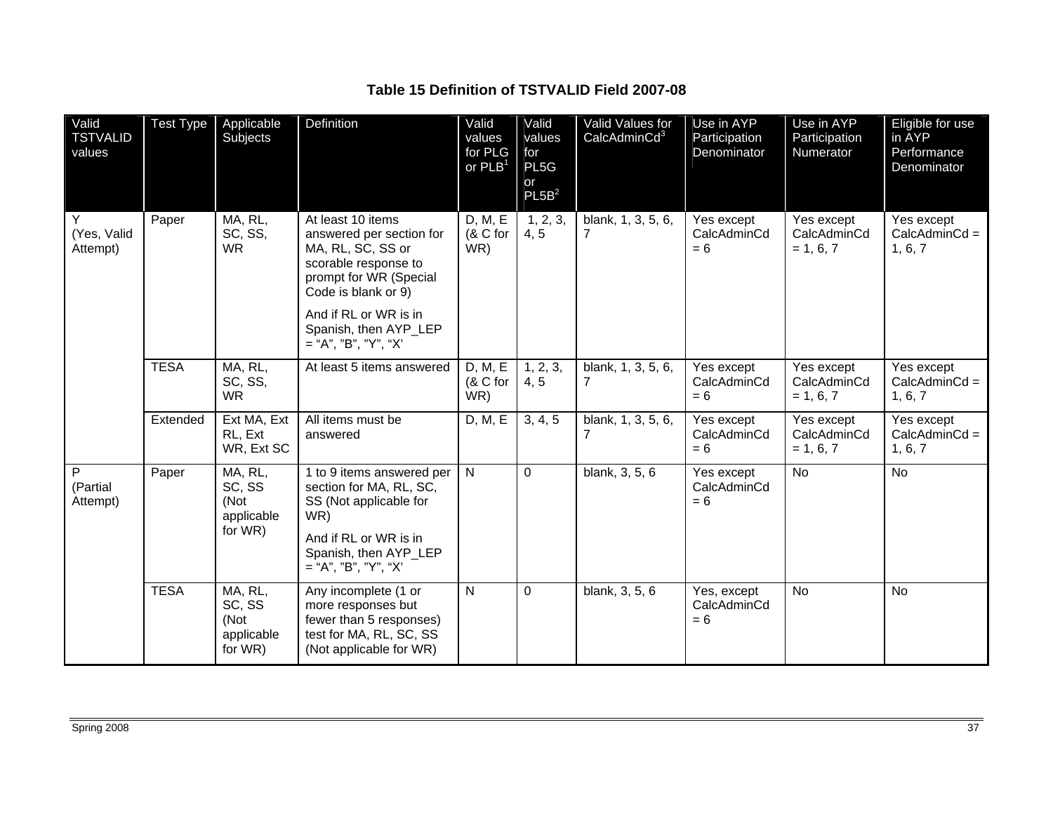## Table 15 Definition of TSTVALID Field 2007-08

| Valid TSTVALID values | Test Type | Applicable Subjects | Definition | Valid values for PLG or PLB[1] | Valid values for PL5G or PL5B[2] | Valid Values for CalcAdminCd[3] | Use in AYP Participation Denominator | Use in AYP Participation Numerator | Eligible for use in AYP Performance Denominator |
|---|---|---|---|---|---|---|---|---|---|
| Y (Yes, Valid Attempt) | Paper | MA, RL, SC, SS, WR | At least 10 items answered per section for MA, RL, SC, SS or scorable response to prompt for WR (Special Code is blank or 9)<br><br>And if RL or WR is in Spanish, then AYP_LEP = "A", "B", "Y", "X' | D, M, E (& C for WR) | 1, 2, 3, 4, 5 | blank, 1, 3, 5, 6, 7 | Yes except CalcAdminCd = 6 | Yes except CalcAdminCd = 1, 6, 7 | Yes except CalcAdminCd = 1, 6, 7 |
| | TESA | MA, RL, SC, SS, WR | At least 5 items answered | D, M, E (& C for WR) | 1, 2, 3, 4, 5 | blank, 1, 3, 5, 6, 7 | Yes except CalcAdminCd = 6 | Yes except CalcAdminCd = 1, 6, 7 | Yes except CalcAdminCd = 1, 6, 7 |
| | Extended | Ext MA, Ext RL, Ext WR, Ext SC | All items must be answered | D, M, E | 3, 4, 5 | blank, 1, 3, 5, 6, 7 | Yes except CalcAdminCd = 6 | Yes except CalcAdminCd = 1, 6, 7 | Yes except CalcAdminCd = 1, 6, 7 |
| P (Partial Attempt) | Paper | MA, RL, SC, SS (Not applicable for WR) | 1 to 9 items answered per section for MA, RL, SC, SS (Not applicable for WR)<br><br>And if RL or WR is in Spanish, then AYP_LEP = "A", "B", "Y", "X' | N | 0 | blank, 3, 5, 6 | Yes except CalcAdminCd = 6 | No | No |
| | TESA | MA, RL, SC, SS (Not applicable for WR) | Any incomplete (1 or more responses but fewer than 5 responses) test for MA, RL, SC, SS (Not applicable for WR) | N | 0 | blank, 3, 5, 6 | Yes, except CalcAdminCd = 6 | No | No |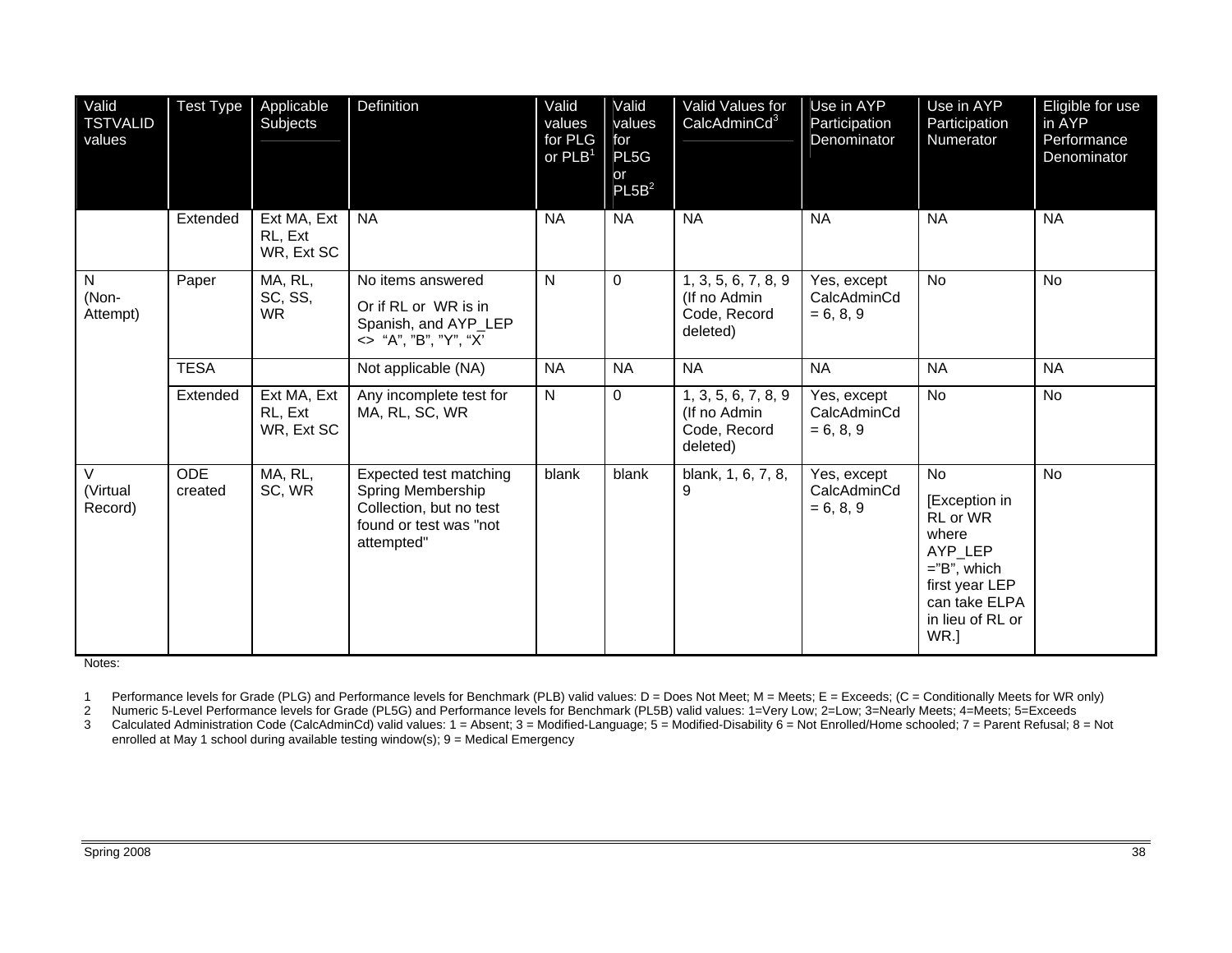| Valid TSTVALID values | Test Type | Applicable Subjects | Definition | Valid values for PLG or PLB[1] | Valid values for PL5G or PL5B[2] | Valid Values for CalcAdminCd[3] | Use in AYP Participation Denominator | Use in AYP Participation Numerator | Eligible for use in AYP Performance Denominator |
|---|---|---|---|---|---|---|---|---|---|
| | Extended | Ext MA, Ext RL, Ext WR, Ext SC | NA | NA | NA | NA | NA | NA | NA |
| N (Non-Attempt) | Paper | MA, RL, SC, SS, WR | No items answered<br><br>Or if RL or WR is in Spanish, and AYP_LEP <> "A", "B", "Y", "X' | N | 0 | 1, 3, 5, 6, 7, 8, 9 (If no Admin Code, Record deleted) | Yes, except CalcAdminCd = 6, 8, 9 | No | No |
| | TESA | | Not applicable (NA) | NA | NA | NA | NA | NA | NA |
| | Extended | Ext MA, Ext RL, Ext WR, Ext SC | Any incomplete test for MA, RL, SC, WR | N | 0 | 1, 3, 5, 6, 7, 8, 9 (If no Admin Code, Record deleted) | Yes, except CalcAdminCd = 6, 8, 9 | No | No |
| V (Virtual Record) | ODE created | MA, RL, SC, WR | Expected test matching Spring Membership Collection, but no test found or test was "not attempted" | blank | blank | blank, 1, 6, 7, 8, 9 | Yes, except CalcAdminCd = 6, 8, 9 | No<br><br>[Exception in RL or WR where AYP_LEP ="B", which first year LEP can take ELPA in lieu of RL or WR.] | No |

Notes:

1 Performance levels for Grade (PLG) and Performance levels for Benchmark (PLB) valid values: D = Does Not Meet; M = Meets; E = Exceeds; (C = Conditionally Meets for WR only)

2 Numeric 5-Level Performance levels for Grade (PL5G) and Performance levels for Benchmark (PL5B) valid values: 1=Very Low; 2=Low; 3=Nearly Meets; 4=Meets; 5=Exceeds

3 Calculated Administration Code (CalcAdminCd) valid values: 1 = Absent; 3 = Modified-Language; 5 = Modified-Disability 6 = Not Enrolled/Home schooled; 7 = Parent Refusal; 8 = Not enrolled at May 1 school during available testing window(s); 9 = Medical Emergency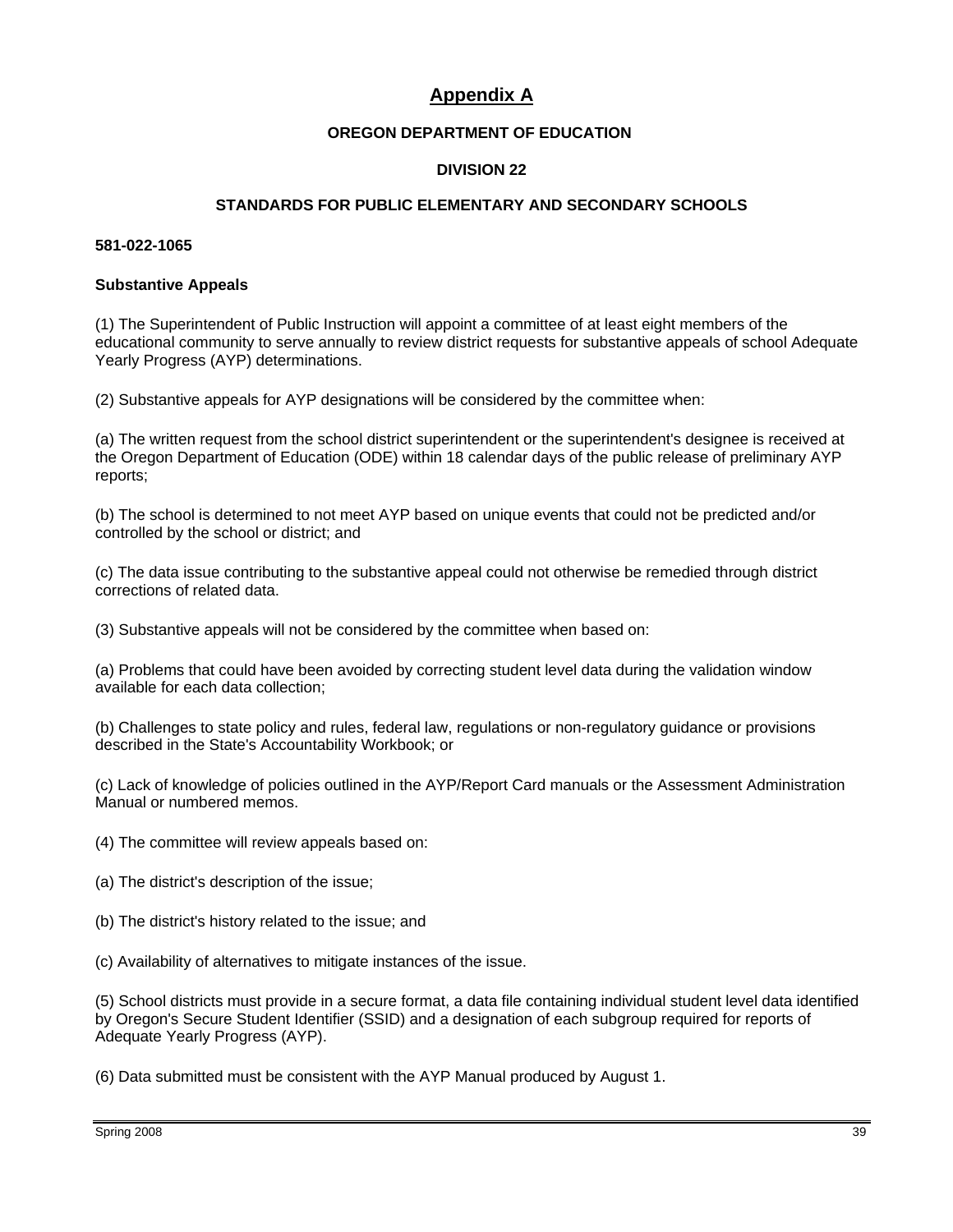# Appendix A

## OREGON DEPARTMENT OF EDUCATION

## DIVISION 22

## STANDARDS FOR PUBLIC ELEMENTARY AND SECONDARY SCHOOLS

**581-022-1065**

**Substantive Appeals**

(1) The Superintendent of Public Instruction will appoint a committee of at least eight members of the educational community to serve annually to review district requests for substantive appeals of school Adequate Yearly Progress (AYP) determinations.

(2) Substantive appeals for AYP designations will be considered by the committee when:

(a) The written request from the school district superintendent or the superintendent's designee is received at the Oregon Department of Education (ODE) within 18 calendar days of the public release of preliminary AYP reports;

(b) The school is determined to not meet AYP based on unique events that could not be predicted and/or controlled by the school or district; and

(c) The data issue contributing to the substantive appeal could not otherwise be remedied through district corrections of related data.

(3) Substantive appeals will not be considered by the committee when based on:

(a) Problems that could have been avoided by correcting student level data during the validation window available for each data collection;

(b) Challenges to state policy and rules, federal law, regulations or non-regulatory guidance or provisions described in the State's Accountability Workbook; or

(c) Lack of knowledge of policies outlined in the AYP/Report Card manuals or the Assessment Administration Manual or numbered memos.

(4) The committee will review appeals based on:

(a) The district's description of the issue;

(b) The district's history related to the issue; and

(c) Availability of alternatives to mitigate instances of the issue.

(5) School districts must provide in a secure format, a data file containing individual student level data identified by Oregon's Secure Student Identifier (SSID) and a designation of each subgroup required for reports of Adequate Yearly Progress (AYP).

(6) Data submitted must be consistent with the AYP Manual produced by August 1.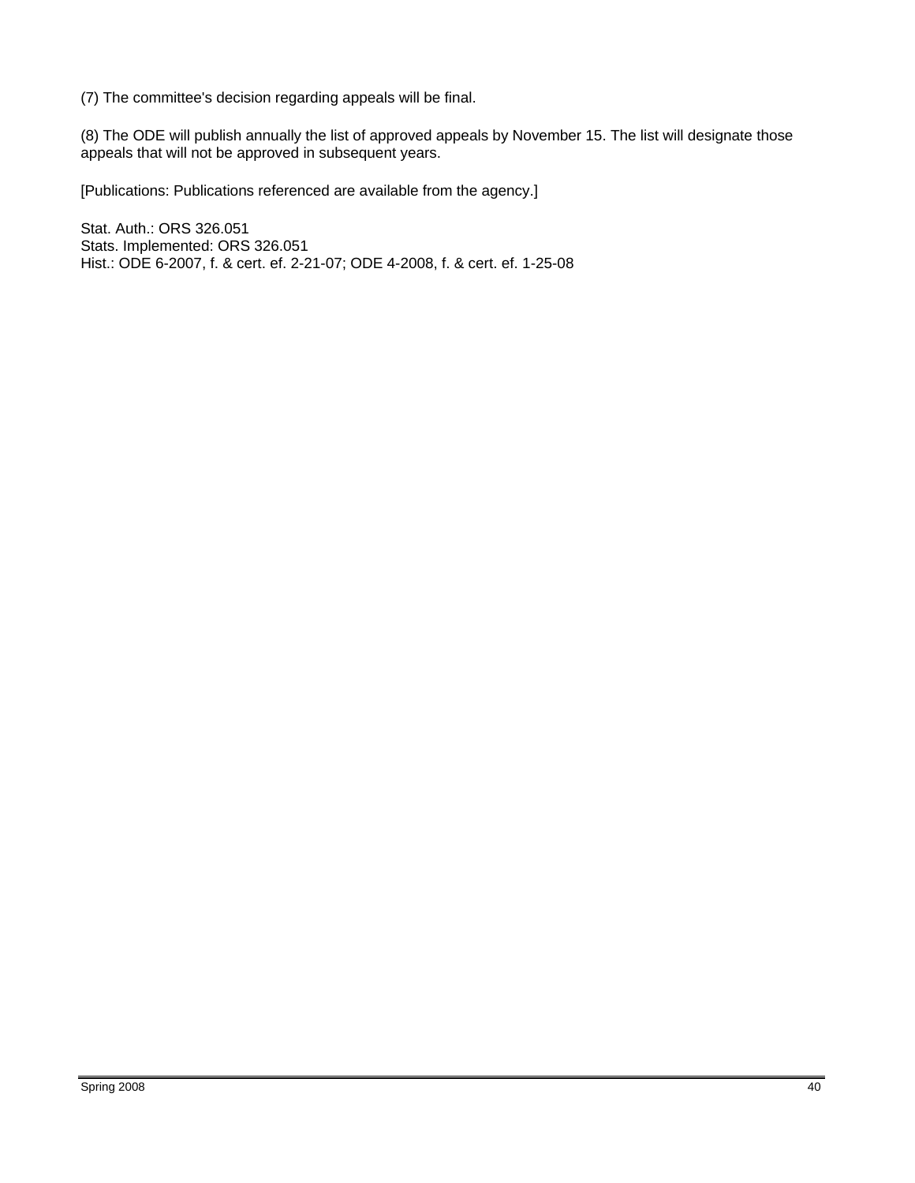(7) The committee's decision regarding appeals will be final.

(8) The ODE will publish annually the list of approved appeals by November 15. The list will designate those appeals that will not be approved in subsequent years.

[Publications: Publications referenced are available from the agency.]

Stat. Auth.: ORS 326.051
Stats. Implemented: ORS 326.051
Hist.: ODE 6-2007, f. & cert. ef. 2-21-07; ODE 4-2008, f. & cert. ef. 1-25-08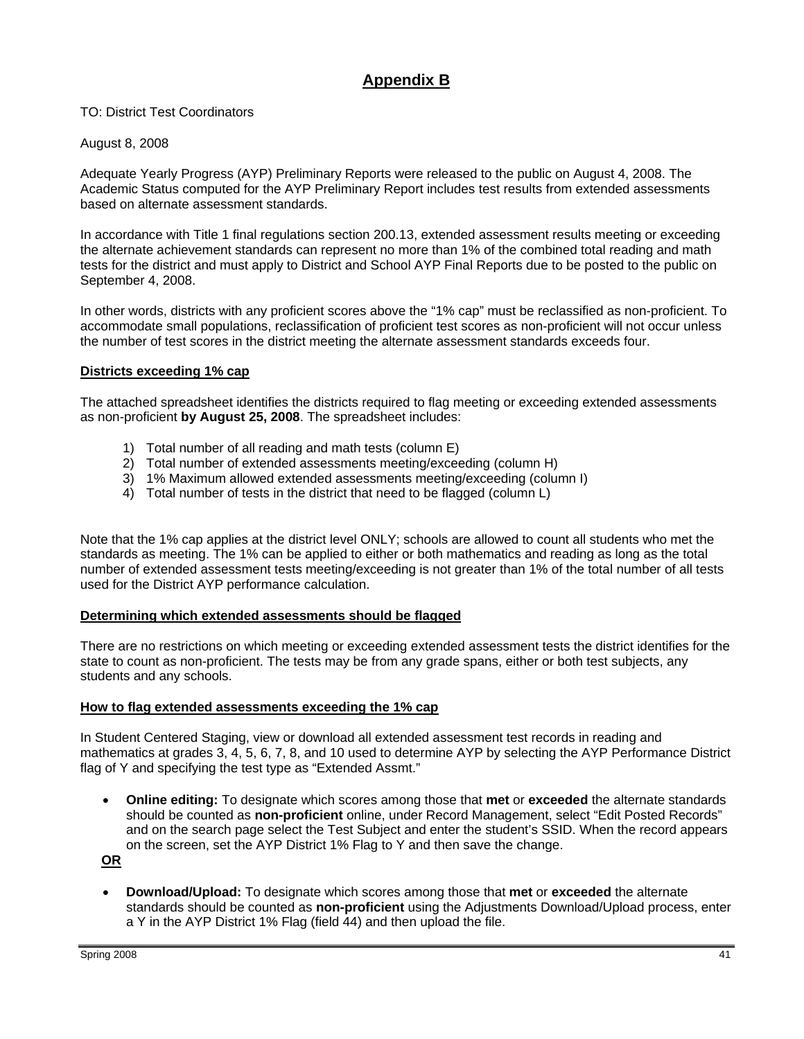# Appendix B

TO: District Test Coordinators

August 8, 2008

Adequate Yearly Progress (AYP) Preliminary Reports were released to the public on August 4, 2008. The Academic Status computed for the AYP Preliminary Report includes test results from extended assessments based on alternate assessment standards.

In accordance with Title 1 final regulations section 200.13, extended assessment results meeting or exceeding the alternate achievement standards can represent no more than 1% of the combined total reading and math tests for the district and must apply to District and School AYP Final Reports due to be posted to the public on September 4, 2008.

In other words, districts with any proficient scores above the "1% cap" must be reclassified as non-proficient. To accommodate small populations, reclassification of proficient test scores as non-proficient will not occur unless the number of test scores in the district meeting the alternate assessment standards exceeds four.

**Districts exceeding 1% cap**

The attached spreadsheet identifies the districts required to flag meeting or exceeding extended assessments as non-proficient **by August 25, 2008**. The spreadsheet includes:

1) Total number of all reading and math tests (column E)
2) Total number of extended assessments meeting/exceeding (column H)
3) 1% Maximum allowed extended assessments meeting/exceeding (column I)
4) Total number of tests in the district that need to be flagged (column L)

Note that the 1% cap applies at the district level ONLY; schools are allowed to count all students who met the standards as meeting. The 1% can be applied to either or both mathematics and reading as long as the total number of extended assessment tests meeting/exceeding is not greater than 1% of the total number of all tests used for the District AYP performance calculation.

**Determining which extended assessments should be flagged**

There are no restrictions on which meeting or exceeding extended assessment tests the district identifies for the state to count as non-proficient. The tests may be from any grade spans, either or both test subjects, any students and any schools.

**How to flag extended assessments exceeding the 1% cap**

In Student Centered Staging, view or download all extended assessment test records in reading and mathematics at grades 3, 4, 5, 6, 7, 8, and 10 used to determine AYP by selecting the AYP Performance District flag of Y and specifying the test type as "Extended Assmt."

- **Online editing:** To designate which scores among those that **met** or **exceeded** the alternate standards should be counted as **non-proficient** online, under Record Management, select "Edit Posted Records" and on the search page select the Test Subject and enter the student's SSID. When the record appears on the screen, set the AYP District 1% Flag to Y and then save the change.

**OR**

- **Download/Upload:** To designate which scores among those that **met** or **exceeded** the alternate standards should be counted as **non-proficient** using the Adjustments Download/Upload process, enter a Y in the AYP District 1% Flag (field 44) and then upload the file.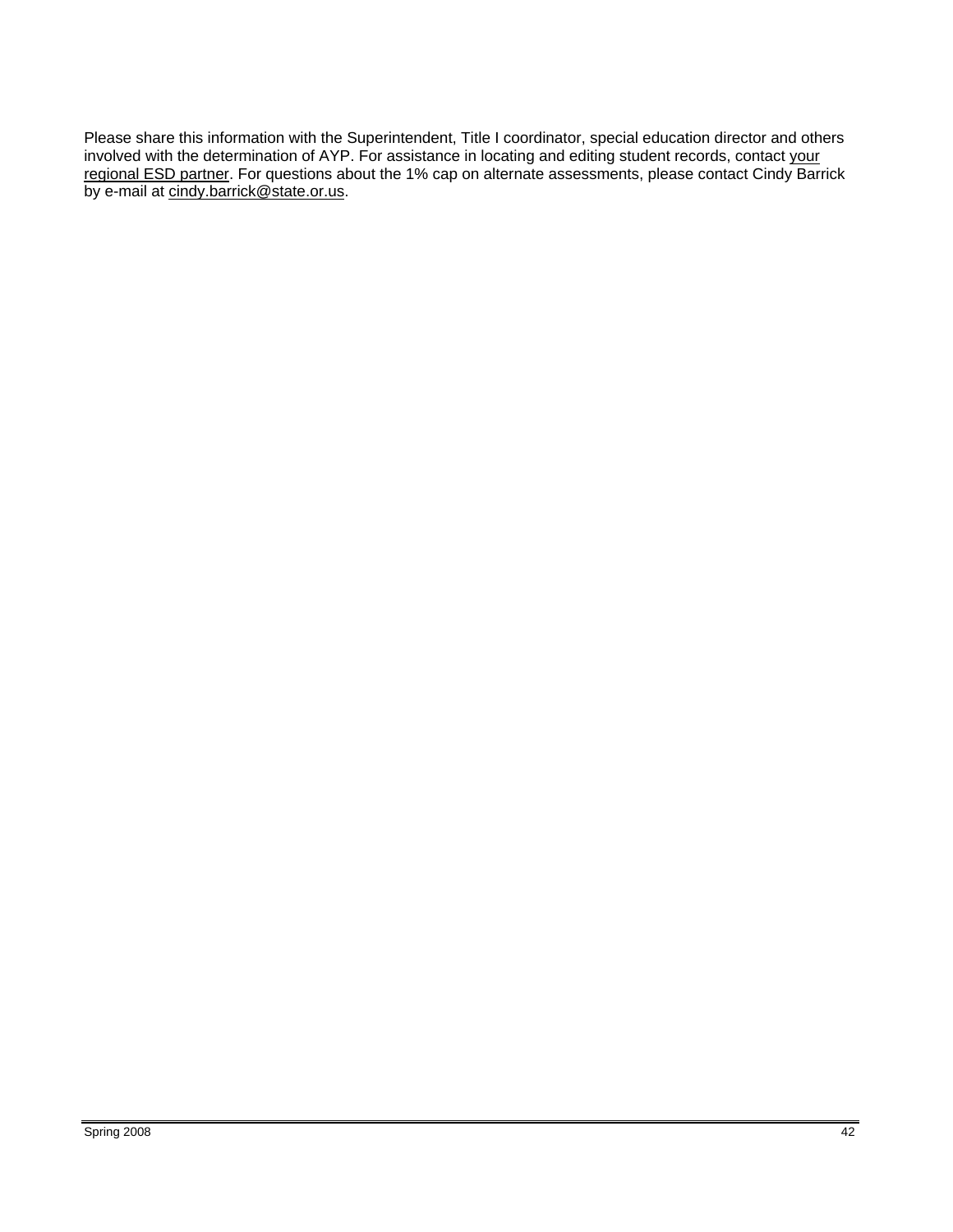Please share this information with the Superintendent, Title I coordinator, special education director and others involved with the determination of AYP. For assistance in locating and editing student records, contact your regional ESD partner. For questions about the 1% cap on alternate assessments, please contact Cindy Barrick by e-mail at cindy.barrick@state.or.us.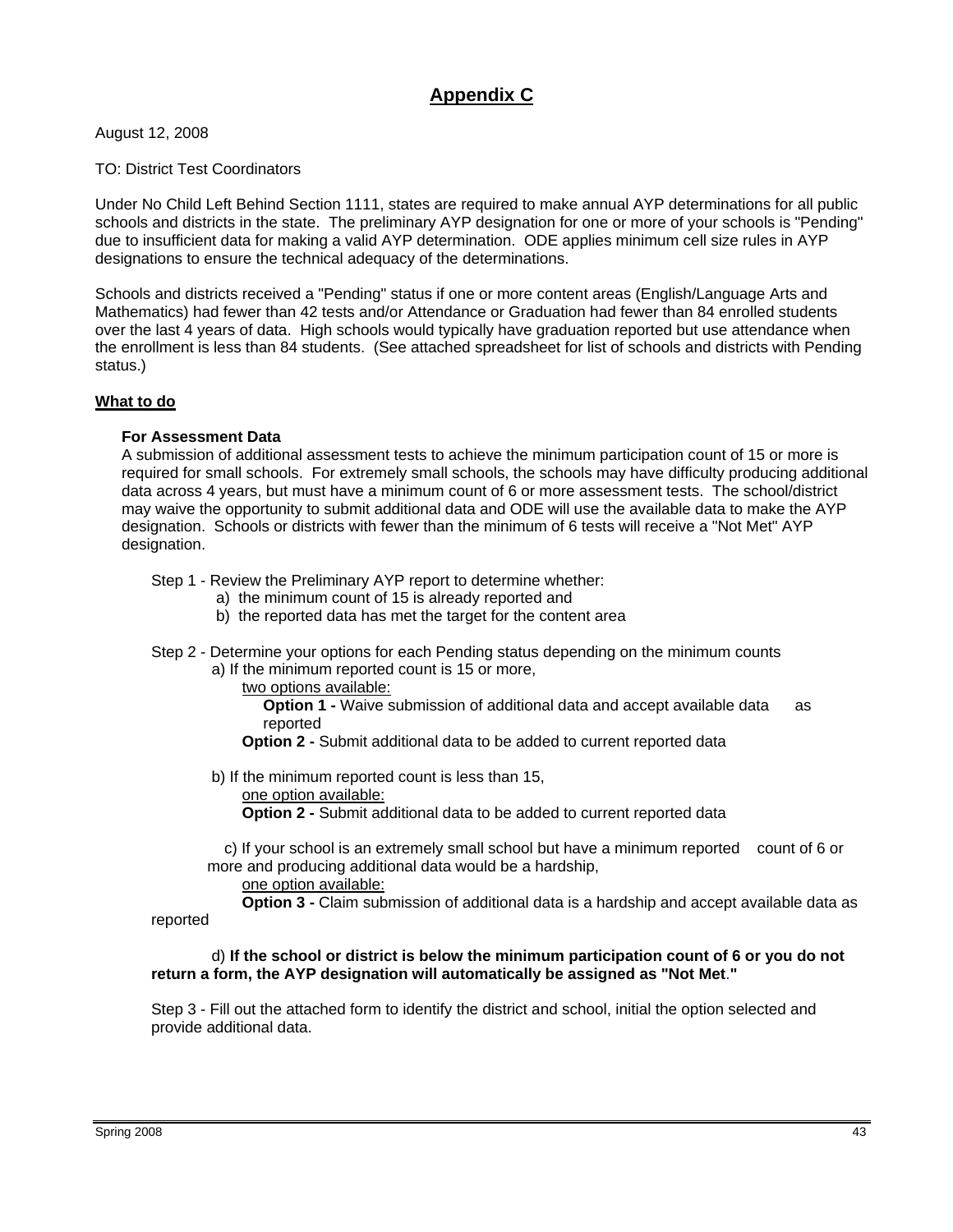# Appendix C

August 12, 2008

TO: District Test Coordinators

Under No Child Left Behind Section 1111, states are required to make annual AYP determinations for all public schools and districts in the state. The preliminary AYP designation for one or more of your schools is "Pending" due to insufficient data for making a valid AYP determination. ODE applies minimum cell size rules in AYP designations to ensure the technical adequacy of the determinations.

Schools and districts received a "Pending" status if one or more content areas (English/Language Arts and Mathematics) had fewer than 42 tests and/or Attendance or Graduation had fewer than 84 enrolled students over the last 4 years of data. High schools would typically have graduation reported but use attendance when the enrollment is less than 84 students. (See attached spreadsheet for list of schools and districts with Pending status.)

**What to do**

**For Assessment Data**

A submission of additional assessment tests to achieve the minimum participation count of 15 or more is required for small schools. For extremely small schools, the schools may have difficulty producing additional data across 4 years, but must have a minimum count of 6 or more assessment tests. The school/district may waive the opportunity to submit additional data and ODE will use the available data to make the AYP designation. Schools or districts with fewer than the minimum of 6 tests will receive a "Not Met" AYP designation.

Step 1 - Review the Preliminary AYP report to determine whether:

a) the minimum count of 15 is already reported and

b) the reported data has met the target for the content area

Step 2 - Determine your options for each Pending status depending on the minimum counts

a) If the minimum reported count is 15 or more,

two options available:

**Option 1 -** Waive submission of additional data and accept available data as reported

**Option 2 -** Submit additional data to be added to current reported data

b) If the minimum reported count is less than 15,

one option available:

**Option 2 -** Submit additional data to be added to current reported data

c) If your school is an extremely small school but have a minimum reported count of 6 or more and producing additional data would be a hardship,

one option available:

**Option 3 -** Claim submission of additional data is a hardship and accept available data as reported

d) **If the school or district is below the minimum participation count of 6 or you do not return a form, the AYP designation will automatically be assigned as "Not Met."**

Step 3 - Fill out the attached form to identify the district and school, initial the option selected and provide additional data.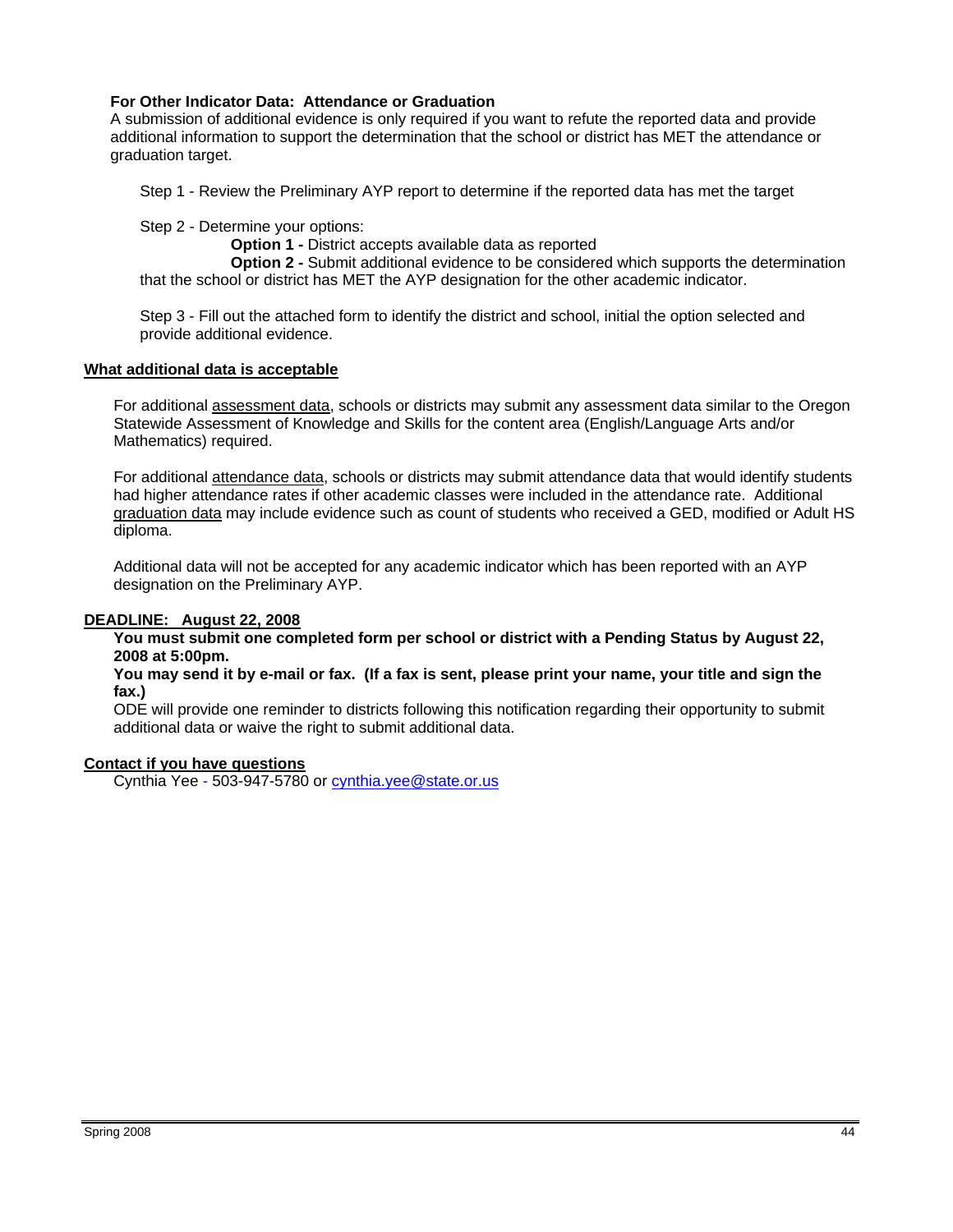**For Other Indicator Data: Attendance or Graduation**

A submission of additional evidence is only required if you want to refute the reported data and provide additional information to support the determination that the school or district has MET the attendance or graduation target.

Step 1 - Review the Preliminary AYP report to determine if the reported data has met the target

Step 2 - Determine your options:

**Option 1 -** District accepts available data as reported

**Option 2 -** Submit additional evidence to be considered which supports the determination that the school or district has MET the AYP designation for the other academic indicator.

Step 3 - Fill out the attached form to identify the district and school, initial the option selected and provide additional evidence.

**What additional data is acceptable**

For additional assessment data, schools or districts may submit any assessment data similar to the Oregon Statewide Assessment of Knowledge and Skills for the content area (English/Language Arts and/or Mathematics) required.

For additional attendance data, schools or districts may submit attendance data that would identify students had higher attendance rates if other academic classes were included in the attendance rate. Additional graduation data may include evidence such as count of students who received a GED, modified or Adult HS diploma.

Additional data will not be accepted for any academic indicator which has been reported with an AYP designation on the Preliminary AYP.

**DEADLINE: August 22, 2008**

**You must submit one completed form per school or district with a Pending Status by August 22, 2008 at 5:00pm.**

**You may send it by e-mail or fax. (If a fax is sent, please print your name, your title and sign the fax.)**

ODE will provide one reminder to districts following this notification regarding their opportunity to submit additional data or waive the right to submit additional data.

**Contact if you have questions**

Cynthia Yee - 503-947-5780 or cynthia.yee@state.or.us